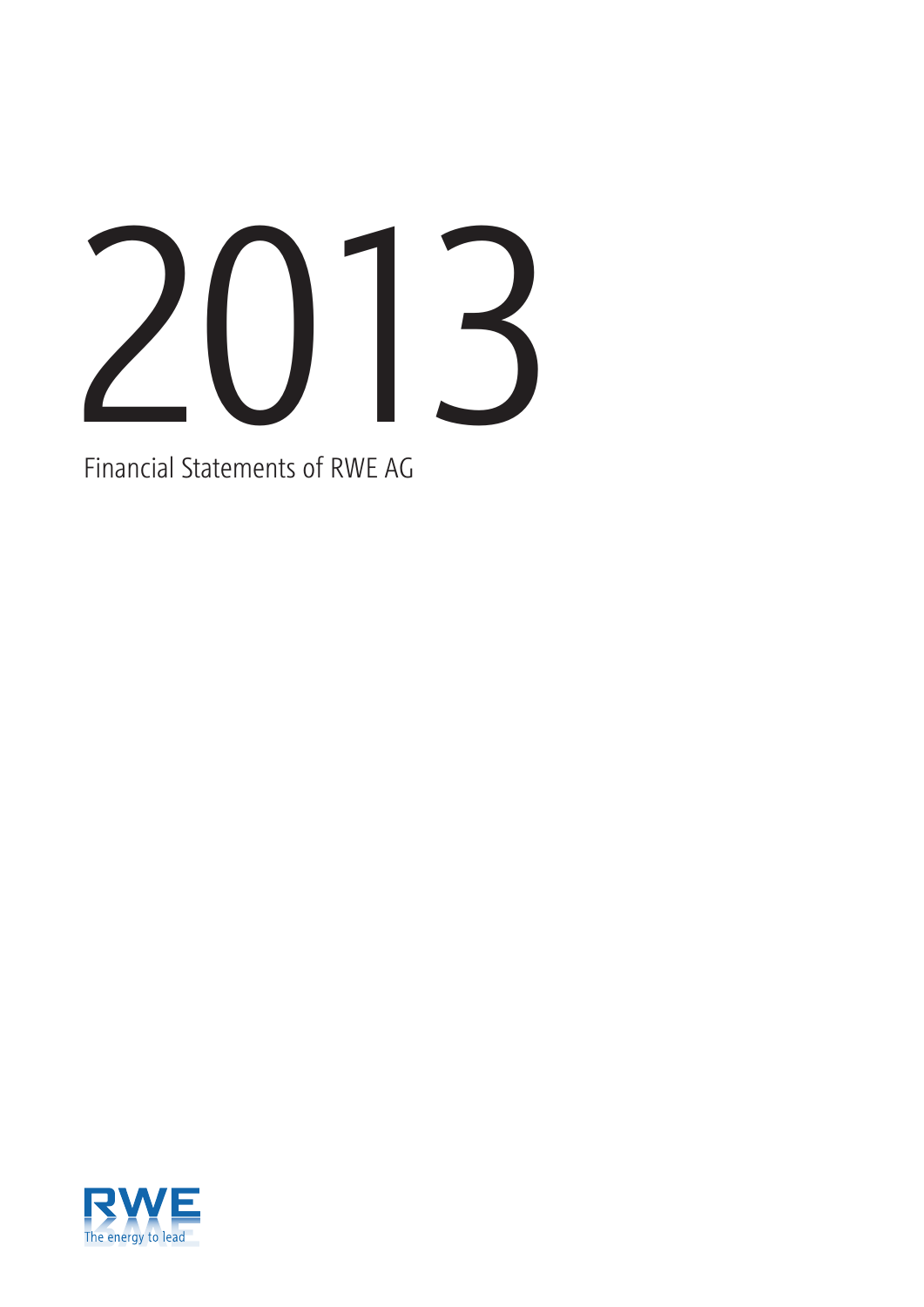# 2013

Financial Statements of RWE AG

RWE

The energy to lead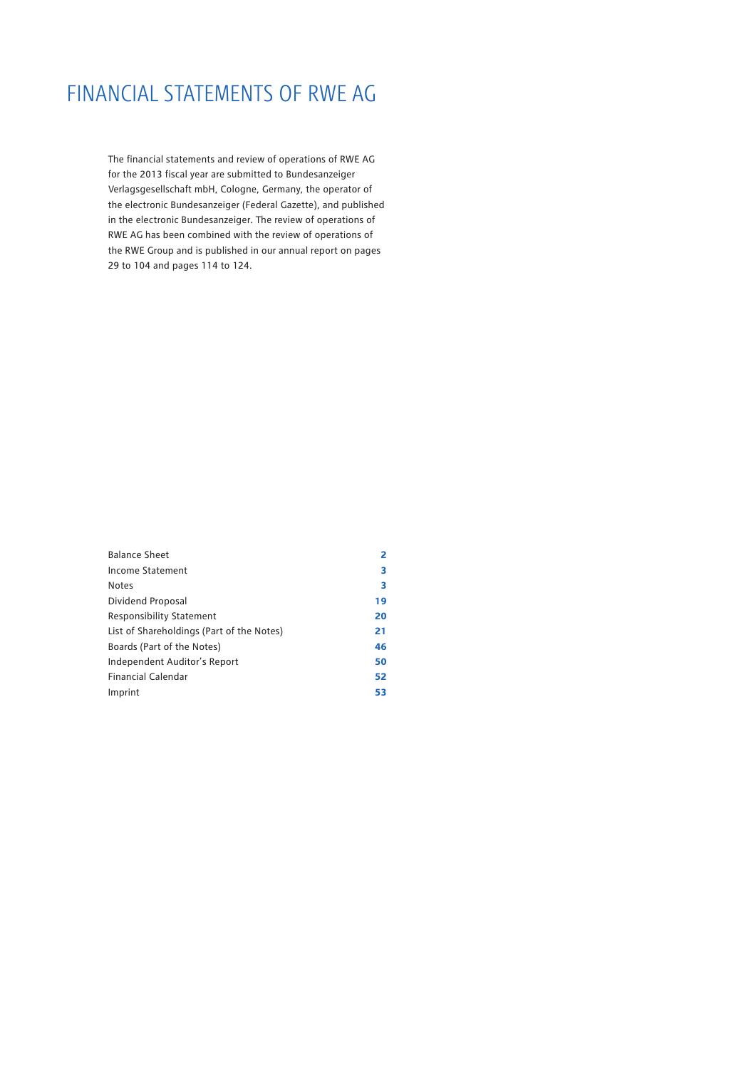# FINANCIAL STATEMENTS OF RWE AG

The financial statements and review of operations of RWE AG for the 2013 fiscal year are submitted to Bundesanzeiger Verlagsgesellschaft mbH, Cologne, Germany, the operator of the electronic Bundesanzeiger (Federal Gazette), and published in the electronic Bundesanzeiger. The review of operations of RWE AG has been combined with the review of operations of the RWE Group and is published in our annual report on pages 29 to 104 and pages 114 to 124.

| | |
|---|---|
| Balance Sheet | 2 |
| Income Statement | 3 |
| Notes | 3 |
| Dividend Proposal | 19 |
| Responsibility Statement | 20 |
| List of Shareholdings (Part of the Notes) | 21 |
| Boards (Part of the Notes) | 46 |
| Independent Auditor's Report | 50 |
| Financial Calendar | 52 |
| Imprint | 53 |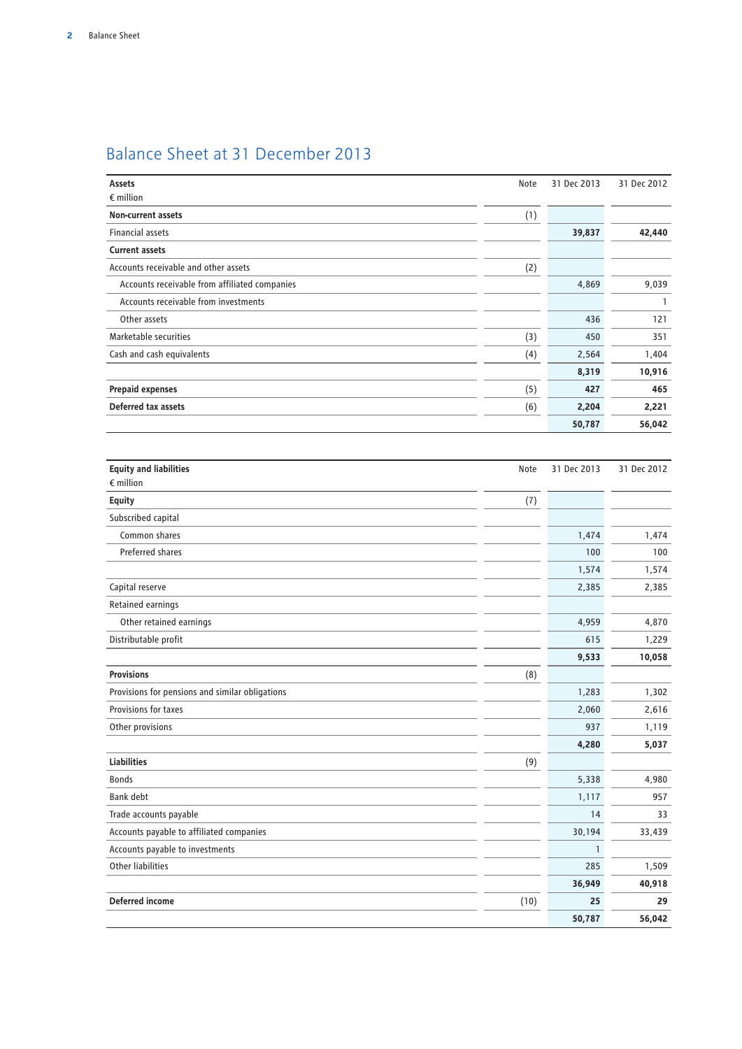# Balance Sheet at 31 December 2013

| Assets<br>€ million | Note | 31 Dec 2013 | 31 Dec 2012 |
|---|---|---|---|
| **Non-current assets** | (1) | | |
| Financial assets | | **39,837** | **42,440** |
| **Current assets** | | | |
| Accounts receivable and other assets | (2) | | |
| Accounts receivable from affiliated companies | | 4,869 | 9,039 |
| Accounts receivable from investments | | | 1 |
| Other assets | | 436 | 121 |
| Marketable securities | (3) | 450 | 351 |
| Cash and cash equivalents | (4) | 2,564 | 1,404 |
| | | **8,319** | **10,916** |
| **Prepaid expenses** | (5) | **427** | **465** |
| **Deferred tax assets** | (6) | **2,204** | **2,221** |
| | | **50,787** | **56,042** |

| Equity and liabilities<br>€ million | Note | 31 Dec 2013 | 31 Dec 2012 |
|---|---|---|---|
| **Equity** | (7) | | |
| Subscribed capital | | | |
| Common shares | | 1,474 | 1,474 |
| Preferred shares | | 100 | 100 |
| | | 1,574 | 1,574 |
| Capital reserve | | 2,385 | 2,385 |
| Retained earnings | | | |
| Other retained earnings | | 4,959 | 4,870 |
| Distributable profit | | 615 | 1,229 |
| | | **9,533** | **10,058** |
| **Provisions** | (8) | | |
| Provisions for pensions and similar obligations | | 1,283 | 1,302 |
| Provisions for taxes | | 2,060 | 2,616 |
| Other provisions | | 937 | 1,119 |
| | | **4,280** | **5,037** |
| **Liabilities** | (9) | | |
| Bonds | | 5,338 | 4,980 |
| Bank debt | | 1,117 | 957 |
| Trade accounts payable | | 14 | 33 |
| Accounts payable to affiliated companies | | 30,194 | 33,439 |
| Accounts payable to investments | | 1 | |
| Other liabilities | | 285 | 1,509 |
| | | **36,949** | **40,918** |
| **Deferred income** | (10) | **25** | **29** |
| | | **50,787** | **56,042** |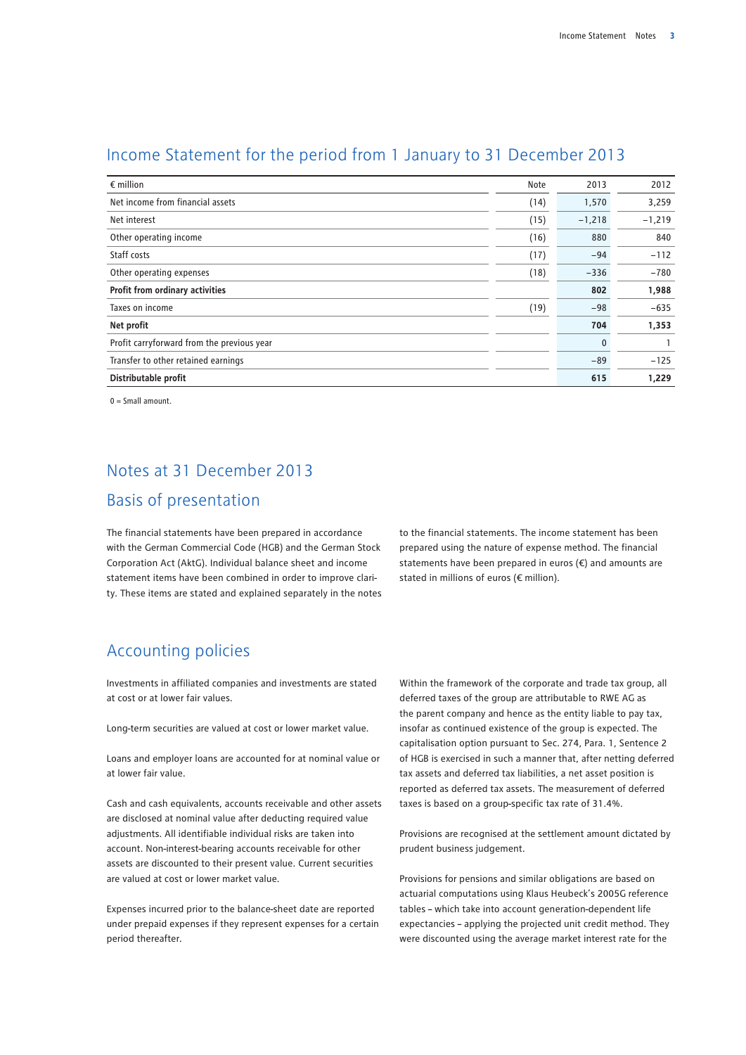# Income Statement for the period from 1 January to 31 December 2013

| € million | Note | 2013 | 2012 |
|---|---|---|---|
| Net income from financial assets | (14) | 1,570 | 3,259 |
| Net interest | (15) | −1,218 | −1,219 |
| Other operating income | (16) | 880 | 840 |
| Staff costs | (17) | −94 | −112 |
| Other operating expenses | (18) | −336 | −780 |
| **Profit from ordinary activities** | | **802** | **1,988** |
| Taxes on income | (19) | −98 | −635 |
| **Net profit** | | **704** | **1,353** |
| Profit carryforward from the previous year | | 0 | 1 |
| Transfer to other retained earnings | | −89 | −125 |
| **Distributable profit** | | **615** | **1,229** |

0 = Small amount.

# Notes at 31 December 2013

## Basis of presentation

The financial statements have been prepared in accordance with the German Commercial Code (HGB) and the German Stock Corporation Act (AktG). Individual balance sheet and income statement items have been combined in order to improve clarity. These items are stated and explained separately in the notes to the financial statements. The income statement has been prepared using the nature of expense method. The financial statements have been prepared in euros (€) and amounts are stated in millions of euros (€ million).

## Accounting policies

Investments in affiliated companies and investments are stated at cost or at lower fair values.

Long-term securities are valued at cost or lower market value.

Loans and employer loans are accounted for at nominal value or at lower fair value.

Cash and cash equivalents, accounts receivable and other assets are disclosed at nominal value after deducting required value adjustments. All identifiable individual risks are taken into account. Non-interest-bearing accounts receivable for other assets are discounted to their present value. Current securities are valued at cost or lower market value.

Expenses incurred prior to the balance-sheet date are reported under prepaid expenses if they represent expenses for a certain period thereafter.

Within the framework of the corporate and trade tax group, all deferred taxes of the group are attributable to RWE AG as the parent company and hence as the entity liable to pay tax, insofar as continued existence of the group is expected. The capitalisation option pursuant to Sec. 274, Para. 1, Sentence 2 of HGB is exercised in such a manner that, after netting deferred tax assets and deferred tax liabilities, a net asset position is reported as deferred tax assets. The measurement of deferred taxes is based on a group-specific tax rate of 31.4%.

Provisions are recognised at the settlement amount dictated by prudent business judgement.

Provisions for pensions and similar obligations are based on actuarial computations using Klaus Heubeck's 2005G reference tables – which take into account generation-dependent life expectancies – applying the projected unit credit method. They were discounted using the average market interest rate for the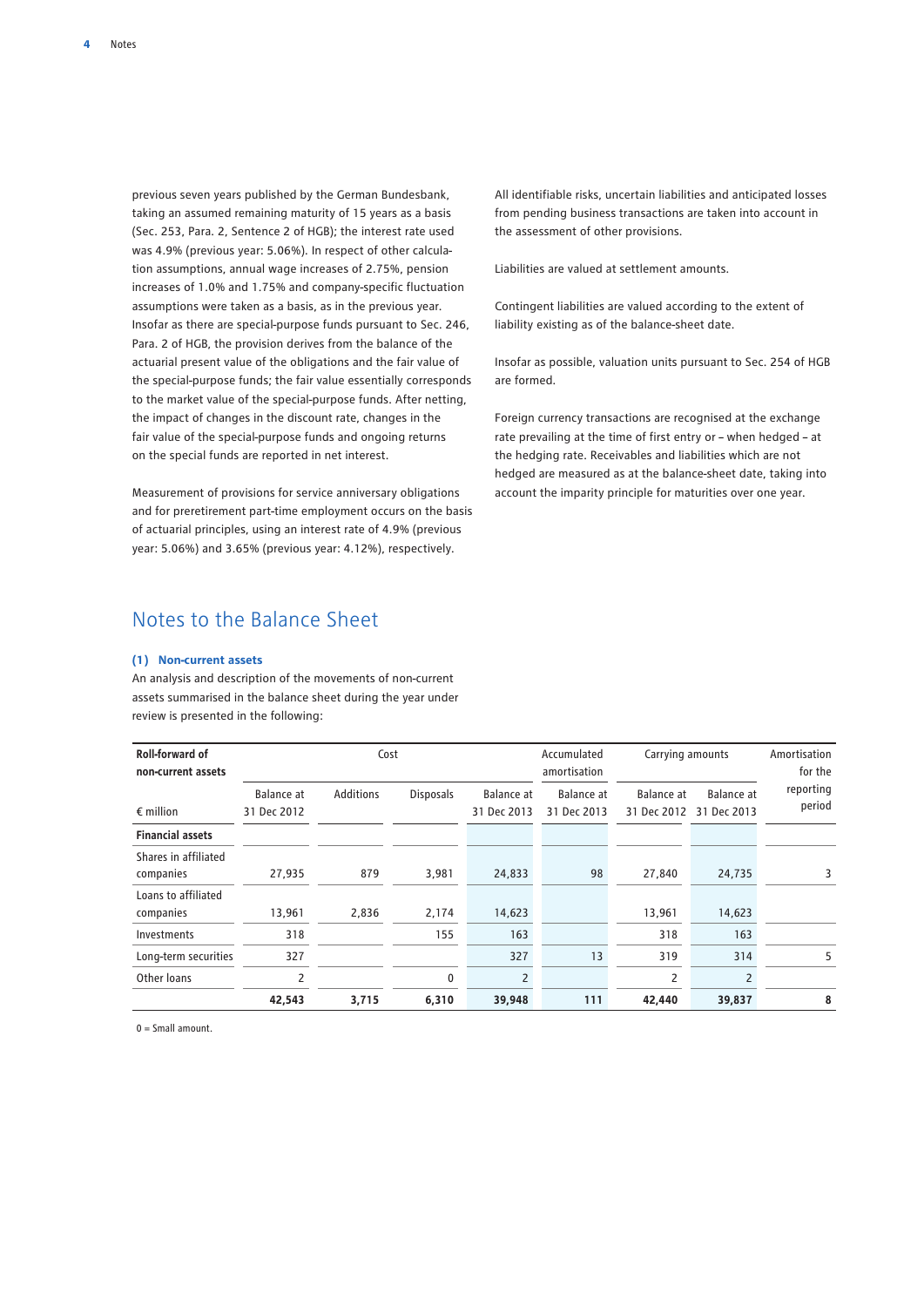previous seven years published by the German Bundesbank, taking an assumed remaining maturity of 15 years as a basis (Sec. 253, Para. 2, Sentence 2 of HGB); the interest rate used was 4.9% (previous year: 5.06%). In respect of other calculation assumptions, annual wage increases of 2.75%, pension increases of 1.0% and 1.75% and company-specific fluctuation assumptions were taken as a basis, as in the previous year. Insofar as there are special-purpose funds pursuant to Sec. 246, Para. 2 of HGB, the provision derives from the balance of the actuarial present value of the obligations and the fair value of the special-purpose funds; the fair value essentially corresponds to the market value of the special-purpose funds. After netting, the impact of changes in the discount rate, changes in the fair value of the special-purpose funds and ongoing returns on the special funds are reported in net interest.

Measurement of provisions for service anniversary obligations and for preretirement part-time employment occurs on the basis of actuarial principles, using an interest rate of 4.9% (previous year: 5.06%) and 3.65% (previous year: 4.12%), respectively.

All identifiable risks, uncertain liabilities and anticipated losses from pending business transactions are taken into account in the assessment of other provisions.

Liabilities are valued at settlement amounts.

Contingent liabilities are valued according to the extent of liability existing as of the balance-sheet date.

Insofar as possible, valuation units pursuant to Sec. 254 of HGB are formed.

Foreign currency transactions are recognised at the exchange rate prevailing at the time of first entry or – when hedged – at the hedging rate. Receivables and liabilities which are not hedged are measured as at the balance-sheet date, taking into account the imparity principle for maturities over one year.

## Notes to the Balance Sheet

### (1) Non-current assets

An analysis and description of the movements of non-current assets summarised in the balance sheet during the year under review is presented in the following:

| **Roll-forward of non-current assets** | Cost | | | | Accumulated amortisation | Carrying amounts | | Amortisation for the reporting period |
|---|---|---|---|---|---|---|---|---|
| € million | Balance at 31 Dec 2012 | Additions | Disposals | Balance at 31 Dec 2013 | Balance at 31 Dec 2013 | Balance at 31 Dec 2012 | Balance at 31 Dec 2013 | |
| **Financial assets** | | | | | | | | |
| Shares in affiliated companies | 27,935 | 879 | 3,981 | 24,833 | 98 | 27,840 | 24,735 | 3 |
| Loans to affiliated companies | 13,961 | 2,836 | 2,174 | 14,623 | | 13,961 | 14,623 | |
| Investments | 318 | | 155 | 163 | | 318 | 163 | |
| Long-term securities | 327 | | | 327 | 13 | 319 | 314 | 5 |
| Other loans | 2 | | 0 | 2 | | 2 | 2 | |
| | **42,543** | **3,715** | **6,310** | **39,948** | **111** | **42,440** | **39,837** | **8** |

0 = Small amount.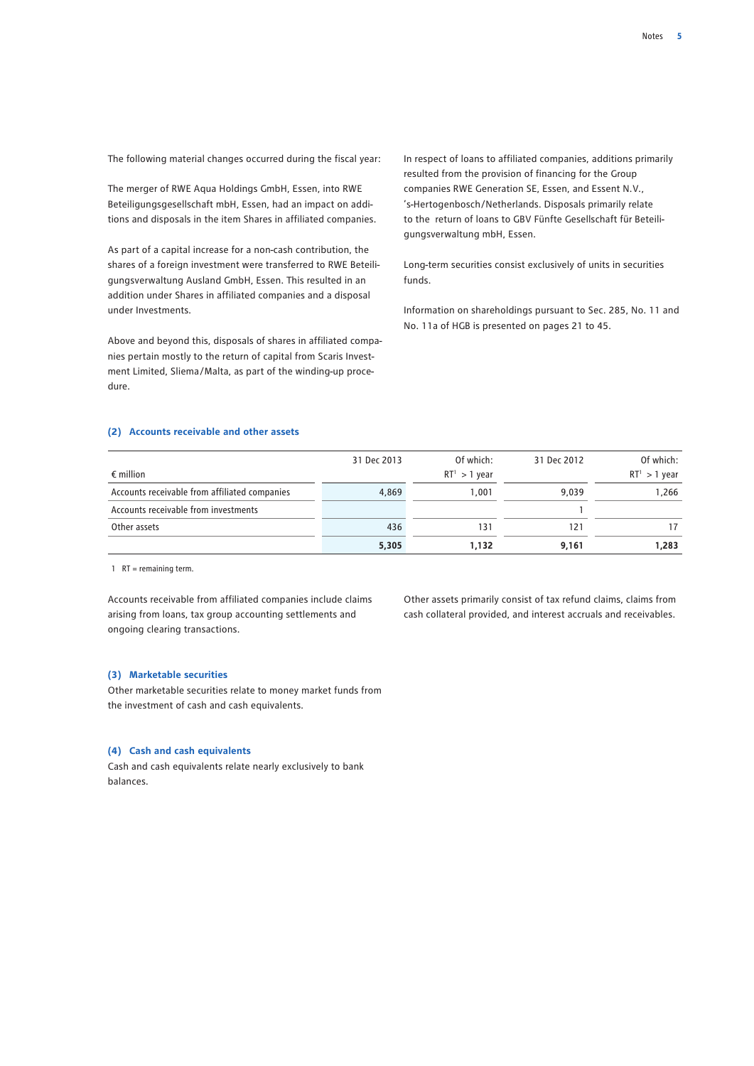The following material changes occurred during the fiscal year:

The merger of RWE Aqua Holdings GmbH, Essen, into RWE Beteiligungsgesellschaft mbH, Essen, had an impact on additions and disposals in the item Shares in affiliated companies.

As part of a capital increase for a non-cash contribution, the shares of a foreign investment were transferred to RWE Beteiligungsverwaltung Ausland GmbH, Essen. This resulted in an addition under Shares in affiliated companies and a disposal under Investments.

Above and beyond this, disposals of shares in affiliated companies pertain mostly to the return of capital from Scaris Investment Limited, Sliema/Malta, as part of the winding-up procedure.

In respect of loans to affiliated companies, additions primarily resulted from the provision of financing for the Group companies RWE Generation SE, Essen, and Essent N.V., 's-Hertogenbosch/Netherlands. Disposals primarily relate to the return of loans to GBV Fünfte Gesellschaft für Beteiligungsverwaltung mbH, Essen.

Long-term securities consist exclusively of units in securities funds.

Information on shareholdings pursuant to Sec. 285, No. 11 and No. 11a of HGB is presented on pages 21 to 45.

### (2) Accounts receivable and other assets

| € million | 31 Dec 2013 | Of which: RT[1] > 1 year | 31 Dec 2012 | Of which: RT[1] > 1 year |
|---|---|---|---|---|
| Accounts receivable from affiliated companies | 4,869 | 1,001 | 9,039 | 1,266 |
| Accounts receivable from investments | | | 1 | |
| Other assets | 436 | 131 | 121 | 17 |
| | **5,305** | **1,132** | **9,161** | **1,283** |

1 RT = remaining term.

Accounts receivable from affiliated companies include claims arising from loans, tax group accounting settlements and ongoing clearing transactions.

Other assets primarily consist of tax refund claims, claims from cash collateral provided, and interest accruals and receivables.

### (3) Marketable securities

Other marketable securities relate to money market funds from the investment of cash and cash equivalents.

### (4) Cash and cash equivalents

Cash and cash equivalents relate nearly exclusively to bank balances.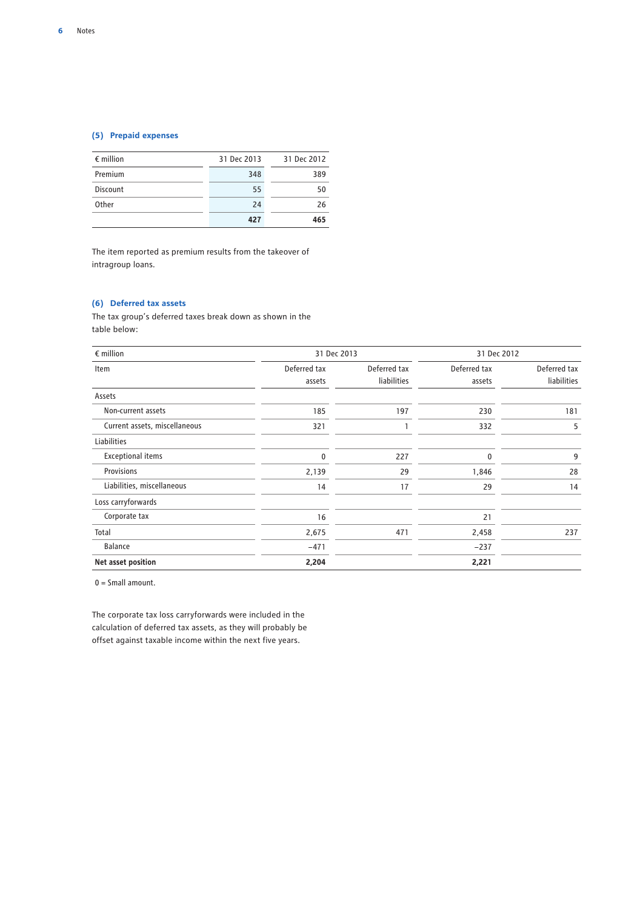### (5) Prepaid expenses

| € million | 31 Dec 2013 | 31 Dec 2012 |
|---|---|---|
| Premium | 348 | 389 |
| Discount | 55 | 50 |
| Other | 24 | 26 |
| | **427** | **465** |

The item reported as premium results from the takeover of intragroup loans.

### (6) Deferred tax assets

The tax group's deferred taxes break down as shown in the table below:

| € million | 31 Dec 2013 | | 31 Dec 2012 | |
|---|---|---|---|---|
| Item | Deferred tax assets | Deferred tax liabilities | Deferred tax assets | Deferred tax liabilities |
| Assets | | | | |
| Non-current assets | 185 | 197 | 230 | 181 |
| Current assets, miscellaneous | 321 | 1 | 332 | 5 |
| Liabilities | | | | |
| Exceptional items | 0 | 227 | 0 | 9 |
| Provisions | 2,139 | 29 | 1,846 | 28 |
| Liabilities, miscellaneous | 14 | 17 | 29 | 14 |
| Loss carryforwards | | | | |
| Corporate tax | 16 | | 21 | |
| Total | 2,675 | 471 | 2,458 | 237 |
| Balance | −471 | | −237 | |
| **Net asset position** | **2,204** | | **2,221** | |

0 = Small amount.

The corporate tax loss carryforwards were included in the calculation of deferred tax assets, as they will probably be offset against taxable income within the next five years.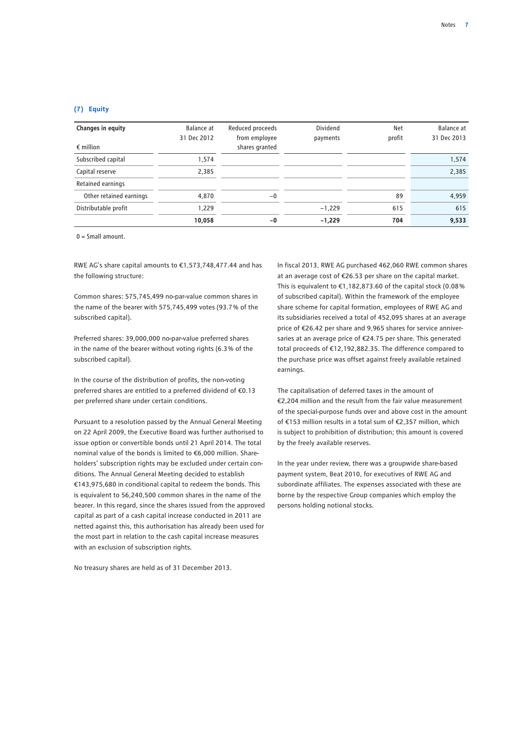## (7) Equity

| Changes in equity<br><br>€ million | Balance at 31 Dec 2012 | Reduced proceeds from employee shares granted | Dividend payments | Net profit | Balance at 31 Dec 2013 |
|---|---|---|---|---|---|
| Subscribed capital | 1,574 | | | | 1,574 |
| Capital reserve | 2,385 | | | | 2,385 |
| Retained earnings | | | | | |
| Other retained earnings | 4,870 | −0 | | 89 | 4,959 |
| Distributable profit | 1,229 | | −1,229 | 615 | 615 |
| | **10,058** | **−0** | **−1,229** | **704** | **9,533** |

0 = Small amount.

RWE AG's share capital amounts to €1,573,748,477.44 and has the following structure:

Common shares: 575,745,499 no-par-value common shares in the name of the bearer with 575,745,499 votes (93.7% of the subscribed capital).

Preferred shares: 39,000,000 no-par-value preferred shares in the name of the bearer without voting rights (6.3% of the subscribed capital).

In the course of the distribution of profits, the non-voting preferred shares are entitled to a preferred dividend of €0.13 per preferred share under certain conditions.

Pursuant to a resolution passed by the Annual General Meeting on 22 April 2009, the Executive Board was further authorised to issue option or convertible bonds until 21 April 2014. The total nominal value of the bonds is limited to €6,000 million. Shareholders' subscription rights may be excluded under certain conditions. The Annual General Meeting decided to establish €143,975,680 in conditional capital to redeem the bonds. This is equivalent to 56,240,500 common shares in the name of the bearer. In this regard, since the shares issued from the approved capital as part of a cash capital increase conducted in 2011 are netted against this, this authorisation has already been used for the most part in relation to the cash capital increase measures with an exclusion of subscription rights.

No treasury shares are held as of 31 December 2013.

In fiscal 2013, RWE AG purchased 462,060 RWE common shares at an average cost of €26.53 per share on the capital market. This is equivalent to €1,182,873.60 of the capital stock (0.08% of subscribed capital). Within the framework of the employee share scheme for capital formation, employees of RWE AG and its subsidiaries received a total of 452,095 shares at an average price of €26.42 per share and 9,965 shares for service anniversaries at an average price of €24.75 per share. This generated total proceeds of €12,192,882.35. The difference compared to the purchase price was offset against freely available retained earnings.

The capitalisation of deferred taxes in the amount of €2,204 million and the result from the fair value measurement of the special-purpose funds over and above cost in the amount of €153 million results in a total sum of €2,357 million, which is subject to prohibition of distribution; this amount is covered by the freely available reserves.

In the year under review, there was a groupwide share-based payment system, Beat 2010, for executives of RWE AG and subordinate affiliates. The expenses associated with these are borne by the respective Group companies which employ the persons holding notional stocks.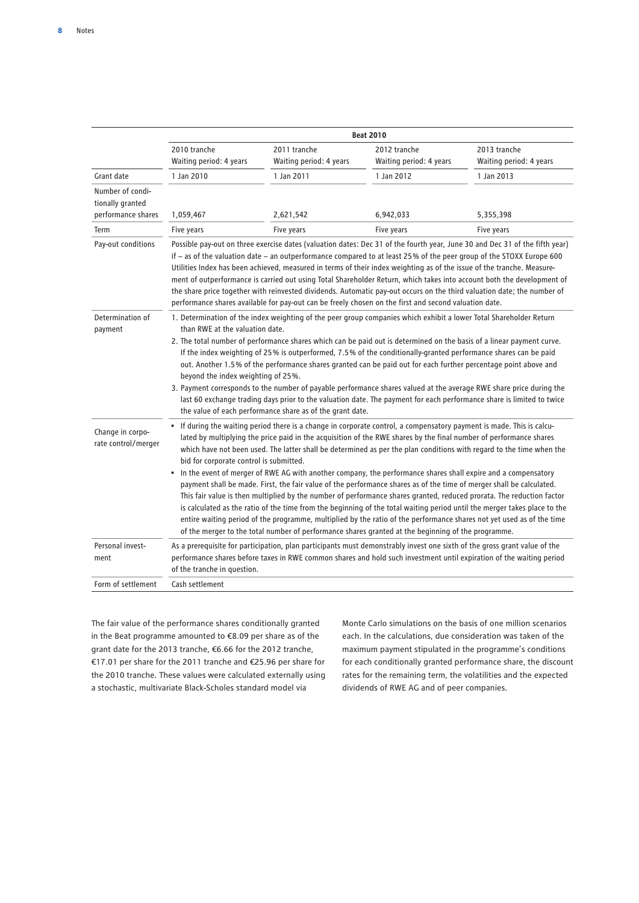| | Beat 2010 | | | |
|---|---|---|---|---|
| | 2010 tranche<br>Waiting period: 4 years | 2011 tranche<br>Waiting period: 4 years | 2012 tranche<br>Waiting period: 4 years | 2013 tranche<br>Waiting period: 4 years |
| Grant date | 1 Jan 2010 | 1 Jan 2011 | 1 Jan 2012 | 1 Jan 2013 |
| Number of conditionally granted performance shares | 1,059,467 | 2,621,542 | 6,942,033 | 5,355,398 |
| Term | Five years | Five years | Five years | Five years |
| Pay-out conditions | Possible pay-out on three exercise dates (valuation dates: Dec 31 of the fourth year, June 30 and Dec 31 of the fifth year) if – as of the valuation date – an outperformance compared to at least 25% of the peer group of the STOXX Europe 600 Utilities Index has been achieved, measured in terms of their index weighting as of the issue of the tranche. Measurement of outperformance is carried out using Total Shareholder Return, which takes into account both the development of the share price together with reinvested dividends. Automatic pay-out occurs on the third valuation date; the number of performance shares available for pay-out can be freely chosen on the first and second valuation date. | | | |
| Determination of payment | 1. Determination of the index weighting of the peer group companies which exhibit a lower Total Shareholder Return than RWE at the valuation date.<br>2. The total number of performance shares which can be paid out is determined on the basis of a linear payment curve. If the index weighting of 25% is outperformed, 7.5% of the conditionally-granted performance shares can be paid out. Another 1.5% of the performance shares granted can be paid out for each further percentage point above and beyond the index weighting of 25%.<br>3. Payment corresponds to the number of payable performance shares valued at the average RWE share price during the last 60 exchange trading days prior to the valuation date. The payment for each performance share is limited to twice the value of each performance share as of the grant date. | | | |
| Change in corporate control/merger | • If during the waiting period there is a change in corporate control, a compensatory payment is made. This is calculated by multiplying the price paid in the acquisition of the RWE shares by the final number of performance shares which have not been used. The latter shall be determined as per the plan conditions with regard to the time when the bid for corporate control is submitted.<br>• In the event of merger of RWE AG with another company, the performance shares shall expire and a compensatory payment shall be made. First, the fair value of the performance shares as of the time of merger shall be calculated. This fair value is then multiplied by the number of performance shares granted, reduced prorata. The reduction factor is calculated as the ratio of the time from the beginning of the total waiting period until the merger takes place to the entire waiting period of the programme, multiplied by the ratio of the performance shares not yet used as of the time of the merger to the total number of performance shares granted at the beginning of the programme. | | | |
| Personal investment | As a prerequisite for participation, plan participants must demonstrably invest one sixth of the gross grant value of the performance shares before taxes in RWE common shares and hold such investment until expiration of the waiting period of the tranche in question. | | | |
| Form of settlement | Cash settlement | | | |

The fair value of the performance shares conditionally granted in the Beat programme amounted to €8.09 per share as of the grant date for the 2013 tranche, €6.66 for the 2012 tranche, €17.01 per share for the 2011 tranche and €25.96 per share for the 2010 tranche. These values were calculated externally using a stochastic, multivariate Black-Scholes standard model via Monte Carlo simulations on the basis of one million scenarios each. In the calculations, due consideration was taken of the maximum payment stipulated in the programme's conditions for each conditionally granted performance share, the discount rates for the remaining term, the volatilities and the expected dividends of RWE AG and of peer companies.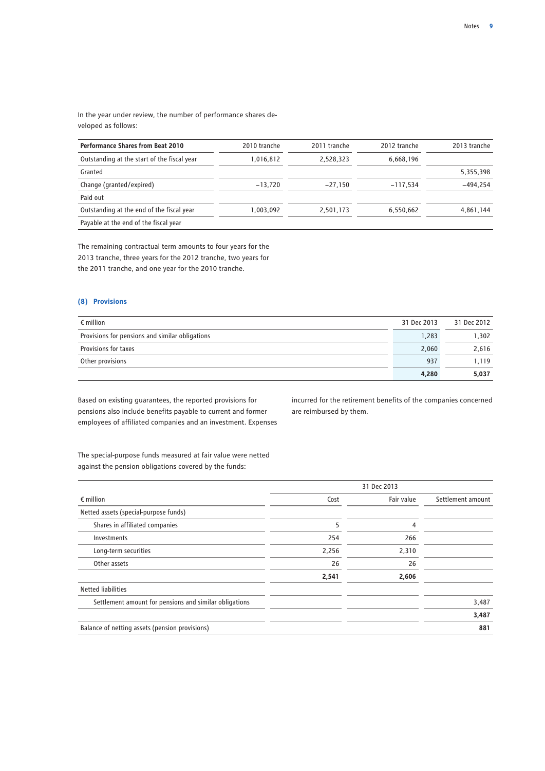In the year under review, the number of performance shares developed as follows:

| Performance Shares from Beat 2010 | 2010 tranche | 2011 tranche | 2012 tranche | 2013 tranche |
|---|---|---|---|---|
| Outstanding at the start of the fiscal year | 1,016,812 | 2,528,323 | 6,668,196 | |
| Granted | | | | 5,355,398 |
| Change (granted/expired) | −13,720 | −27,150 | −117,534 | −494,254 |
| Paid out | | | | |
| Outstanding at the end of the fiscal year | 1,003,092 | 2,501,173 | 6,550,662 | 4,861,144 |
| Payable at the end of the fiscal year | | | | |

The remaining contractual term amounts to four years for the 2013 tranche, three years for the 2012 tranche, two years for the 2011 tranche, and one year for the 2010 tranche.

### (8) Provisions

| € million | 31 Dec 2013 | 31 Dec 2012 |
|---|---|---|
| Provisions for pensions and similar obligations | 1,283 | 1,302 |
| Provisions for taxes | 2,060 | 2,616 |
| Other provisions | 937 | 1,119 |
| | **4,280** | **5,037** |

Based on existing guarantees, the reported provisions for pensions also include benefits payable to current and former employees of affiliated companies and an investment. Expenses incurred for the retirement benefits of the companies concerned are reimbursed by them.

The special-purpose funds measured at fair value were netted against the pension obligations covered by the funds:

| | 31 Dec 2013 | | |
|---|---|---|---|
| € million | Cost | Fair value | Settlement amount |
| Netted assets (special-purpose funds) | | | |
| Shares in affiliated companies | 5 | 4 | |
| Investments | 254 | 266 | |
| Long-term securities | 2,256 | 2,310 | |
| Other assets | 26 | 26 | |
| | **2,541** | **2,606** | |
| Netted liabilities | | | |
| Settlement amount for pensions and similar obligations | | | 3,487 |
| | | | **3,487** |
| Balance of netting assets (pension provisions) | | | **881** |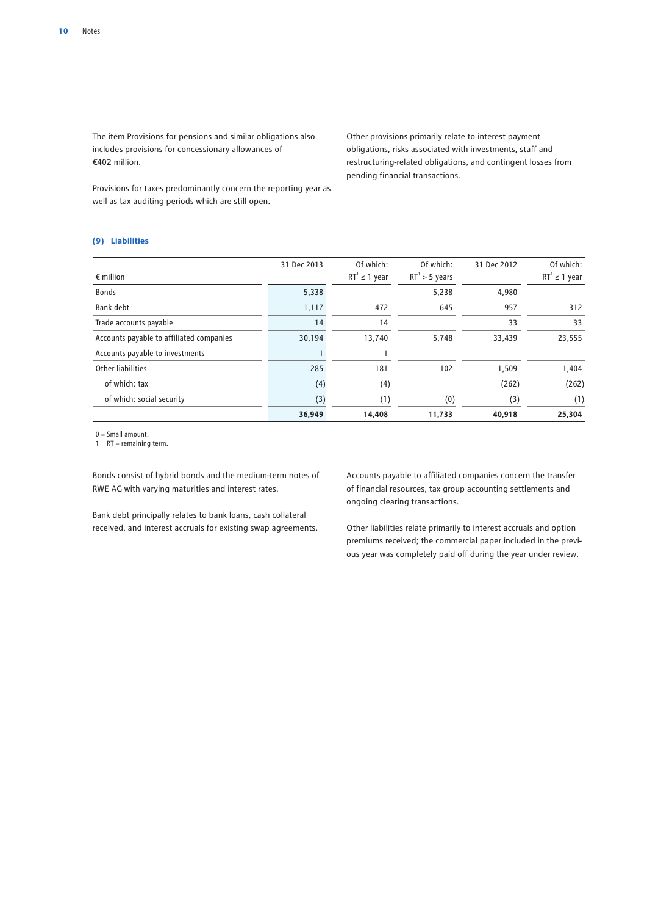The item Provisions for pensions and similar obligations also includes provisions for concessionary allowances of €402 million.

Provisions for taxes predominantly concern the reporting year as well as tax auditing periods which are still open.

Other provisions primarily relate to interest payment obligations, risks associated with investments, staff and restructuring-related obligations, and contingent losses from pending financial transactions.

### (9) Liabilities

| € million | 31 Dec 2013 | Of which: RT[1] ≤ 1 year | Of which: RT[1] > 5 years | 31 Dec 2012 | Of which: RT[1] ≤ 1 year |
|---|---|---|---|---|---|
| Bonds | 5,338 | | 5,238 | 4,980 | |
| Bank debt | 1,117 | 472 | 645 | 957 | 312 |
| Trade accounts payable | 14 | 14 | | 33 | 33 |
| Accounts payable to affiliated companies | 30,194 | 13,740 | 5,748 | 33,439 | 23,555 |
| Accounts payable to investments | 1 | 1 | | | |
| Other liabilities | 285 | 181 | 102 | 1,509 | 1,404 |
| of which: tax | (4) | (4) | | (262) | (262) |
| of which: social security | (3) | (1) | (0) | (3) | (1) |
| | **36,949** | **14,408** | **11,733** | **40,918** | **25,304** |

0 = Small amount.
1 RT = remaining term.

Bonds consist of hybrid bonds and the medium-term notes of RWE AG with varying maturities and interest rates.

Bank debt principally relates to bank loans, cash collateral received, and interest accruals for existing swap agreements.

Accounts payable to affiliated companies concern the transfer of financial resources, tax group accounting settlements and ongoing clearing transactions.

Other liabilities relate primarily to interest accruals and option premiums received; the commercial paper included in the previous year was completely paid off during the year under review.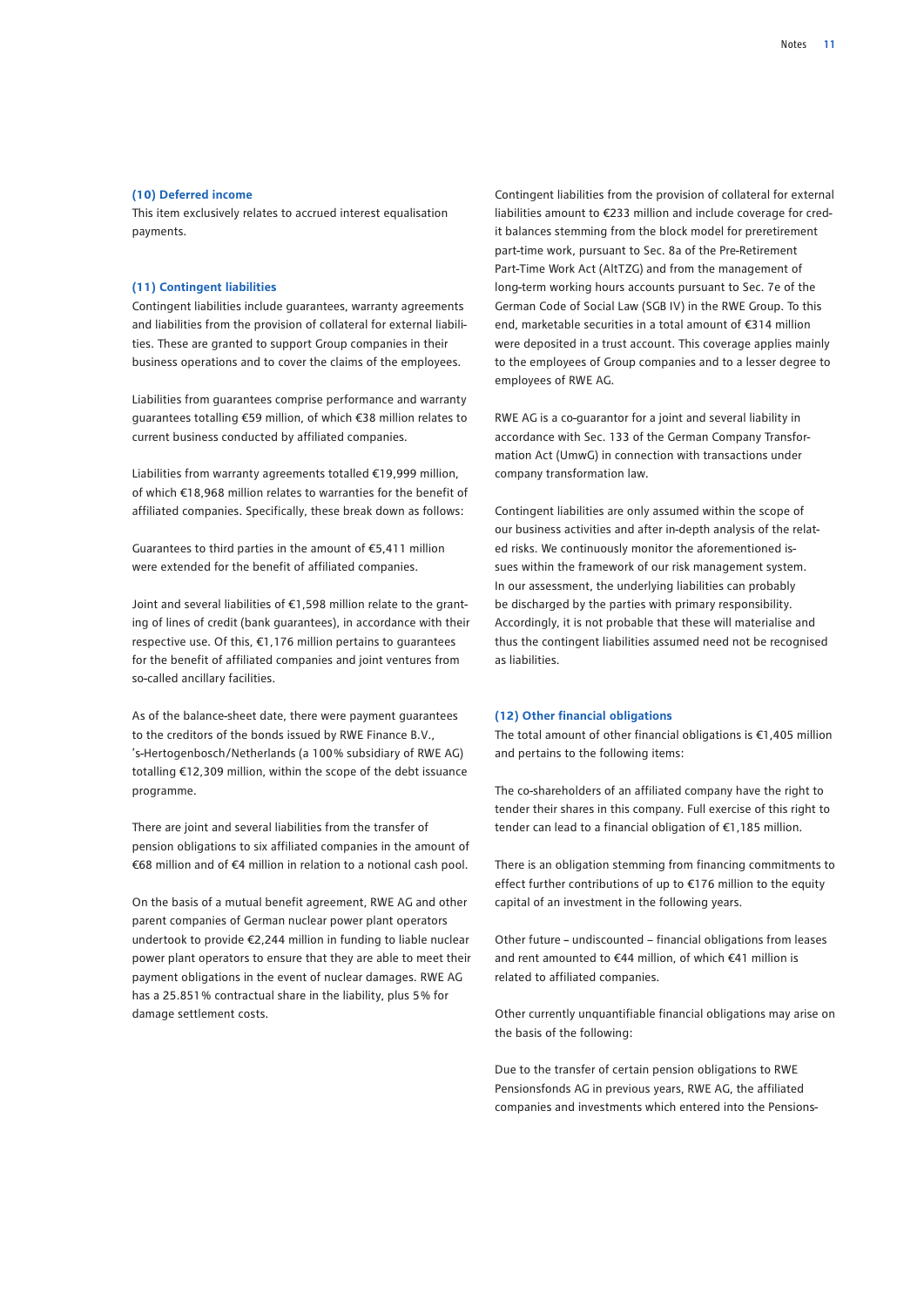### (10) Deferred income

This item exclusively relates to accrued interest equalisation payments.

### (11) Contingent liabilities

Contingent liabilities include guarantees, warranty agreements and liabilities from the provision of collateral for external liabilities. These are granted to support Group companies in their business operations and to cover the claims of the employees.

Liabilities from guarantees comprise performance and warranty guarantees totalling €59 million, of which €38 million relates to current business conducted by affiliated companies.

Liabilities from warranty agreements totalled €19,999 million, of which €18,968 million relates to warranties for the benefit of affiliated companies. Specifically, these break down as follows:

Guarantees to third parties in the amount of €5,411 million were extended for the benefit of affiliated companies.

Joint and several liabilities of €1,598 million relate to the granting of lines of credit (bank guarantees), in accordance with their respective use. Of this, €1,176 million pertains to guarantees for the benefit of affiliated companies and joint ventures from so-called ancillary facilities.

As of the balance-sheet date, there were payment guarantees to the creditors of the bonds issued by RWE Finance B.V., 's-Hertogenbosch/Netherlands (a 100% subsidiary of RWE AG) totalling €12,309 million, within the scope of the debt issuance programme.

There are joint and several liabilities from the transfer of pension obligations to six affiliated companies in the amount of €68 million and of €4 million in relation to a notional cash pool.

On the basis of a mutual benefit agreement, RWE AG and other parent companies of German nuclear power plant operators undertook to provide €2,244 million in funding to liable nuclear power plant operators to ensure that they are able to meet their payment obligations in the event of nuclear damages. RWE AG has a 25.851% contractual share in the liability, plus 5% for damage settlement costs.

Contingent liabilities from the provision of collateral for external liabilities amount to €233 million and include coverage for credit balances stemming from the block model for preretirement part-time work, pursuant to Sec. 8a of the Pre-Retirement Part-Time Work Act (AltTZG) and from the management of long-term working hours accounts pursuant to Sec. 7e of the German Code of Social Law (SGB IV) in the RWE Group. To this end, marketable securities in a total amount of €314 million were deposited in a trust account. This coverage applies mainly to the employees of Group companies and to a lesser degree to employees of RWE AG.

RWE AG is a co-guarantor for a joint and several liability in accordance with Sec. 133 of the German Company Transformation Act (UmwG) in connection with transactions under company transformation law.

Contingent liabilities are only assumed within the scope of our business activities and after in-depth analysis of the related risks. We continuously monitor the aforementioned issues within the framework of our risk management system. In our assessment, the underlying liabilities can probably be discharged by the parties with primary responsibility. Accordingly, it is not probable that these will materialise and thus the contingent liabilities assumed need not be recognised as liabilities.

### (12) Other financial obligations

The total amount of other financial obligations is €1,405 million and pertains to the following items:

The co-shareholders of an affiliated company have the right to tender their shares in this company. Full exercise of this right to tender can lead to a financial obligation of €1,185 million.

There is an obligation stemming from financing commitments to effect further contributions of up to €176 million to the equity capital of an investment in the following years.

Other future – undiscounted – financial obligations from leases and rent amounted to €44 million, of which €41 million is related to affiliated companies.

Other currently unquantifiable financial obligations may arise on the basis of the following:

Due to the transfer of certain pension obligations to RWE Pensionsfonds AG in previous years, RWE AG, the affiliated companies and investments which entered into the Pensions-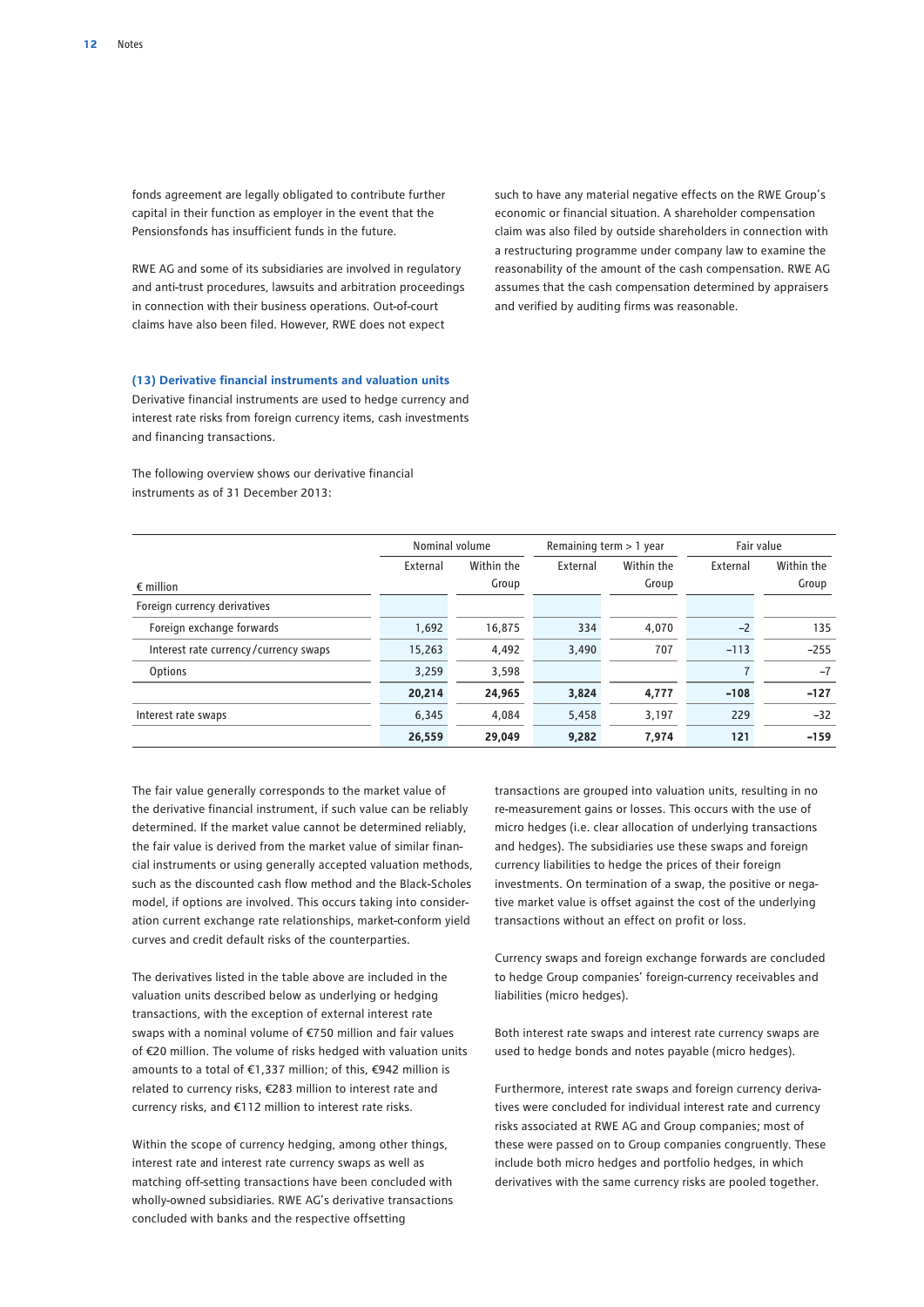fonds agreement are legally obligated to contribute further capital in their function as employer in the event that the Pensionsfonds has insufficient funds in the future.

RWE AG and some of its subsidiaries are involved in regulatory and anti-trust procedures, lawsuits and arbitration proceedings in connection with their business operations. Out-of-court claims have also been filed. However, RWE does not expect such to have any material negative effects on the RWE Group's economic or financial situation. A shareholder compensation claim was also filed by outside shareholders in connection with a restructuring programme under company law to examine the reasonability of the amount of the cash compensation. RWE AG assumes that the cash compensation determined by appraisers and verified by auditing firms was reasonable.

### (13) Derivative financial instruments and valuation units

Derivative financial instruments are used to hedge currency and interest rate risks from foreign currency items, cash investments and financing transactions.

The following overview shows our derivative financial instruments as of 31 December 2013:

| € million | Nominal volume | | Remaining term > 1 year | | Fair value | |
|---|---|---|---|---|---|---|
| | External | Within the Group | External | Within the Group | External | Within the Group |
| Foreign currency derivatives | | | | | | |
| Foreign exchange forwards | 1,692 | 16,875 | 334 | 4,070 | –2 | 135 |
| Interest rate currency/currency swaps | 15,263 | 4,492 | 3,490 | 707 | –113 | –255 |
| Options | 3,259 | 3,598 | | | 7 | –7 |
| | **20,214** | **24,965** | **3,824** | **4,777** | **–108** | **–127** |
| Interest rate swaps | 6,345 | 4,084 | 5,458 | 3,197 | 229 | –32 |
| | **26,559** | **29,049** | **9,282** | **7,974** | **121** | **–159** |

The fair value generally corresponds to the market value of the derivative financial instrument, if such value can be reliably determined. If the market value cannot be determined reliably, the fair value is derived from the market value of similar financial instruments or using generally accepted valuation methods, such as the discounted cash flow method and the Black-Scholes model, if options are involved. This occurs taking into consideration current exchange rate relationships, market-conform yield curves and credit default risks of the counterparties.

The derivatives listed in the table above are included in the valuation units described below as underlying or hedging transactions, with the exception of external interest rate swaps with a nominal volume of €750 million and fair values of €20 million. The volume of risks hedged with valuation units amounts to a total of €1,337 million; of this, €942 million is related to currency risks, €283 million to interest rate and currency risks, and €112 million to interest rate risks.

Within the scope of currency hedging, among other things, interest rate and interest rate currency swaps as well as matching off-setting transactions have been concluded with wholly-owned subsidiaries. RWE AG's derivative transactions concluded with banks and the respective offsetting transactions are grouped into valuation units, resulting in no re-measurement gains or losses. This occurs with the use of micro hedges (i.e. clear allocation of underlying transactions and hedges). The subsidiaries use these swaps and foreign currency liabilities to hedge the prices of their foreign investments. On termination of a swap, the positive or negative market value is offset against the cost of the underlying transactions without an effect on profit or loss.

Currency swaps and foreign exchange forwards are concluded to hedge Group companies' foreign-currency receivables and liabilities (micro hedges).

Both interest rate swaps and interest rate currency swaps are used to hedge bonds and notes payable (micro hedges).

Furthermore, interest rate swaps and foreign currency derivatives were concluded for individual interest rate and currency risks associated at RWE AG and Group companies; most of these were passed on to Group companies congruently. These include both micro hedges and portfolio hedges, in which derivatives with the same currency risks are pooled together.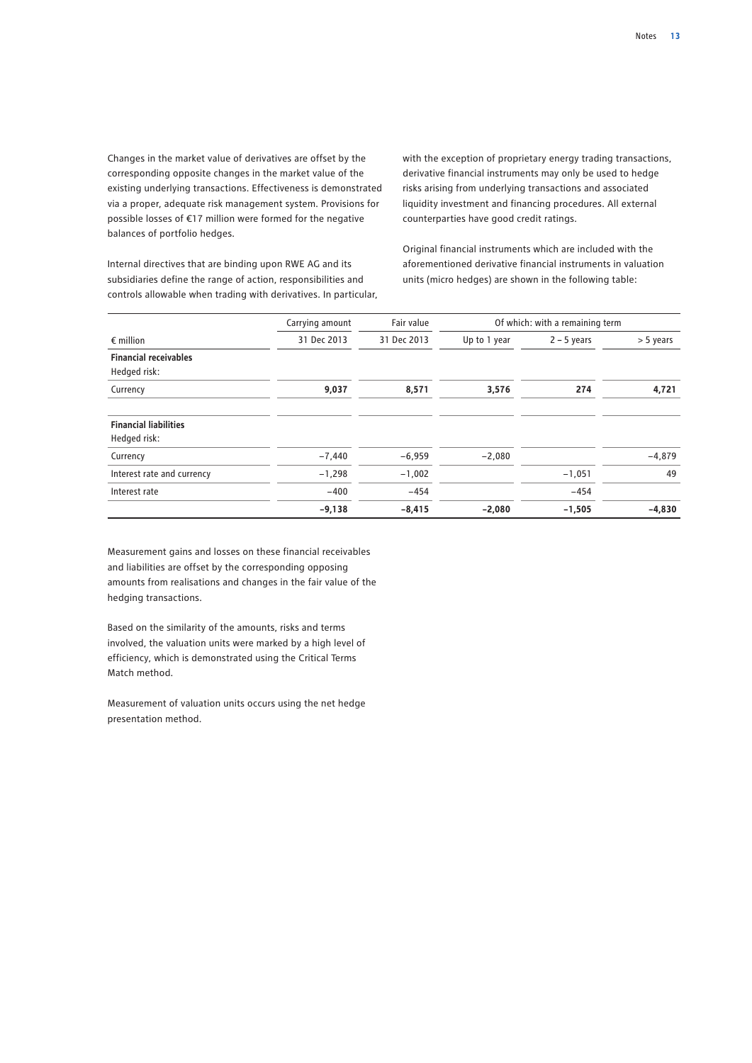Changes in the market value of derivatives are offset by the corresponding opposite changes in the market value of the existing underlying transactions. Effectiveness is demonstrated via a proper, adequate risk management system. Provisions for possible losses of €17 million were formed for the negative balances of portfolio hedges.

Internal directives that are binding upon RWE AG and its subsidiaries define the range of action, responsibilities and controls allowable when trading with derivatives. In particular, with the exception of proprietary energy trading transactions, derivative financial instruments may only be used to hedge risks arising from underlying transactions and associated liquidity investment and financing procedures. All external counterparties have good credit ratings.

Original financial instruments which are included with the aforementioned derivative financial instruments in valuation units (micro hedges) are shown in the following table:

| | Carrying amount | Fair value | Of which: with a remaining term | | |
|---|---|---|---|---|---|
| € million | 31 Dec 2013 | 31 Dec 2013 | Up to 1 year | 2 – 5 years | > 5 years |
| **Financial receivables** | | | | | |
| Hedged risk: | | | | | |
| Currency | **9,037** | **8,571** | **3,576** | **274** | **4,721** |
| **Financial liabilities** | | | | | |
| Hedged risk: | | | | | |
| Currency | −7,440 | −6,959 | −2,080 | | −4,879 |
| Interest rate and currency | −1,298 | −1,002 | | −1,051 | 49 |
| Interest rate | −400 | −454 | | −454 | |
| | **−9,138** | **−8,415** | **−2,080** | **−1,505** | **−4,830** |

Measurement gains and losses on these financial receivables and liabilities are offset by the corresponding opposing amounts from realisations and changes in the fair value of the hedging transactions.

Based on the similarity of the amounts, risks and terms involved, the valuation units were marked by a high level of efficiency, which is demonstrated using the Critical Terms Match method.

Measurement of valuation units occurs using the net hedge presentation method.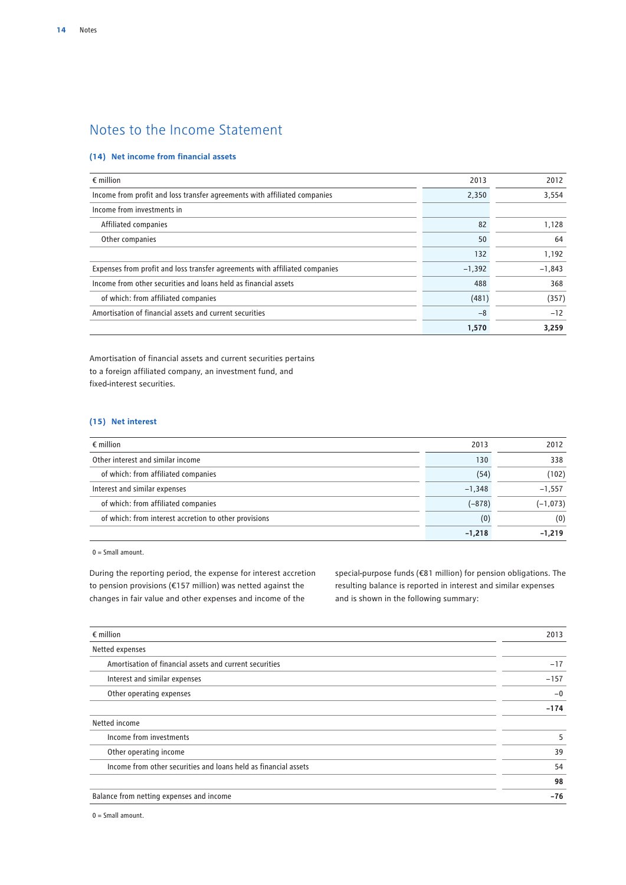# Notes to the Income Statement

### (14) Net income from financial assets

| € million | 2013 | 2012 |
|---|---|---|
| Income from profit and loss transfer agreements with affiliated companies | 2,350 | 3,554 |
| Income from investments in | | |
| Affiliated companies | 82 | 1,128 |
| Other companies | 50 | 64 |
| | 132 | 1,192 |
| Expenses from profit and loss transfer agreements with affiliated companies | –1,392 | –1,843 |
| Income from other securities and loans held as financial assets | 488 | 368 |
| of which: from affiliated companies | (481) | (357) |
| Amortisation of financial assets and current securities | –8 | –12 |
| | **1,570** | **3,259** |

Amortisation of financial assets and current securities pertains to a foreign affiliated company, an investment fund, and fixed-interest securities.

### (15) Net interest

| € million | 2013 | 2012 |
|---|---|---|
| Other interest and similar income | 130 | 338 |
| of which: from affiliated companies | (54) | (102) |
| Interest and similar expenses | –1,348 | –1,557 |
| of which: from affiliated companies | (–878) | (–1,073) |
| of which: from interest accretion to other provisions | (0) | (0) |
| | **–1,218** | **–1,219** |

0 = Small amount.

During the reporting period, the expense for interest accretion to pension provisions (€157 million) was netted against the changes in fair value and other expenses and income of the special-purpose funds (€81 million) for pension obligations. The resulting balance is reported in interest and similar expenses and is shown in the following summary:

| € million | 2013 |
|---|---|
| Netted expenses | |
| Amortisation of financial assets and current securities | –17 |
| Interest and similar expenses | –157 |
| Other operating expenses | –0 |
| | **–174** |
| Netted income | |
| Income from investments | 5 |
| Other operating income | 39 |
| Income from other securities and loans held as financial assets | 54 |
| | **98** |
| Balance from netting expenses and income | **–76** |

0 = Small amount.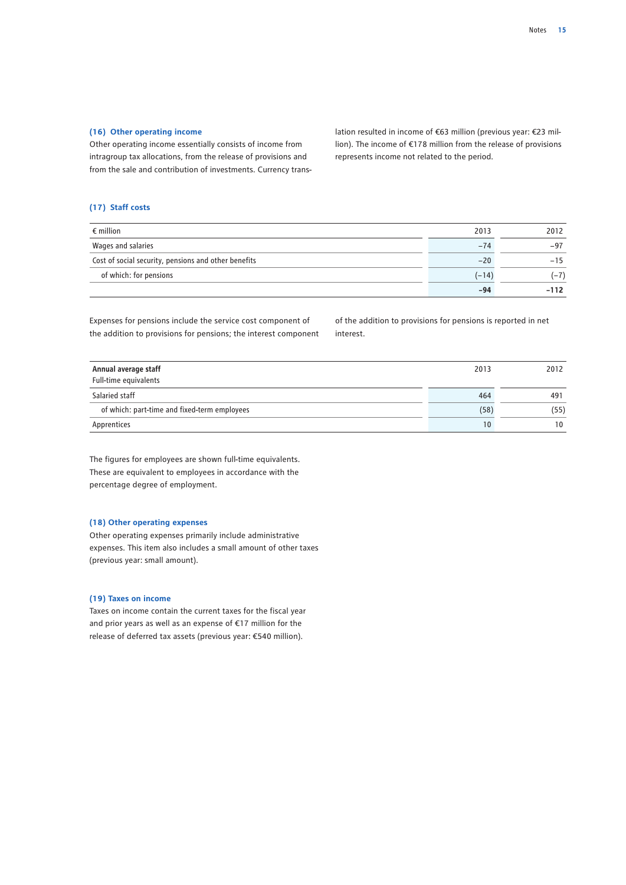### (16) Other operating income

Other operating income essentially consists of income from intragroup tax allocations, from the release of provisions and from the sale and contribution of investments. Currency translation resulted in income of €63 million (previous year: €23 million). The income of €178 million from the release of provisions represents income not related to the period.

### (17) Staff costs

| € million | 2013 | 2012 |
|---|---|---|
| Wages and salaries | –74 | –97 |
| Cost of social security, pensions and other benefits | –20 | –15 |
| of which: for pensions | (–14) | (–7) |
| | **–94** | **–112** |

Expenses for pensions include the service cost component of the addition to provisions for pensions; the interest component of the addition to provisions for pensions is reported in net interest.

| **Annual average staff** Full-time equivalents | 2013 | 2012 |
|---|---|---|
| Salaried staff | 464 | 491 |
| of which: part-time and fixed-term employees | (58) | (55) |
| Apprentices | 10 | 10 |

The figures for employees are shown full-time equivalents. These are equivalent to employees in accordance with the percentage degree of employment.

### (18) Other operating expenses

Other operating expenses primarily include administrative expenses. This item also includes a small amount of other taxes (previous year: small amount).

### (19) Taxes on income

Taxes on income contain the current taxes for the fiscal year and prior years as well as an expense of €17 million for the release of deferred tax assets (previous year: €540 million).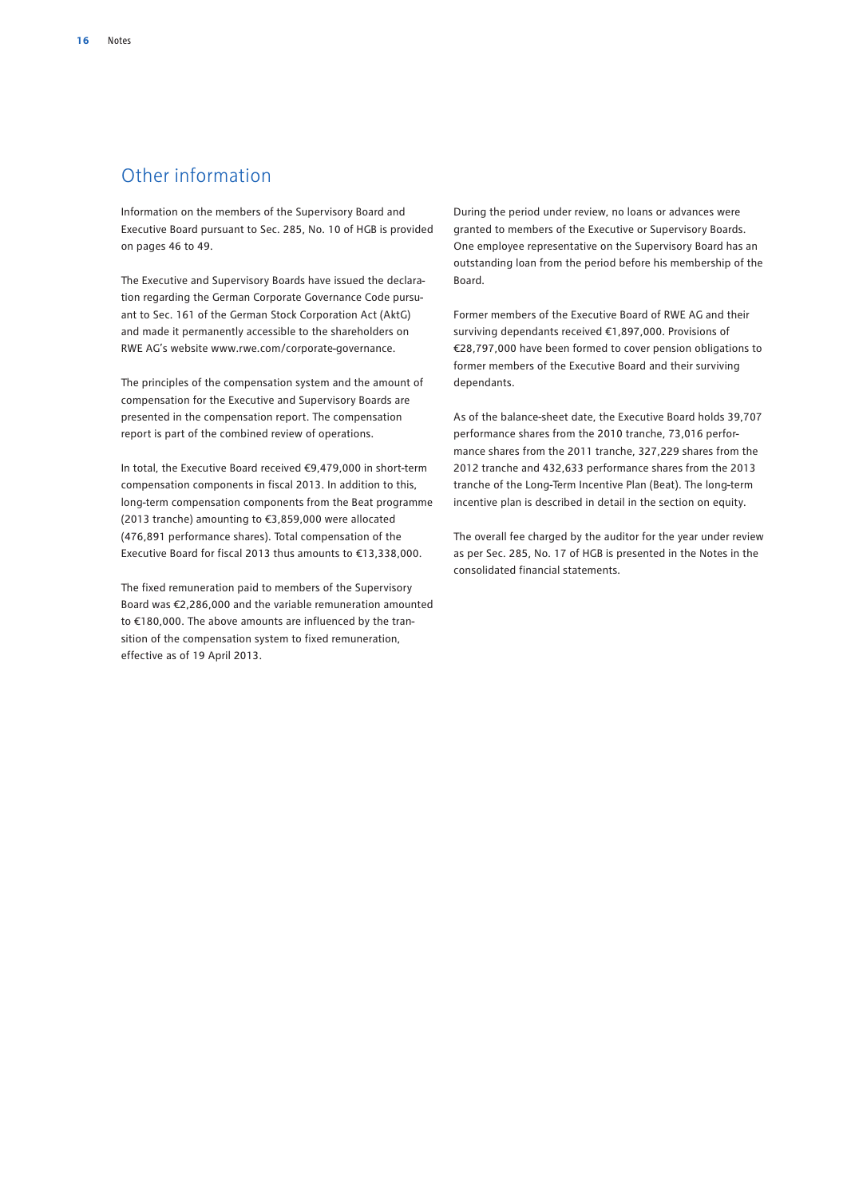## Other information

Information on the members of the Supervisory Board and Executive Board pursuant to Sec. 285, No. 10 of HGB is provided on pages 46 to 49.

The Executive and Supervisory Boards have issued the declaration regarding the German Corporate Governance Code pursuant to Sec. 161 of the German Stock Corporation Act (AktG) and made it permanently accessible to the shareholders on RWE AG's website www.rwe.com/corporate-governance.

The principles of the compensation system and the amount of compensation for the Executive and Supervisory Boards are presented in the compensation report. The compensation report is part of the combined review of operations.

In total, the Executive Board received €9,479,000 in short-term compensation components in fiscal 2013. In addition to this, long-term compensation components from the Beat programme (2013 tranche) amounting to €3,859,000 were allocated (476,891 performance shares). Total compensation of the Executive Board for fiscal 2013 thus amounts to €13,338,000.

The fixed remuneration paid to members of the Supervisory Board was €2,286,000 and the variable remuneration amounted to €180,000. The above amounts are influenced by the transition of the compensation system to fixed remuneration, effective as of 19 April 2013.

During the period under review, no loans or advances were granted to members of the Executive or Supervisory Boards. One employee representative on the Supervisory Board has an outstanding loan from the period before his membership of the Board.

Former members of the Executive Board of RWE AG and their surviving dependants received €1,897,000. Provisions of €28,797,000 have been formed to cover pension obligations to former members of the Executive Board and their surviving dependants.

As of the balance-sheet date, the Executive Board holds 39,707 performance shares from the 2010 tranche, 73,016 performance shares from the 2011 tranche, 327,229 shares from the 2012 tranche and 432,633 performance shares from the 2013 tranche of the Long-Term Incentive Plan (Beat). The long-term incentive plan is described in detail in the section on equity.

The overall fee charged by the auditor for the year under review as per Sec. 285, No. 17 of HGB is presented in the Notes in the consolidated financial statements.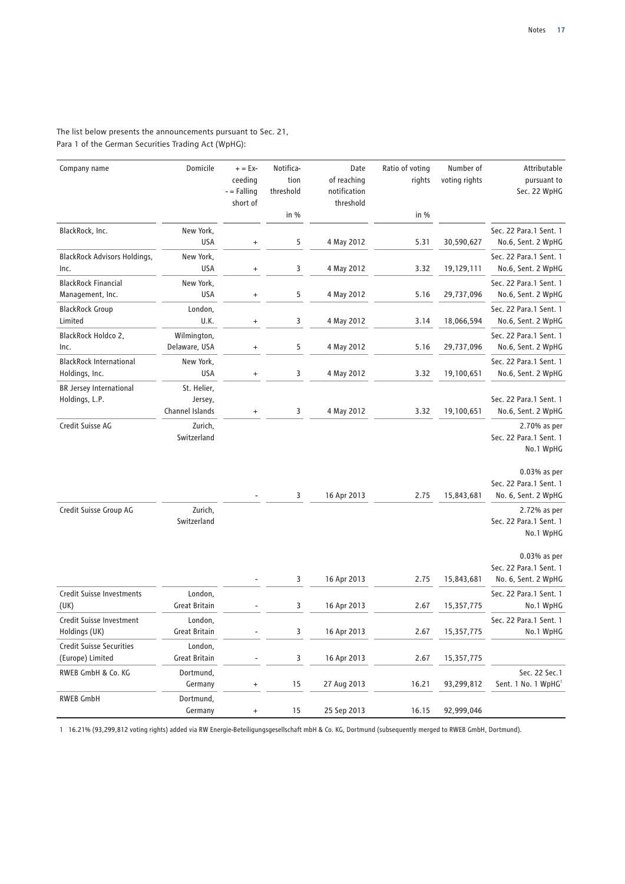The list below presents the announcements pursuant to Sec. 21, Para 1 of the German Securities Trading Act (WpHG):

| Company name | Domicile | + = Exceeding<br>- = Falling short of | Notification threshold<br>in % | Date of reaching notification threshold | Ratio of voting rights<br>in % | Number of voting rights | Attributable pursuant to Sec. 22 WpHG |
|---|---|---|---|---|---|---|---|
| BlackRock, Inc. | New York, USA | + | 5 | 4 May 2012 | 5.31 | 30,590,627 | Sec. 22 Para.1 Sent. 1 No.6, Sent. 2 WpHG |
| BlackRock Advisors Holdings, Inc. | New York, USA | + | 3 | 4 May 2012 | 3.32 | 19,129,111 | Sec. 22 Para.1 Sent. 1 No.6, Sent. 2 WpHG |
| BlackRock Financial Management, Inc. | New York, USA | + | 5 | 4 May 2012 | 5.16 | 29,737,096 | Sec. 22 Para.1 Sent. 1 No.6, Sent. 2 WpHG |
| BlackRock Group Limited | London, U.K. | + | 3 | 4 May 2012 | 3.14 | 18,066,594 | Sec. 22 Para.1 Sent. 1 No.6, Sent. 2 WpHG |
| BlackRock Holdco 2, Inc. | Wilmington, Delaware, USA | + | 5 | 4 May 2012 | 5.16 | 29,737,096 | Sec. 22 Para.1 Sent. 1 No.6, Sent. 2 WpHG |
| BlackRock International Holdings, Inc. | New York, USA | + | 3 | 4 May 2012 | 3.32 | 19,100,651 | Sec. 22 Para.1 Sent. 1 No.6, Sent. 2 WpHG |
| BR Jersey International Holdings, L.P. | St. Helier, Jersey, Channel Islands | + | 3 | 4 May 2012 | 3.32 | 19,100,651 | Sec. 22 Para.1 Sent. 1 No.6, Sent. 2 WpHG |
| Credit Suisse AG | Zurich, Switzerland | - | 3 | 16 Apr 2013 | 2.75 | 15,843,681 | 2.70% as per Sec. 22 Para.1 Sent. 1 No.1 WpHG<br><br>0.03% as per Sec. 22 Para.1 Sent. 1 No. 6, Sent. 2 WpHG |
| Credit Suisse Group AG | Zurich, Switzerland | - | 3 | 16 Apr 2013 | 2.75 | 15,843,681 | 2.72% as per Sec. 22 Para.1 Sent. 1 No.1 WpHG<br><br>0.03% as per Sec. 22 Para.1 Sent. 1 No. 6, Sent. 2 WpHG |
| Credit Suisse Investments (UK) | London, Great Britain | - | 3 | 16 Apr 2013 | 2.67 | 15,357,775 | Sec. 22 Para.1 Sent. 1 No.1 WpHG |
| Credit Suisse Investment Holdings (UK) | London, Great Britain | - | 3 | 16 Apr 2013 | 2.67 | 15,357,775 | Sec. 22 Para.1 Sent. 1 No.1 WpHG |
| Credit Suisse Securities (Europe) Limited | London, Great Britain | - | 3 | 16 Apr 2013 | 2.67 | 15,357,775 | |
| RWEB GmbH & Co. KG | Dortmund, Germany | + | 15 | 27 Aug 2013 | 16.21 | 93,299,812 | Sec. 22 Sec.1 Sent. 1 No. 1 WpHG[1] |
| RWEB GmbH | Dortmund, Germany | + | 15 | 25 Sep 2013 | 16.15 | 92,999,046 | |

1 16.21% (93,299,812 voting rights) added via RW Energie-Beteiligungsgesellschaft mbH & Co. KG, Dortmund (subsequently merged to RWEB GmbH, Dortmund).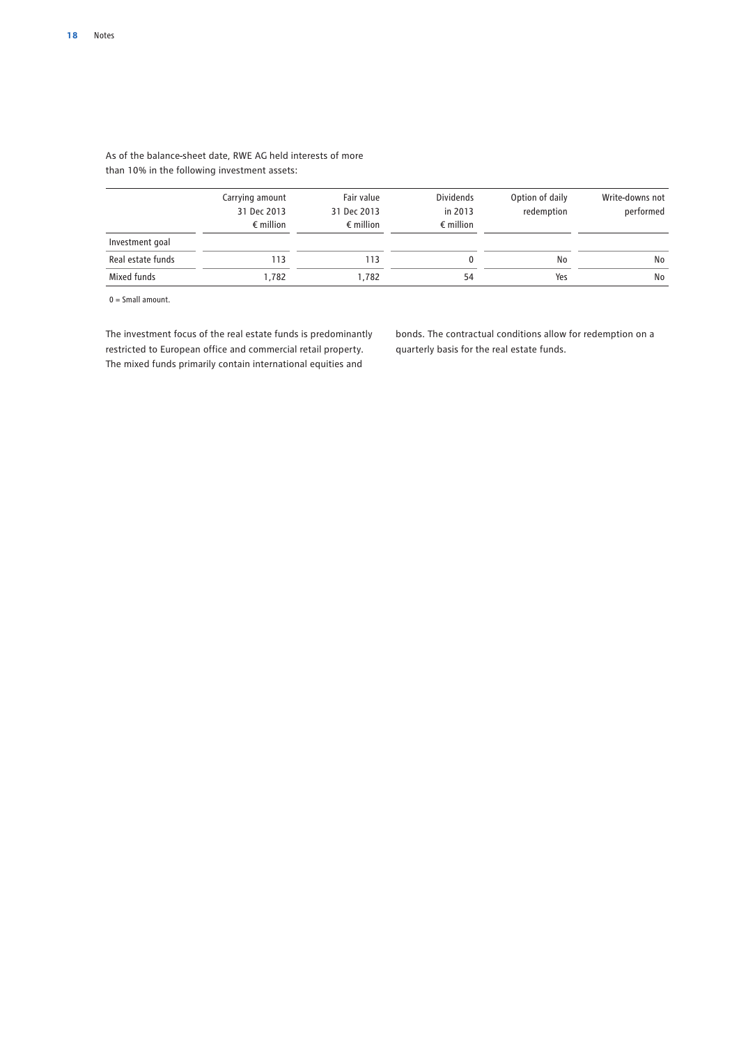As of the balance-sheet date, RWE AG held interests of more than 10% in the following investment assets:

| | Carrying amount 31 Dec 2013 € million | Fair value 31 Dec 2013 € million | Dividends in 2013 € million | Option of daily redemption | Write-downs not performed |
|---|---|---|---|---|---|
| Investment goal | | | | | |
| Real estate funds | 113 | 113 | 0 | No | No |
| Mixed funds | 1,782 | 1,782 | 54 | Yes | No |

0 = Small amount.

The investment focus of the real estate funds is predominantly restricted to European office and commercial retail property. The mixed funds primarily contain international equities and bonds. The contractual conditions allow for redemption on a quarterly basis for the real estate funds.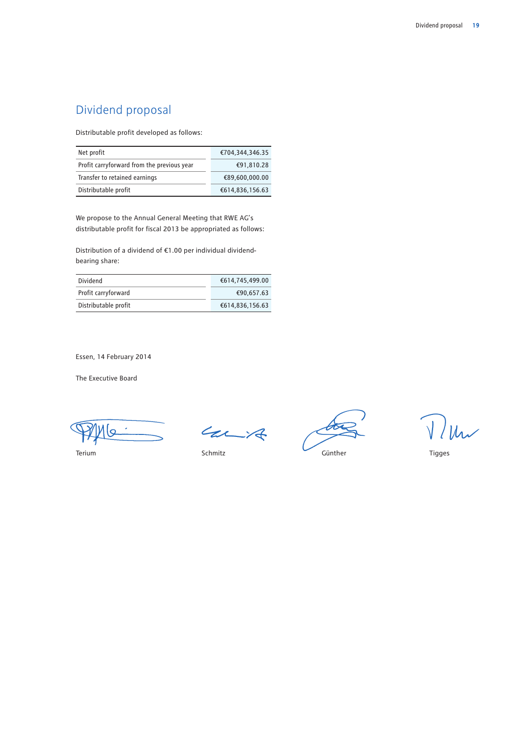# Dividend proposal

Distributable profit developed as follows:

| | |
|---|---|
| Net profit | €704,344,346.35 |
| Profit carryforward from the previous year | €91,810.28 |
| Transfer to retained earnings | €89,600,000.00 |
| Distributable profit | €614,836,156.63 |

We propose to the Annual General Meeting that RWE AG's distributable profit for fiscal 2013 be appropriated as follows:

Distribution of a dividend of €1.00 per individual dividend-bearing share:

| | |
|---|---|
| Dividend | €614,745,499.00 |
| Profit carryforward | €90,657.63 |
| Distributable profit | €614,836,156.63 |

Essen, 14 February 2014

The Executive Board

Terium Schmitz Günther Tigges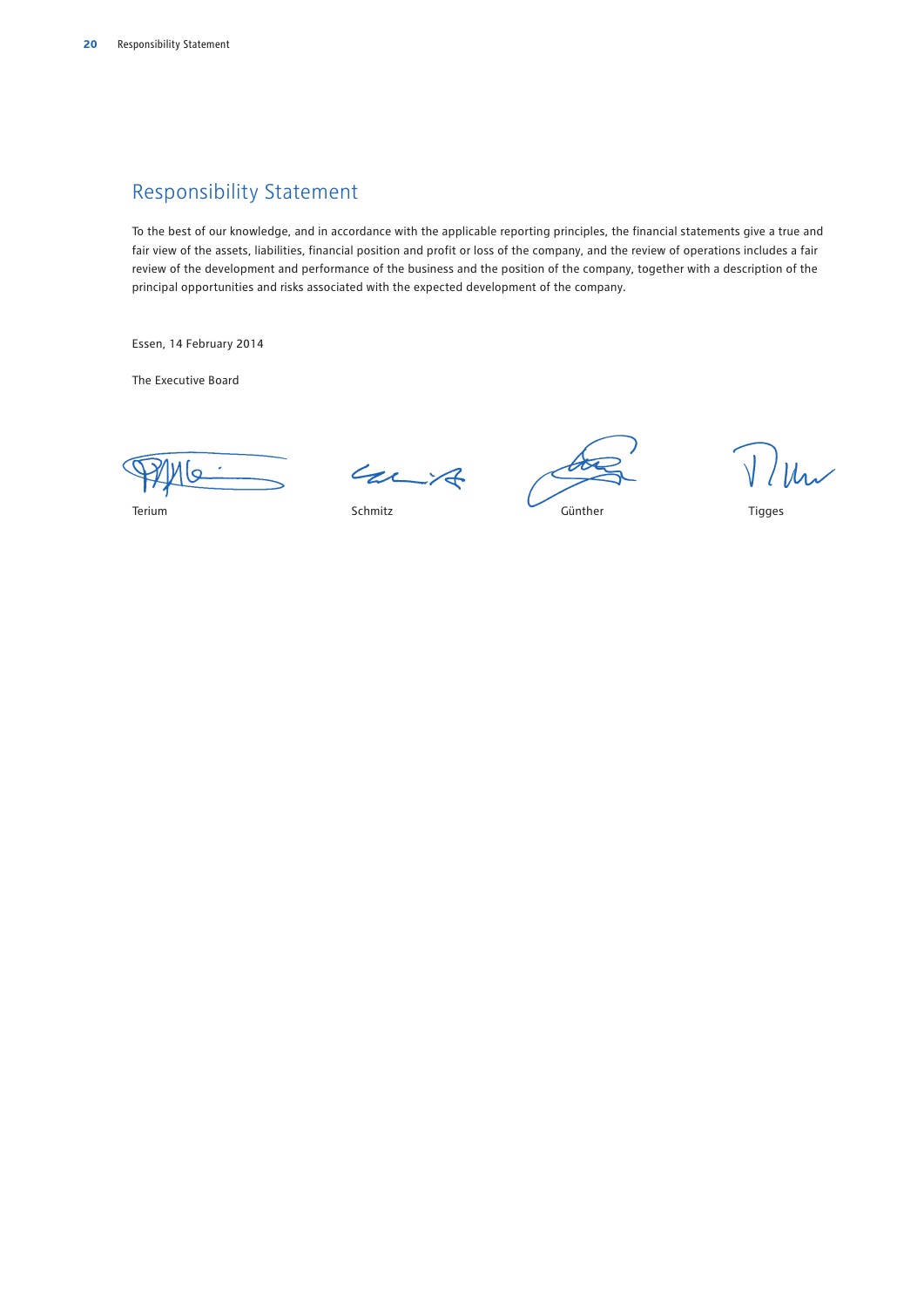# Responsibility Statement

To the best of our knowledge, and in accordance with the applicable reporting principles, the financial statements give a true and fair view of the assets, liabilities, financial position and profit or loss of the company, and the review of operations includes a fair review of the development and performance of the business and the position of the company, together with a description of the principal opportunities and risks associated with the expected development of the company.

Essen, 14 February 2014

The Executive Board

| Terium | Schmitz | Günther | Tigges |
|---|---|---|---|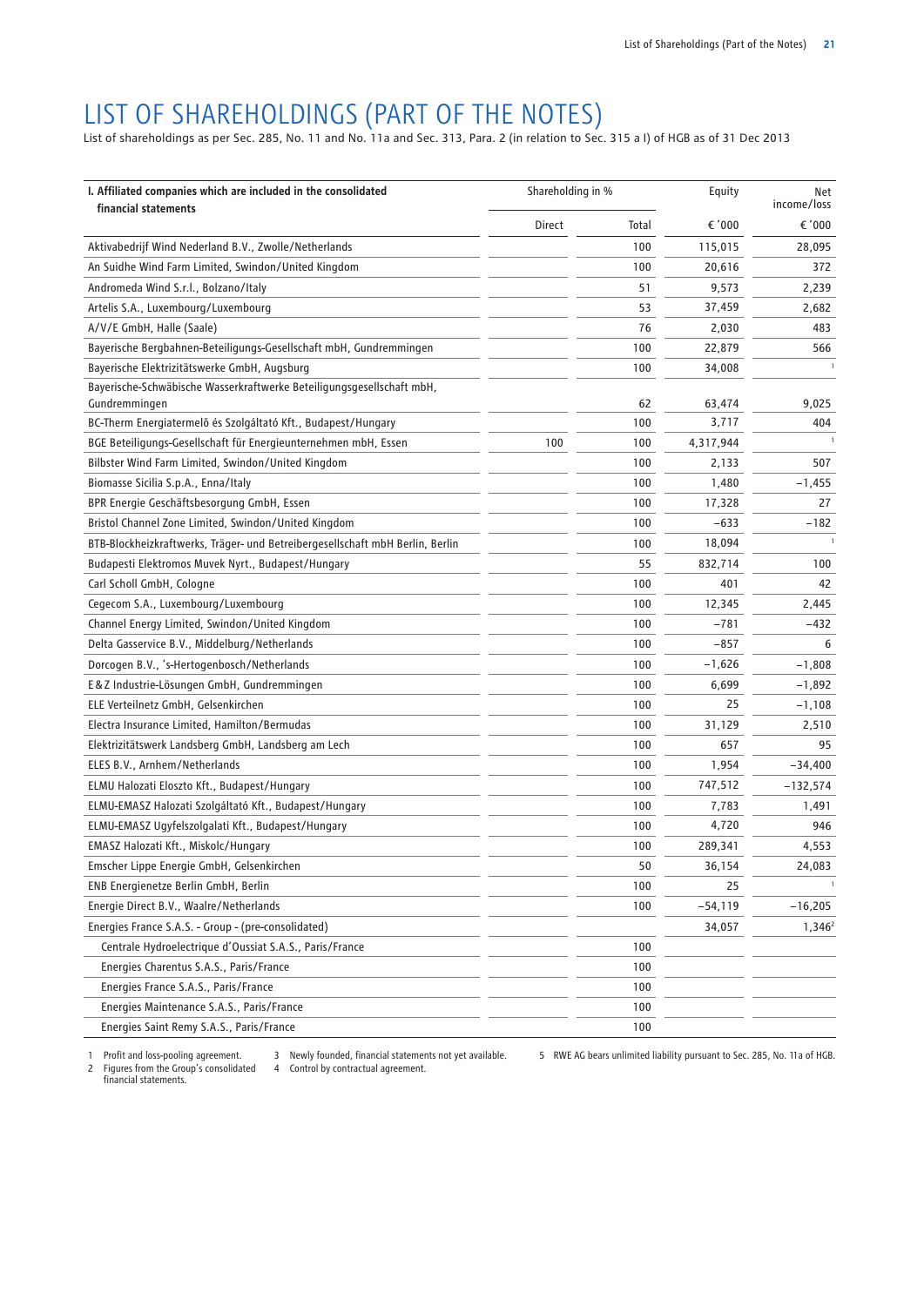# LIST OF SHAREHOLDINGS (PART OF THE NOTES)

List of shareholdings as per Sec. 285, No. 11 and No. 11a and Sec. 313, Para. 2 (in relation to Sec. 315 a I) of HGB as of 31 Dec 2013

| I. Affiliated companies which are included in the consolidated financial statements | Shareholding in % | | Equity | Net income/loss |
|---|---|---|---|---|
| | Direct | Total | € '000 | € '000 |
| Aktivabedrijf Wind Nederland B.V., Zwolle/Netherlands | | 100 | 115,015 | 28,095 |
| An Suidhe Wind Farm Limited, Swindon/United Kingdom | | 100 | 20,616 | 372 |
| Andromeda Wind S.r.l., Bolzano/Italy | | 51 | 9,573 | 2,239 |
| Artelis S.A., Luxembourg/Luxembourg | | 53 | 37,459 | 2,682 |
| A/V/E GmbH, Halle (Saale) | | 76 | 2,030 | 483 |
| Bayerische Bergbahnen-Beteiligungs-Gesellschaft mbH, Gundremmingen | | 100 | 22,879 | 566 |
| Bayerische Elektrizitätswerke GmbH, Augsburg | | 100 | 34,008 | [1] |
| Bayerische-Schwäbische Wasserkraftwerke Beteiligungsgesellschaft mbH, Gundremmingen | | 62 | 63,474 | 9,025 |
| BC-Therm Energiatermelő és Szolgáltató Kft., Budapest/Hungary | | 100 | 3,717 | 404 |
| BGE Beteiligungs-Gesellschaft für Energieunternehmen mbH, Essen | 100 | 100 | 4,317,944 | [1] |
| Bilbster Wind Farm Limited, Swindon/United Kingdom | | 100 | 2,133 | 507 |
| Biomasse Sicilia S.p.A., Enna/Italy | | 100 | 1,480 | −1,455 |
| BPR Energie Geschäftsbesorgung GmbH, Essen | | 100 | 17,328 | 27 |
| Bristol Channel Zone Limited, Swindon/United Kingdom | | 100 | −633 | −182 |
| BTB-Blockheizkraftwerks, Träger- und Betreibergesellschaft mbH Berlin, Berlin | | 100 | 18,094 | [1] |
| Budapesti Elektromos Muvek Nyrt., Budapest/Hungary | | 55 | 832,714 | 100 |
| Carl Scholl GmbH, Cologne | | 100 | 401 | 42 |
| Cegecom S.A., Luxembourg/Luxembourg | | 100 | 12,345 | 2,445 |
| Channel Energy Limited, Swindon/United Kingdom | | 100 | −781 | −432 |
| Delta Gasservice B.V., Middelburg/Netherlands | | 100 | −857 | 6 |
| Dorcogen B.V., 's-Hertogenbosch/Netherlands | | 100 | −1,626 | −1,808 |
| E&Z Industrie-Lösungen GmbH, Gundremmingen | | 100 | 6,699 | −1,892 |
| ELE Verteilnetz GmbH, Gelsenkirchen | | 100 | 25 | −1,108 |
| Electra Insurance Limited, Hamilton/Bermudas | | 100 | 31,129 | 2,510 |
| Elektrizitätswerk Landsberg GmbH, Landsberg am Lech | | 100 | 657 | 95 |
| ELES B.V., Arnhem/Netherlands | | 100 | 1,954 | −34,400 |
| ELMU Halozati Eloszto Kft., Budapest/Hungary | | 100 | 747,512 | −132,574 |
| ELMU-EMASZ Halozati Szolgáltató Kft., Budapest/Hungary | | 100 | 7,783 | 1,491 |
| ELMU-EMASZ Ugyfelszolgalati Kft., Budapest/Hungary | | 100 | 4,720 | 946 |
| EMASZ Halozati Kft., Miskolc/Hungary | | 100 | 289,341 | 4,553 |
| Emscher Lippe Energie GmbH, Gelsenkirchen | | 50 | 36,154 | 24,083 |
| ENB Energienetze Berlin GmbH, Berlin | | 100 | 25 | [1] |
| Energie Direct B.V., Waalre/Netherlands | | 100 | −54,119 | −16,205 |
| Energies France S.A.S. - Group - (pre-consolidated) | | | 34,057 | 1,346[2] |
| Centrale Hydroelectrique d'Oussiat S.A.S., Paris/France | | 100 | | |
| Energies Charentus S.A.S., Paris/France | | 100 | | |
| Energies France S.A.S., Paris/France | | 100 | | |
| Energies Maintenance S.A.S., Paris/France | | 100 | | |
| Energies Saint Remy S.A.S., Paris/France | | 100 | | |

1 Profit and loss-pooling agreement.
2 Figures from the Group's consolidated financial statements.
3 Newly founded, financial statements not yet available.
4 Control by contractual agreement.
5 RWE AG bears unlimited liability pursuant to Sec. 285, No. 11a of HGB.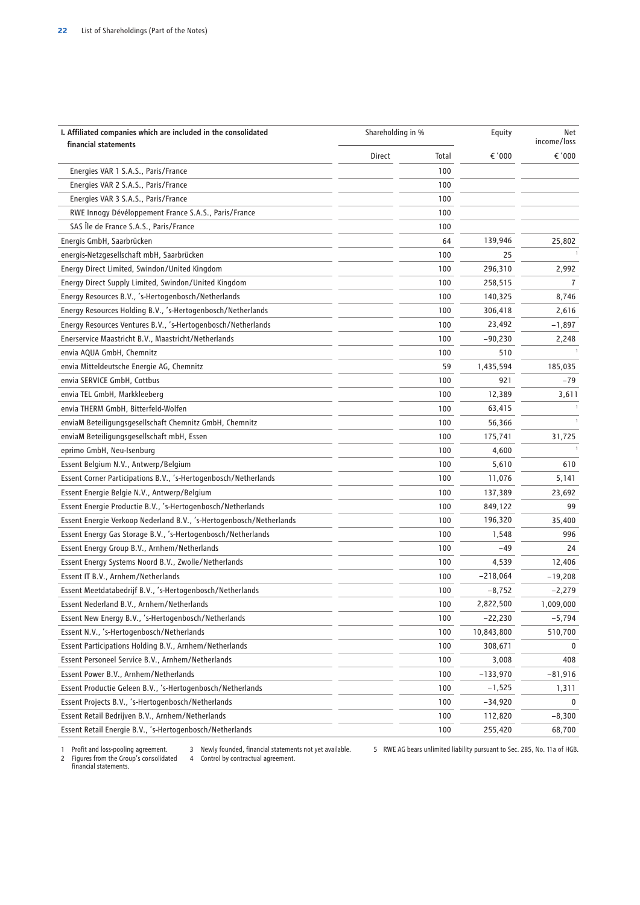| I. Affiliated companies which are included in the consolidated financial statements | Shareholding in % | | Equity | Net income/loss |
|---|---|---|---|---|
| | Direct | Total | € '000 | € '000 |
| Energies VAR 1 S.A.S., Paris/France | | 100 | | |
| Energies VAR 2 S.A.S., Paris/France | | 100 | | |
| Energies VAR 3 S.A.S., Paris/France | | 100 | | |
| RWE Innogy Développement France S.A.S., Paris/France | | 100 | | |
| SAS Île de France S.A.S., Paris/France | | 100 | | |
| Energis GmbH, Saarbrücken | | 64 | 139,946 | 25,802 |
| energis-Netzgesellschaft mbH, Saarbrücken | | 100 | 25 | [1] |
| Energy Direct Limited, Swindon/United Kingdom | | 100 | 296,310 | 2,992 |
| Energy Direct Supply Limited, Swindon/United Kingdom | | 100 | 258,515 | 7 |
| Energy Resources B.V., 's-Hertogenbosch/Netherlands | | 100 | 140,325 | 8,746 |
| Energy Resources Holding B.V., 's-Hertogenbosch/Netherlands | | 100 | 306,418 | 2,616 |
| Energy Resources Ventures B.V., 's-Hertogenbosch/Netherlands | | 100 | 23,492 | −1,897 |
| Enerservice Maastricht B.V., Maastricht/Netherlands | | 100 | −90,230 | 2,248 |
| envia AQUA GmbH, Chemnitz | | 100 | 510 | [1] |
| envia Mitteldeutsche Energie AG, Chemnitz | | 59 | 1,435,594 | 185,035 |
| envia SERVICE GmbH, Cottbus | | 100 | 921 | −79 |
| envia TEL GmbH, Markkleeberg | | 100 | 12,389 | 3,611 |
| envia THERM GmbH, Bitterfeld-Wolfen | | 100 | 63,415 | [1] |
| enviaM Beteiligungsgesellschaft Chemnitz GmbH, Chemnitz | | 100 | 56,366 | [1] |
| enviaM Beteiligungsgesellschaft mbH, Essen | | 100 | 175,741 | 31,725 |
| eprimo GmbH, Neu-Isenburg | | 100 | 4,600 | [1] |
| Essent Belgium N.V., Antwerp/Belgium | | 100 | 5,610 | 610 |
| Essent Corner Participations B.V., 's-Hertogenbosch/Netherlands | | 100 | 11,076 | 5,141 |
| Essent Energie Belgie N.V., Antwerp/Belgium | | 100 | 137,389 | 23,692 |
| Essent Energie Productie B.V., 's-Hertogenbosch/Netherlands | | 100 | 849,122 | 99 |
| Essent Energie Verkoop Nederland B.V., 's-Hertogenbosch/Netherlands | | 100 | 196,320 | 35,400 |
| Essent Energy Gas Storage B.V., 's-Hertogenbosch/Netherlands | | 100 | 1,548 | 996 |
| Essent Energy Group B.V., Arnhem/Netherlands | | 100 | −49 | 24 |
| Essent Energy Systems Noord B.V., Zwolle/Netherlands | | 100 | 4,539 | 12,406 |
| Essent IT B.V., Arnhem/Netherlands | | 100 | −218,064 | −19,208 |
| Essent Meetdatabedrijf B.V., 's-Hertogenbosch/Netherlands | | 100 | −8,752 | −2,279 |
| Essent Nederland B.V., Arnhem/Netherlands | | 100 | 2,822,500 | 1,009,000 |
| Essent New Energy B.V., 's-Hertogenbosch/Netherlands | | 100 | −22,230 | −5,794 |
| Essent N.V., 's-Hertogenbosch/Netherlands | | 100 | 10,843,800 | 510,700 |
| Essent Participations Holding B.V., Arnhem/Netherlands | | 100 | 308,671 | 0 |
| Essent Personeel Service B.V., Arnhem/Netherlands | | 100 | 3,008 | 408 |
| Essent Power B.V., Arnhem/Netherlands | | 100 | −133,970 | −81,916 |
| Essent Productie Geleen B.V., 's-Hertogenbosch/Netherlands | | 100 | −1,525 | 1,311 |
| Essent Projects B.V., 's-Hertogenbosch/Netherlands | | 100 | −34,920 | 0 |
| Essent Retail Bedrijven B.V., Arnhem/Netherlands | | 100 | 112,820 | −8,300 |
| Essent Retail Energie B.V., 's-Hertogenbosch/Netherlands | | 100 | 255,420 | 68,700 |

1 Profit and loss-pooling agreement.
2 Figures from the Group's consolidated financial statements.
3 Newly founded, financial statements not yet available.
4 Control by contractual agreement.
5 RWE AG bears unlimited liability pursuant to Sec. 285, No. 11a of HGB.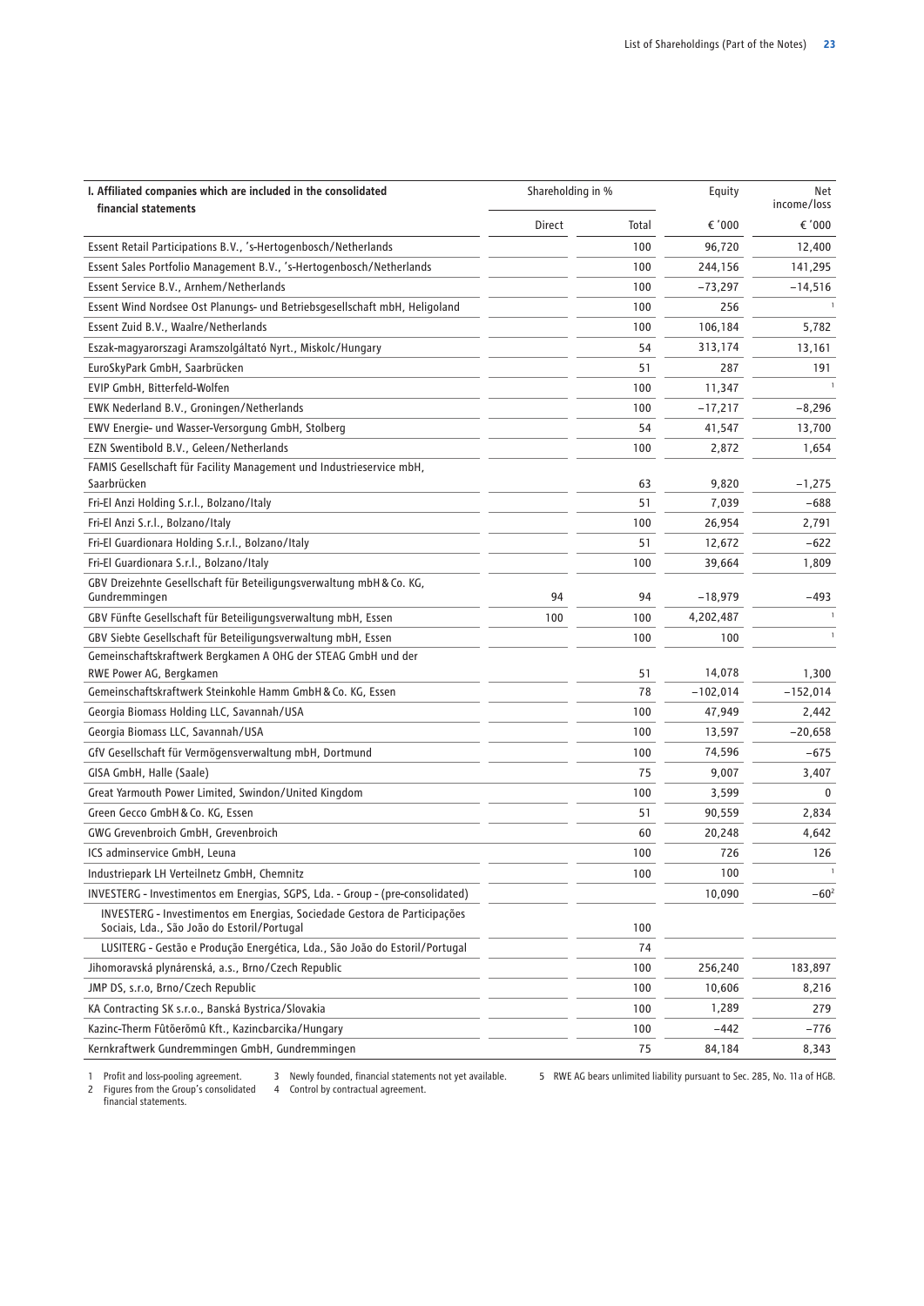| I. Affiliated companies which are included in the consolidated financial statements | Shareholding in % | | Equity | Net income/loss |
|---|---|---|---|---|
| | Direct | Total | € '000 | € '000 |
| Essent Retail Participations B.V., 's-Hertogenbosch/Netherlands | | 100 | 96,720 | 12,400 |
| Essent Sales Portfolio Management B.V., 's-Hertogenbosch/Netherlands | | 100 | 244,156 | 141,295 |
| Essent Service B.V., Arnhem/Netherlands | | 100 | −73,297 | −14,516 |
| Essent Wind Nordsee Ost Planungs- und Betriebsgesellschaft mbH, Heligoland | | 100 | 256 | [1] |
| Essent Zuid B.V., Waalre/Netherlands | | 100 | 106,184 | 5,782 |
| Eszak-magyarorszagi Aramszolgáltató Nyrt., Miskolc/Hungary | | 54 | 313,174 | 13,161 |
| EuroSkyPark GmbH, Saarbrücken | | 51 | 287 | 191 |
| EVIP GmbH, Bitterfeld-Wolfen | | 100 | 11,347 | [1] |
| EWK Nederland B.V., Groningen/Netherlands | | 100 | −17,217 | −8,296 |
| EWV Energie- und Wasser-Versorgung GmbH, Stolberg | | 54 | 41,547 | 13,700 |
| EZN Swentibold B.V., Geleen/Netherlands | | 100 | 2,872 | 1,654 |
| FAMIS Gesellschaft für Facility Management und Industrieservice mbH, Saarbrücken | | 63 | 9,820 | −1,275 |
| Fri-El Anzi Holding S.r.l., Bolzano/Italy | | 51 | 7,039 | −688 |
| Fri-El Anzi S.r.l., Bolzano/Italy | | 100 | 26,954 | 2,791 |
| Fri-El Guardionara Holding S.r.l., Bolzano/Italy | | 51 | 12,672 | −622 |
| Fri-El Guardionara S.r.l., Bolzano/Italy | | 100 | 39,664 | 1,809 |
| GBV Dreizehnte Gesellschaft für Beteiligungsverwaltung mbH & Co. KG, Gundremmingen | 94 | 94 | −18,979 | −493 |
| GBV Fünfte Gesellschaft für Beteiligungsverwaltung mbH, Essen | 100 | 100 | 4,202,487 | [1] |
| GBV Siebte Gesellschaft für Beteiligungsverwaltung mbH, Essen | | 100 | 100 | [1] |
| Gemeinschaftskraftwerk Bergkamen A OHG der STEAG GmbH und der RWE Power AG, Bergkamen | | 51 | 14,078 | 1,300 |
| Gemeinschaftskraftwerk Steinkohle Hamm GmbH & Co. KG, Essen | | 78 | −102,014 | −152,014 |
| Georgia Biomass Holding LLC, Savannah/USA | | 100 | 47,949 | 2,442 |
| Georgia Biomass LLC, Savannah/USA | | 100 | 13,597 | −20,658 |
| GfV Gesellschaft für Vermögensverwaltung mbH, Dortmund | | 100 | 74,596 | −675 |
| GISA GmbH, Halle (Saale) | | 75 | 9,007 | 3,407 |
| Great Yarmouth Power Limited, Swindon/United Kingdom | | 100 | 3,599 | 0 |
| Green Gecco GmbH & Co. KG, Essen | | 51 | 90,559 | 2,834 |
| GWG Grevenbroich GmbH, Grevenbroich | | 60 | 20,248 | 4,642 |
| ICS adminservice GmbH, Leuna | | 100 | 726 | 126 |
| Industriepark LH Verteilnetz GmbH, Chemnitz | | 100 | 100 | [1] |
| INVESTERG - Investimentos em Energias, SGPS, Lda. - Group - (pre-consolidated) | | | 10,090 | −60[2] |
| INVESTERG - Investimentos em Energias, Sociedade Gestora de Participações Sociais, Lda., São João do Estoril/Portugal | | 100 | | |
| LUSITERG - Gestão e Produção Energética, Lda., São João do Estoril/Portugal | | 74 | | |
| Jihomoravská plynárenská, a.s., Brno/Czech Republic | | 100 | 256,240 | 183,897 |
| JMP DS, s.r.o, Brno/Czech Republic | | 100 | 10,606 | 8,216 |
| KA Contracting SK s.r.o., Banská Bystrica/Slovakia | | 100 | 1,289 | 279 |
| Kazinc-Therm Fûtõerõmû Kft., Kazincbarcika/Hungary | | 100 | −442 | −776 |
| Kernkraftwerk Gundremmingen GmbH, Gundremmingen | | 75 | 84,184 | 8,343 |

1 Profit and loss-pooling agreement.
2 Figures from the Group's consolidated financial statements.
3 Newly founded, financial statements not yet available.
4 Control by contractual agreement.
5 RWE AG bears unlimited liability pursuant to Sec. 285, No. 11a of HGB.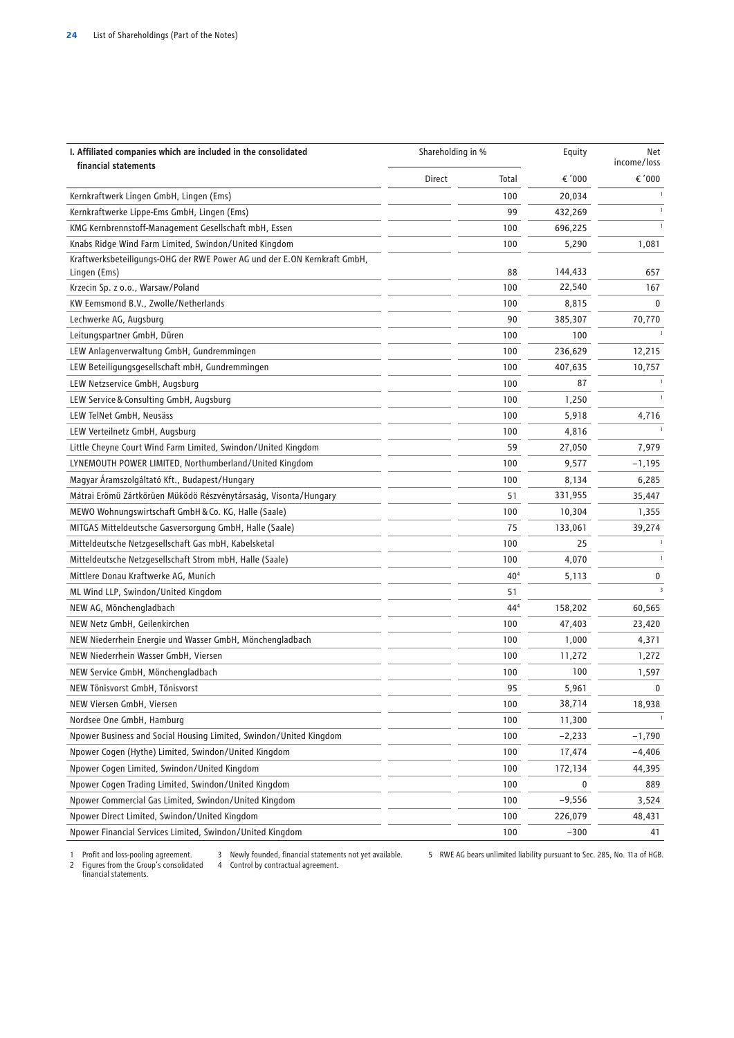| I. Affiliated companies which are included in the consolidated financial statements | Shareholding in % | | Equity | Net income/loss |
|---|---|---|---|---|
| | Direct | Total | € '000 | € '000 |
| Kernkraftwerk Lingen GmbH, Lingen (Ems) | | 100 | 20,034 | [1] |
| Kernkraftwerke Lippe-Ems GmbH, Lingen (Ems) | | 99 | 432,269 | [1] |
| KMG Kernbrennstoff-Management Gesellschaft mbH, Essen | | 100 | 696,225 | [1] |
| Knabs Ridge Wind Farm Limited, Swindon/United Kingdom | | 100 | 5,290 | 1,081 |
| Kraftwerksbeteiligungs-OHG der RWE Power AG und der E.ON Kernkraft GmbH, Lingen (Ems) | | 88 | 144,433 | 657 |
| Krzecin Sp. z o.o., Warsaw/Poland | | 100 | 22,540 | 167 |
| KW Eemsmond B.V., Zwolle/Netherlands | | 100 | 8,815 | 0 |
| Lechwerke AG, Augsburg | | 90 | 385,307 | 70,770 |
| Leitungspartner GmbH, Düren | | 100 | 100 | [1] |
| LEW Anlagenverwaltung GmbH, Gundremmingen | | 100 | 236,629 | 12,215 |
| LEW Beteiligungsgesellschaft mbH, Gundremmingen | | 100 | 407,635 | 10,757 |
| LEW Netzservice GmbH, Augsburg | | 100 | 87 | [1] |
| LEW Service & Consulting GmbH, Augsburg | | 100 | 1,250 | [1] |
| LEW TelNet GmbH, Neusäss | | 100 | 5,918 | 4,716 |
| LEW Verteilnetz GmbH, Augsburg | | 100 | 4,816 | [1] |
| Little Cheyne Court Wind Farm Limited, Swindon/United Kingdom | | 59 | 27,050 | 7,979 |
| LYNEMOUTH POWER LIMITED, Northumberland/United Kingdom | | 100 | 9,577 | −1,195 |
| Magyar Áramszolgáltató Kft., Budapest/Hungary | | 100 | 8,134 | 6,285 |
| Mátrai Erömü Zártkörüen Müködö Részvénytársaság, Visonta/Hungary | | 51 | 331,955 | 35,447 |
| MEWO Wohnungswirtschaft GmbH & Co. KG, Halle (Saale) | | 100 | 10,304 | 1,355 |
| MITGAS Mitteldeutsche Gasversorgung GmbH, Halle (Saale) | | 75 | 133,061 | 39,274 |
| Mitteldeutsche Netzgesellschaft Gas mbH, Kabelsketal | | 100 | 25 | [1] |
| Mitteldeutsche Netzgesellschaft Strom mbH, Halle (Saale) | | 100 | 4,070 | [1] |
| Mittlere Donau Kraftwerke AG, Munich | | 40[4] | 5,113 | 0 |
| ML Wind LLP, Swindon/United Kingdom | | 51 | | [3] |
| NEW AG, Mönchengladbach | | 44[4] | 158,202 | 60,565 |
| NEW Netz GmbH, Geilenkirchen | | 100 | 47,403 | 23,420 |
| NEW Niederrhein Energie und Wasser GmbH, Mönchengladbach | | 100 | 1,000 | 4,371 |
| NEW Niederrhein Wasser GmbH, Viersen | | 100 | 11,272 | 1,272 |
| NEW Service GmbH, Mönchengladbach | | 100 | 100 | 1,597 |
| NEW Tönisvorst GmbH, Tönisvorst | | 95 | 5,961 | 0 |
| NEW Viersen GmbH, Viersen | | 100 | 38,714 | 18,938 |
| Nordsee One GmbH, Hamburg | | 100 | 11,300 | [1] |
| Npower Business and Social Housing Limited, Swindon/United Kingdom | | 100 | −2,233 | −1,790 |
| Npower Cogen (Hythe) Limited, Swindon/United Kingdom | | 100 | 17,474 | −4,406 |
| Npower Cogen Limited, Swindon/United Kingdom | | 100 | 172,134 | 44,395 |
| Npower Cogen Trading Limited, Swindon/United Kingdom | | 100 | 0 | 889 |
| Npower Commercial Gas Limited, Swindon/United Kingdom | | 100 | −9,556 | 3,524 |
| Npower Direct Limited, Swindon/United Kingdom | | 100 | 226,079 | 48,431 |
| Npower Financial Services Limited, Swindon/United Kingdom | | 100 | −300 | 41 |

1 Profit and loss-pooling agreement.
2 Figures from the Group's consolidated financial statements.
3 Newly founded, financial statements not yet available.
4 Control by contractual agreement.
5 RWE AG bears unlimited liability pursuant to Sec. 285, No. 11a of HGB.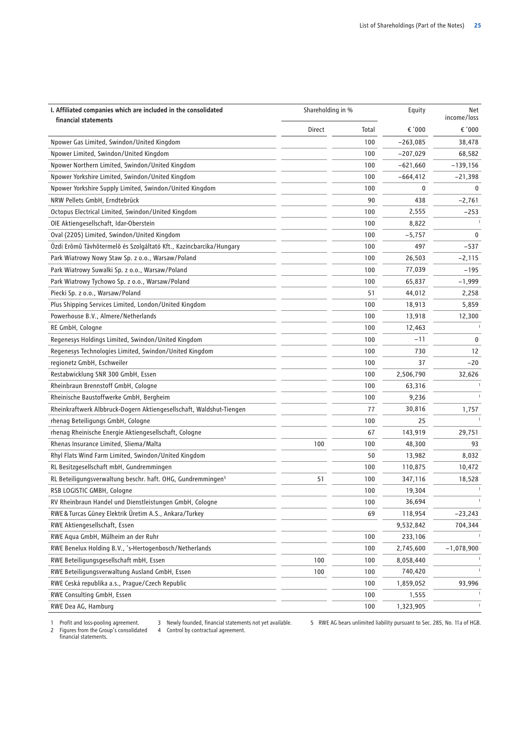| I. Affiliated companies which are included in the consolidated financial statements | Shareholding in % | | Equity | Net income/loss |
|---|---|---|---|---|
| | Direct | Total | € '000 | € '000 |
| Npower Gas Limited, Swindon/United Kingdom | | 100 | −263,085 | 38,478 |
| Npower Limited, Swindon/United Kingdom | | 100 | −207,029 | 68,582 |
| Npower Northern Limited, Swindon/United Kingdom | | 100 | −621,660 | −139,156 |
| Npower Yorkshire Limited, Swindon/United Kingdom | | 100 | −664,412 | −21,398 |
| Npower Yorkshire Supply Limited, Swindon/United Kingdom | | 100 | 0 | 0 |
| NRW Pellets GmbH, Erndtebrück | | 90 | 438 | −2,761 |
| Octopus Electrical Limited, Swindon/United Kingdom | | 100 | 2,555 | −253 |
| OIE Aktiengesellschaft, Idar-Oberstein | | 100 | 8,822 | [1] |
| Oval (2205) Limited, Swindon/United Kingdom | | 100 | −5,757 | 0 |
| Ózdi Erőmű Távhőtermelő és Szolgáltató Kft., Kazincbarcika/Hungary | | 100 | 497 | −537 |
| Park Wiatrowy Nowy Staw Sp. z o.o., Warsaw/Poland | | 100 | 26,503 | −2,115 |
| Park Wiatrowy Suwalki Sp. z o.o., Warsaw/Poland | | 100 | 77,039 | −195 |
| Park Wiatrowy Tychowo Sp. z o.o., Warsaw/Poland | | 100 | 65,837 | −1,999 |
| Piecki Sp. z o.o., Warsaw/Poland | | 51 | 44,012 | 2,258 |
| Plus Shipping Services Limited, London/United Kingdom | | 100 | 18,913 | 5,859 |
| Powerhouse B.V., Almere/Netherlands | | 100 | 13,918 | 12,300 |
| RE GmbH, Cologne | | 100 | 12,463 | [1] |
| Regenesys Holdings Limited, Swindon/United Kingdom | | 100 | −11 | 0 |
| Regenesys Technologies Limited, Swindon/United Kingdom | | 100 | 730 | 12 |
| regionetz GmbH, Eschweiler | | 100 | 37 | −20 |
| Restabwicklung SNR 300 GmbH, Essen | | 100 | 2,506,790 | 32,626 |
| Rheinbraun Brennstoff GmbH, Cologne | | 100 | 63,316 | [1] |
| Rheinische Baustoffwerke GmbH, Bergheim | | 100 | 9,236 | [1] |
| Rheinkraftwerk Albbruck-Dogern Aktiengesellschaft, Waldshut-Tiengen | | 77 | 30,816 | 1,757 |
| rhenag Beteiligungs GmbH, Cologne | | 100 | 25 | [1] |
| rhenag Rheinische Energie Aktiengesellschaft, Cologne | | 67 | 143,919 | 29,751 |
| Rhenas Insurance Limited, Sliema/Malta | 100 | 100 | 48,300 | 93 |
| Rhyl Flats Wind Farm Limited, Swindon/United Kingdom | | 50 | 13,982 | 8,032 |
| RL Besitzgesellschaft mbH, Gundremmingen | | 100 | 110,875 | 10,472 |
| RL Beteiligungsverwaltung beschr. haft. OHG, Gundremmingen[5] | 51 | 100 | 347,116 | 18,528 |
| RSB LOGISTIC GMBH, Cologne | | 100 | 19,304 | [1] |
| RV Rheinbraun Handel und Dienstleistungen GmbH, Cologne | | 100 | 36,694 | [1] |
| RWE & Turcas Güney Elektrik Üretim A.S., Ankara/Turkey | | 69 | 118,954 | −23,243 |
| RWE Aktiengesellschaft, Essen | | | 9,532,842 | 704,344 |
| RWE Aqua GmbH, Mülheim an der Ruhr | | 100 | 233,106 | [1] |
| RWE Benelux Holding B.V., 's-Hertogenbosch/Netherlands | | 100 | 2,745,600 | −1,078,900 |
| RWE Beteiligungsgesellschaft mbH, Essen | 100 | 100 | 8,058,440 | [1] |
| RWE Beteiligungsverwaltung Ausland GmbH, Essen | 100 | 100 | 740,420 | [1] |
| RWE Ceská republika a.s., Prague/Czech Republic | | 100 | 1,859,052 | 93,996 |
| RWE Consulting GmbH, Essen | | 100 | 1,555 | [1] |
| RWE Dea AG, Hamburg | | 100 | 1,323,905 | [1] |

1 Profit and loss-pooling agreement.
2 Figures from the Group's consolidated financial statements.
3 Newly founded, financial statements not yet available.
4 Control by contractual agreement.
5 RWE AG bears unlimited liability pursuant to Sec. 285, No. 11a of HGB.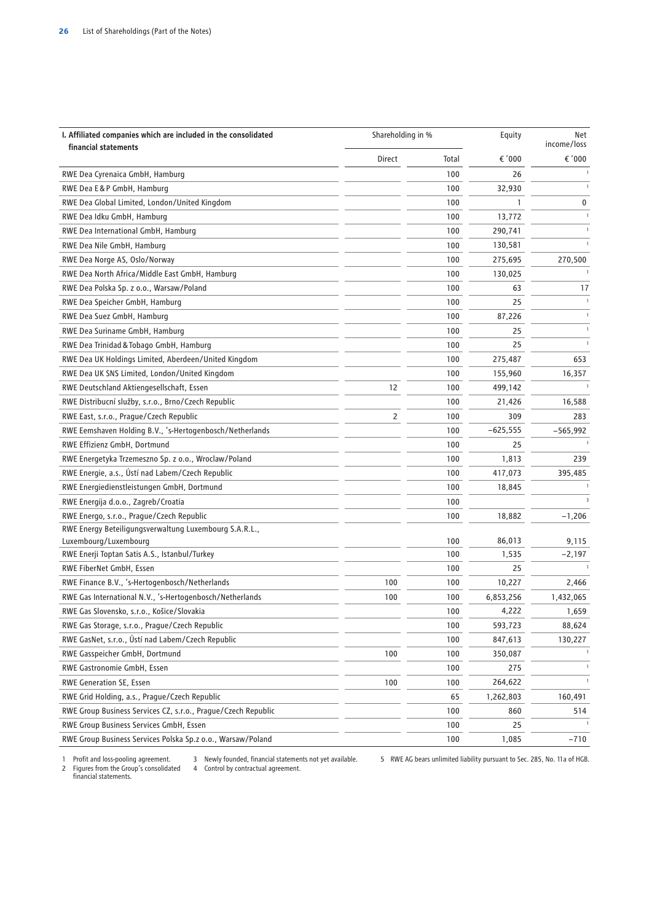| I. Affiliated companies which are included in the consolidated financial statements | Shareholding in % | | Equity | Net income/loss |
|---|---|---|---|---|
| | Direct | Total | € '000 | € '000 |
| RWE Dea Cyrenaica GmbH, Hamburg | | 100 | 26 | [1] |
| RWE Dea E & P GmbH, Hamburg | | 100 | 32,930 | [1] |
| RWE Dea Global Limited, London/United Kingdom | | 100 | 1 | 0 |
| RWE Dea Idku GmbH, Hamburg | | 100 | 13,772 | [1] |
| RWE Dea International GmbH, Hamburg | | 100 | 290,741 | [1] |
| RWE Dea Nile GmbH, Hamburg | | 100 | 130,581 | [1] |
| RWE Dea Norge AS, Oslo/Norway | | 100 | 275,695 | 270,500 |
| RWE Dea North Africa/Middle East GmbH, Hamburg | | 100 | 130,025 | [1] |
| RWE Dea Polska Sp. z o.o., Warsaw/Poland | | 100 | 63 | 17 |
| RWE Dea Speicher GmbH, Hamburg | | 100 | 25 | [1] |
| RWE Dea Suez GmbH, Hamburg | | 100 | 87,226 | [1] |
| RWE Dea Suriname GmbH, Hamburg | | 100 | 25 | [1] |
| RWE Dea Trinidad & Tobago GmbH, Hamburg | | 100 | 25 | [1] |
| RWE Dea UK Holdings Limited, Aberdeen/United Kingdom | | 100 | 275,487 | 653 |
| RWE Dea UK SNS Limited, London/United Kingdom | | 100 | 155,960 | 16,357 |
| RWE Deutschland Aktiengesellschaft, Essen | 12 | 100 | 499,142 | [1] |
| RWE Distribucní služby, s.r.o., Brno/Czech Republic | | 100 | 21,426 | 16,588 |
| RWE East, s.r.o., Prague/Czech Republic | 2 | 100 | 309 | 283 |
| RWE Eemshaven Holding B.V., 's-Hertogenbosch/Netherlands | | 100 | −625,555 | −565,992 |
| RWE Effizienz GmbH, Dortmund | | 100 | 25 | [1] |
| RWE Energetyka Trzemeszno Sp. z o.o., Wroclaw/Poland | | 100 | 1,813 | 239 |
| RWE Energie, a.s., Ústí nad Labem/Czech Republic | | 100 | 417,073 | 395,485 |
| RWE Energiedienstleistungen GmbH, Dortmund | | 100 | 18,845 | [1] |
| RWE Energija d.o.o., Zagreb/Croatia | | 100 | | [3] |
| RWE Energo, s.r.o., Prague/Czech Republic | | 100 | 18,882 | −1,206 |
| RWE Energy Beteiligungsverwaltung Luxembourg S.A.R.L., Luxembourg/Luxembourg | | 100 | 86,013 | 9,115 |
| RWE Enerji Toptan Satis A.S., Istanbul/Turkey | | 100 | 1,535 | −2,197 |
| RWE FiberNet GmbH, Essen | | 100 | 25 | [1] |
| RWE Finance B.V., 's-Hertogenbosch/Netherlands | 100 | 100 | 10,227 | 2,466 |
| RWE Gas International N.V., 's-Hertogenbosch/Netherlands | 100 | 100 | 6,853,256 | 1,432,065 |
| RWE Gas Slovensko, s.r.o., Košice/Slovakia | | 100 | 4,222 | 1,659 |
| RWE Gas Storage, s.r.o., Prague/Czech Republic | | 100 | 593,723 | 88,624 |
| RWE GasNet, s.r.o., Ústí nad Labem/Czech Republic | | 100 | 847,613 | 130,227 |
| RWE Gasspeicher GmbH, Dortmund | 100 | 100 | 350,087 | [1] |
| RWE Gastronomie GmbH, Essen | | 100 | 275 | [1] |
| RWE Generation SE, Essen | 100 | 100 | 264,622 | [1] |
| RWE Grid Holding, a.s., Prague/Czech Republic | | 65 | 1,262,803 | 160,491 |
| RWE Group Business Services CZ, s.r.o., Prague/Czech Republic | | 100 | 860 | 514 |
| RWE Group Business Services GmbH, Essen | | 100 | 25 | [1] |
| RWE Group Business Services Polska Sp.z o.o., Warsaw/Poland | | 100 | 1,085 | −710 |

1 Profit and loss-pooling agreement.
2 Figures from the Group's consolidated financial statements.
3 Newly founded, financial statements not yet available.
4 Control by contractual agreement.
5 RWE AG bears unlimited liability pursuant to Sec. 285, No. 11a of HGB.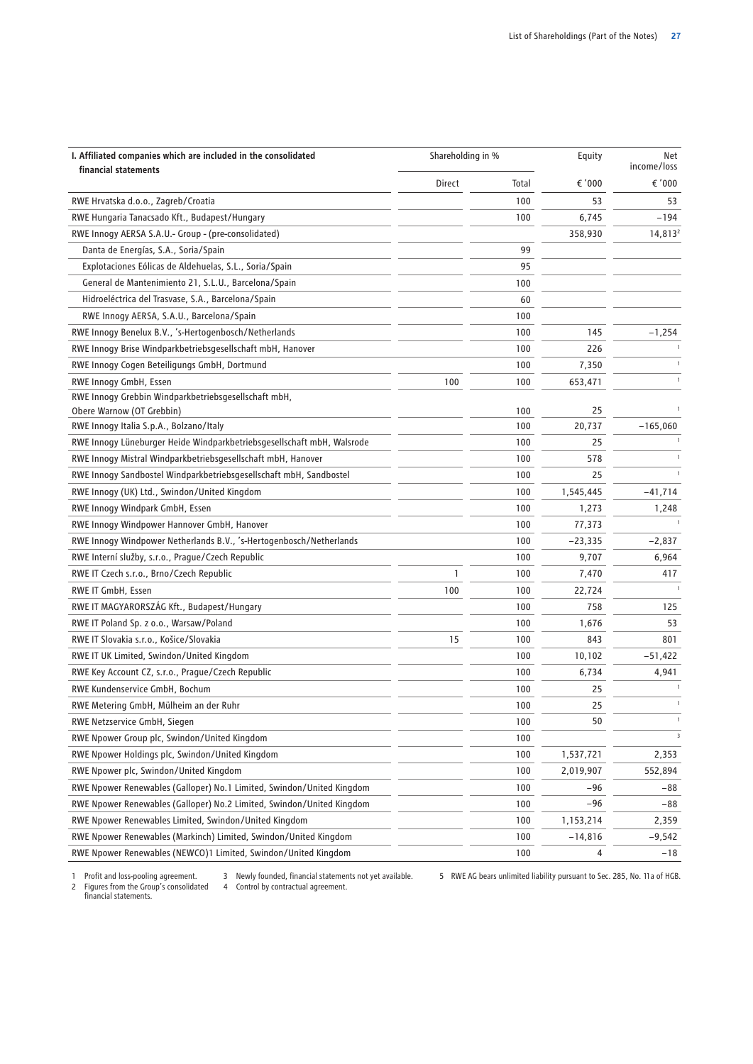| I. Affiliated companies which are included in the consolidated financial statements | Shareholding in % | | Equity | Net income/loss |
|---|---|---|---|---|
| | Direct | Total | € '000 | € '000 |
| RWE Hrvatska d.o.o., Zagreb/Croatia | | 100 | 53 | 53 |
| RWE Hungaria Tanacsado Kft., Budapest/Hungary | | 100 | 6,745 | −194 |
| RWE Innogy AERSA S.A.U.- Group - (pre-consolidated) | | | 358,930 | 14,813[2] |
| Danta de Energías, S.A., Soria/Spain | | 99 | | |
| Explotaciones Eólicas de Aldehuelas, S.L., Soria/Spain | | 95 | | |
| General de Mantenimiento 21, S.L.U., Barcelona/Spain | | 100 | | |
| Hidroeléctrica del Trasvase, S.A., Barcelona/Spain | | 60 | | |
| RWE Innogy AERSA, S.A.U., Barcelona/Spain | | 100 | | |
| RWE Innogy Benelux B.V., 's-Hertogenbosch/Netherlands | | 100 | 145 | −1,254 |
| RWE Innogy Brise Windparkbetriebsgesellschaft mbH, Hanover | | 100 | 226 | [1] |
| RWE Innogy Cogen Beteiligungs GmbH, Dortmund | | 100 | 7,350 | [1] |
| RWE Innogy GmbH, Essen | 100 | 100 | 653,471 | [1] |
| RWE Innogy Grebbin Windparkbetriebsgesellschaft mbH, Obere Warnow (OT Grebbin) | | 100 | 25 | [1] |
| RWE Innogy Italia S.p.A., Bolzano/Italy | | 100 | 20,737 | −165,060 |
| RWE Innogy Lüneburger Heide Windparkbetriebsgesellschaft mbH, Walsrode | | 100 | 25 | [1] |
| RWE Innogy Mistral Windparkbetriebsgesellschaft mbH, Hanover | | 100 | 578 | [1] |
| RWE Innogy Sandbostel Windparkbetriebsgesellschaft mbH, Sandbostel | | 100 | 25 | [1] |
| RWE Innogy (UK) Ltd., Swindon/United Kingdom | | 100 | 1,545,445 | −41,714 |
| RWE Innogy Windpark GmbH, Essen | | 100 | 1,273 | 1,248 |
| RWE Innogy Windpower Hannover GmbH, Hanover | | 100 | 77,373 | [1] |
| RWE Innogy Windpower Netherlands B.V., 's-Hertogenbosch/Netherlands | | 100 | −23,335 | −2,837 |
| RWE Interní služby, s.r.o., Prague/Czech Republic | | 100 | 9,707 | 6,964 |
| RWE IT Czech s.r.o., Brno/Czech Republic | 1 | 100 | 7,470 | 417 |
| RWE IT GmbH, Essen | 100 | 100 | 22,724 | [1] |
| RWE IT MAGYARORSZÁG Kft., Budapest/Hungary | | 100 | 758 | 125 |
| RWE IT Poland Sp. z o.o., Warsaw/Poland | | 100 | 1,676 | 53 |
| RWE IT Slovakia s.r.o., Košice/Slovakia | 15 | 100 | 843 | 801 |
| RWE IT UK Limited, Swindon/United Kingdom | | 100 | 10,102 | −51,422 |
| RWE Key Account CZ, s.r.o., Prague/Czech Republic | | 100 | 6,734 | 4,941 |
| RWE Kundenservice GmbH, Bochum | | 100 | 25 | [1] |
| RWE Metering GmbH, Mülheim an der Ruhr | | 100 | 25 | [1] |
| RWE Netzservice GmbH, Siegen | | 100 | 50 | [1] |
| RWE Npower Group plc, Swindon/United Kingdom | | 100 | | [3] |
| RWE Npower Holdings plc, Swindon/United Kingdom | | 100 | 1,537,721 | 2,353 |
| RWE Npower plc, Swindon/United Kingdom | | 100 | 2,019,907 | 552,894 |
| RWE Npower Renewables (Galloper) No.1 Limited, Swindon/United Kingdom | | 100 | −96 | −88 |
| RWE Npower Renewables (Galloper) No.2 Limited, Swindon/United Kingdom | | 100 | −96 | −88 |
| RWE Npower Renewables Limited, Swindon/United Kingdom | | 100 | 1,153,214 | 2,359 |
| RWE Npower Renewables (Markinch) Limited, Swindon/United Kingdom | | 100 | −14,816 | −9,542 |
| RWE Npower Renewables (NEWCO)1 Limited, Swindon/United Kingdom | | 100 | 4 | −18 |

1 Profit and loss-pooling agreement.
2 Figures from the Group's consolidated financial statements.
3 Newly founded, financial statements not yet available.
4 Control by contractual agreement.
5 RWE AG bears unlimited liability pursuant to Sec. 285, No. 11a of HGB.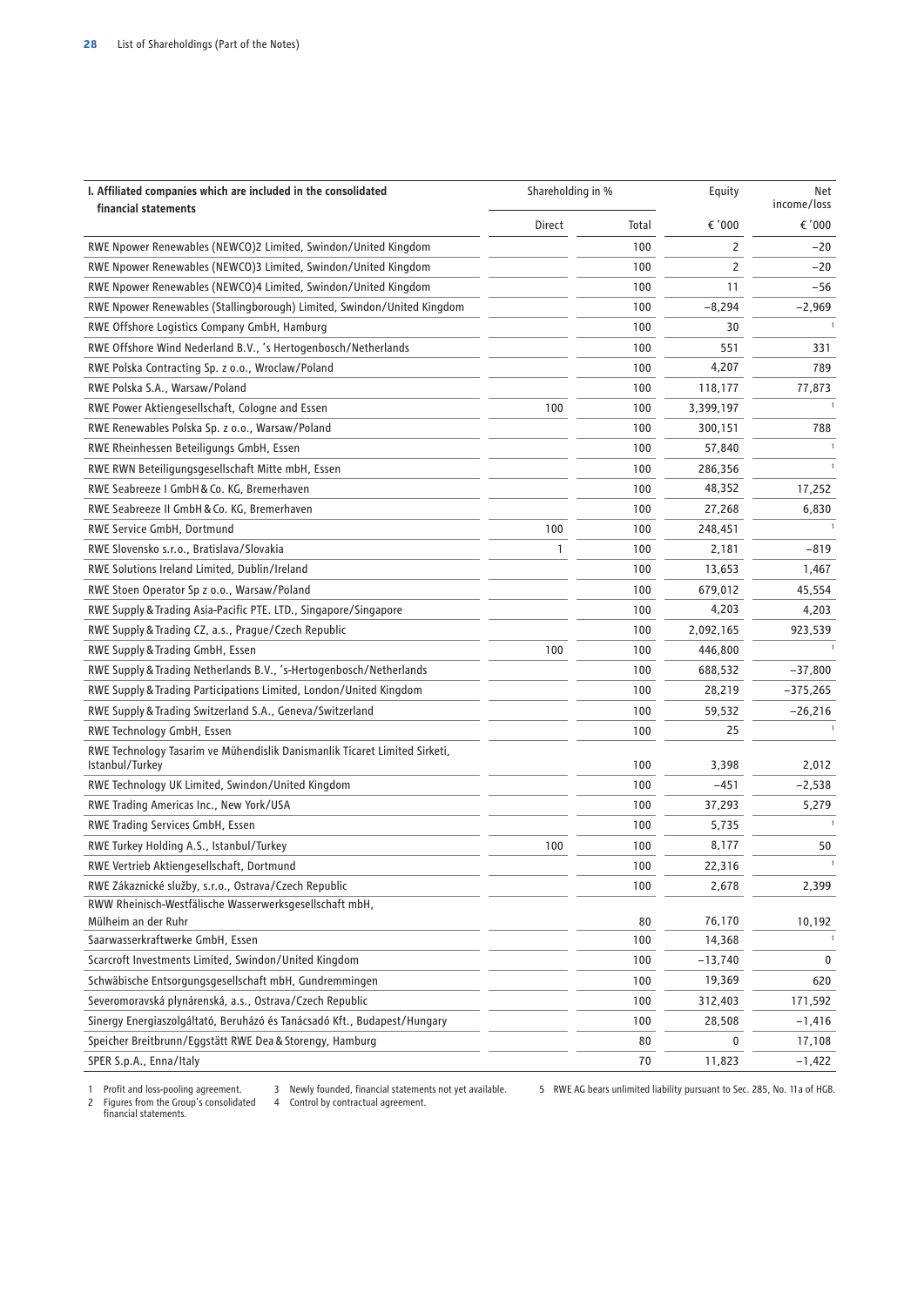| I. Affiliated companies which are included in the consolidated financial statements | Shareholding in % | | Equity | Net income/loss |
|---|---|---|---|---|
| | Direct | Total | € '000 | € '000 |
| RWE Npower Renewables (NEWCO)2 Limited, Swindon/United Kingdom | | 100 | 2 | −20 |
| RWE Npower Renewables (NEWCO)3 Limited, Swindon/United Kingdom | | 100 | 2 | −20 |
| RWE Npower Renewables (NEWCO)4 Limited, Swindon/United Kingdom | | 100 | 11 | −56 |
| RWE Npower Renewables (Stallingborough) Limited, Swindon/United Kingdom | | 100 | −8,294 | −2,969 |
| RWE Offshore Logistics Company GmbH, Hamburg | | 100 | 30 | [1] |
| RWE Offshore Wind Nederland B.V., 's Hertogenbosch/Netherlands | | 100 | 551 | 331 |
| RWE Polska Contracting Sp. z o.o., Wroclaw/Poland | | 100 | 4,207 | 789 |
| RWE Polska S.A., Warsaw/Poland | | 100 | 118,177 | 77,873 |
| RWE Power Aktiengesellschaft, Cologne and Essen | 100 | 100 | 3,399,197 | [1] |
| RWE Renewables Polska Sp. z o.o., Warsaw/Poland | | 100 | 300,151 | 788 |
| RWE Rheinhessen Beteiligungs GmbH, Essen | | 100 | 57,840 | [1] |
| RWE RWN Beteiligungsgesellschaft Mitte mbH, Essen | | 100 | 286,356 | [1] |
| RWE Seabreeze I GmbH & Co. KG, Bremerhaven | | 100 | 48,352 | 17,252 |
| RWE Seabreeze II GmbH & Co. KG, Bremerhaven | | 100 | 27,268 | 6,830 |
| RWE Service GmbH, Dortmund | 100 | 100 | 248,451 | [1] |
| RWE Slovensko s.r.o., Bratislava/Slovakia | 1 | 100 | 2,181 | −819 |
| RWE Solutions Ireland Limited, Dublin/Ireland | | 100 | 13,653 | 1,467 |
| RWE Stoen Operator Sp z o.o., Warsaw/Poland | | 100 | 679,012 | 45,554 |
| RWE Supply & Trading Asia-Pacific PTE. LTD., Singapore/Singapore | | 100 | 4,203 | 4,203 |
| RWE Supply & Trading CZ, a.s., Prague/Czech Republic | | 100 | 2,092,165 | 923,539 |
| RWE Supply & Trading GmbH, Essen | 100 | 100 | 446,800 | [1] |
| RWE Supply & Trading Netherlands B.V., 's-Hertogenbosch/Netherlands | | 100 | 688,532 | −37,800 |
| RWE Supply & Trading Participations Limited, London/United Kingdom | | 100 | 28,219 | −375,265 |
| RWE Supply & Trading Switzerland S.A., Geneva/Switzerland | | 100 | 59,532 | −26,216 |
| RWE Technology GmbH, Essen | | 100 | 25 | [1] |
| RWE Technology Tasarim ve Mühendislik Danismanlik Ticaret Limited Sirketi, Istanbul/Turkey | | 100 | 3,398 | 2,012 |
| RWE Technology UK Limited, Swindon/United Kingdom | | 100 | −451 | −2,538 |
| RWE Trading Americas Inc., New York/USA | | 100 | 37,293 | 5,279 |
| RWE Trading Services GmbH, Essen | | 100 | 5,735 | [1] |
| RWE Turkey Holding A.S., Istanbul/Turkey | 100 | 100 | 8,177 | 50 |
| RWE Vertrieb Aktiengesellschaft, Dortmund | | 100 | 22,316 | [1] |
| RWE Zákaznické služby, s.r.o., Ostrava/Czech Republic | | 100 | 2,678 | 2,399 |
| RWW Rheinisch-Westfälische Wasserwerksgesellschaft mbH, Mülheim an der Ruhr | | 80 | 76,170 | 10,192 |
| Saarwasserkraftwerke GmbH, Essen | | 100 | 14,368 | [1] |
| Scarcroft Investments Limited, Swindon/United Kingdom | | 100 | −13,740 | 0 |
| Schwäbische Entsorgungsgesellschaft mbH, Gundremmingen | | 100 | 19,369 | 620 |
| Severomoravská plynárenská, a.s., Ostrava/Czech Republic | | 100 | 312,403 | 171,592 |
| Sinergy Energiaszolgáltató, Beruházó és Tanácsadó Kft., Budapest/Hungary | | 100 | 28,508 | −1,416 |
| Speicher Breitbrunn/Eggstätt RWE Dea & Storengy, Hamburg | | 80 | 0 | 17,108 |
| SPER S.p.A., Enna/Italy | | 70 | 11,823 | −1,422 |

1 Profit and loss-pooling agreement.
2 Figures from the Group's consolidated financial statements.
3 Newly founded, financial statements not yet available.
4 Control by contractual agreement.
5 RWE AG bears unlimited liability pursuant to Sec. 285, No. 11a of HGB.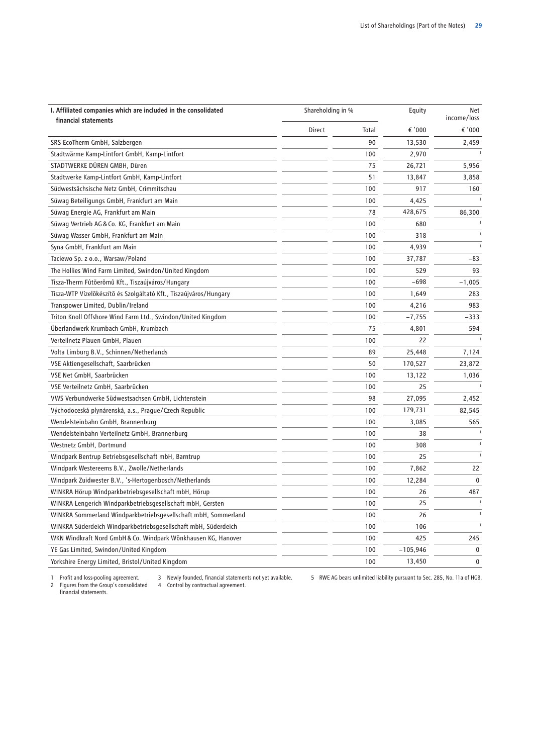| I. Affiliated companies which are included in the consolidated financial statements | Shareholding in % | | Equity | Net income/loss |
|---|---|---|---|---|
| | Direct | Total | € '000 | € '000 |
| SRS EcoTherm GmbH, Salzbergen | | 90 | 13,530 | 2,459 |
| Stadtwärme Kamp-Lintfort GmbH, Kamp-Lintfort | | 100 | 2,970 | [1] |
| STADTWERKE DÜREN GMBH, Düren | | 75 | 26,721 | 5,956 |
| Stadtwerke Kamp-Lintfort GmbH, Kamp-Lintfort | | 51 | 13,847 | 3,858 |
| Südwestsächsische Netz GmbH, Crimmitschau | | 100 | 917 | 160 |
| Süwag Beteiligungs GmbH, Frankfurt am Main | | 100 | 4,425 | [1] |
| Süwag Energie AG, Frankfurt am Main | | 78 | 428,675 | 86,300 |
| Süwag Vertrieb AG & Co. KG, Frankfurt am Main | | 100 | 680 | [1] |
| Süwag Wasser GmbH, Frankfurt am Main | | 100 | 318 | [1] |
| Syna GmbH, Frankfurt am Main | | 100 | 4,939 | [1] |
| Taciewo Sp. z o.o., Warsaw/Poland | | 100 | 37,787 | −83 |
| The Hollies Wind Farm Limited, Swindon/United Kingdom | | 100 | 529 | 93 |
| Tisza-Therm Fûtõerõmû Kft., Tiszaújváros/Hungary | | 100 | −698 | −1,005 |
| Tisza-WTP Vízelõkészítõ és Szolgáltató Kft., Tiszaújváros/Hungary | | 100 | 1,649 | 283 |
| Transpower Limited, Dublin/Ireland | | 100 | 4,216 | 983 |
| Triton Knoll Offshore Wind Farm Ltd., Swindon/United Kingdom | | 100 | −7,755 | −333 |
| Überlandwerk Krumbach GmbH, Krumbach | | 75 | 4,801 | 594 |
| Verteilnetz Plauen GmbH, Plauen | | 100 | 22 | [1] |
| Volta Limburg B.V., Schinnen/Netherlands | | 89 | 25,448 | 7,124 |
| VSE Aktiengesellschaft, Saarbrücken | | 50 | 170,527 | 23,872 |
| VSE Net GmbH, Saarbrücken | | 100 | 13,122 | 1,036 |
| VSE Verteilnetz GmbH, Saarbrücken | | 100 | 25 | [1] |
| VWS Verbundwerke Südwestsachsen GmbH, Lichtenstein | | 98 | 27,095 | 2,452 |
| Východoceská plynárenská, a.s., Prague/Czech Republic | | 100 | 179,731 | 82,545 |
| Wendelsteinbahn GmbH, Brannenburg | | 100 | 3,085 | 565 |
| Wendelsteinbahn Verteilnetz GmbH, Brannenburg | | 100 | 38 | [1] |
| Westnetz GmbH, Dortmund | | 100 | 308 | [1] |
| Windpark Bentrup Betriebsgesellschaft mbH, Barntrup | | 100 | 25 | [1] |
| Windpark Westereems B.V., Zwolle/Netherlands | | 100 | 7,862 | 22 |
| Windpark Zuidwester B.V., 's-Hertogenbosch/Netherlands | | 100 | 12,284 | 0 |
| WINKRA Hörup Windparkbetriebsgesellschaft mbH, Hörup | | 100 | 26 | 487 |
| WINKRA Lengerich Windparkbetriebsgesellschaft mbH, Gersten | | 100 | 25 | [1] |
| WINKRA Sommerland Windparkbetriebsgesellschaft mbH, Sommerland | | 100 | 26 | [1] |
| WINKRA Süderdeich Windparkbetriebsgesellschaft mbH, Süderdeich | | 100 | 106 | [1] |
| WKN Windkraft Nord GmbH & Co. Windpark Wönkhausen KG, Hanover | | 100 | 425 | 245 |
| YE Gas Limited, Swindon/United Kingdom | | 100 | −105,946 | 0 |
| Yorkshire Energy Limited, Bristol/United Kingdom | | 100 | 13,450 | 0 |

1 Profit and loss-pooling agreement.
2 Figures from the Group's consolidated financial statements.
3 Newly founded, financial statements not yet available.
4 Control by contractual agreement.
5 RWE AG bears unlimited liability pursuant to Sec. 285, No. 11a of HGB.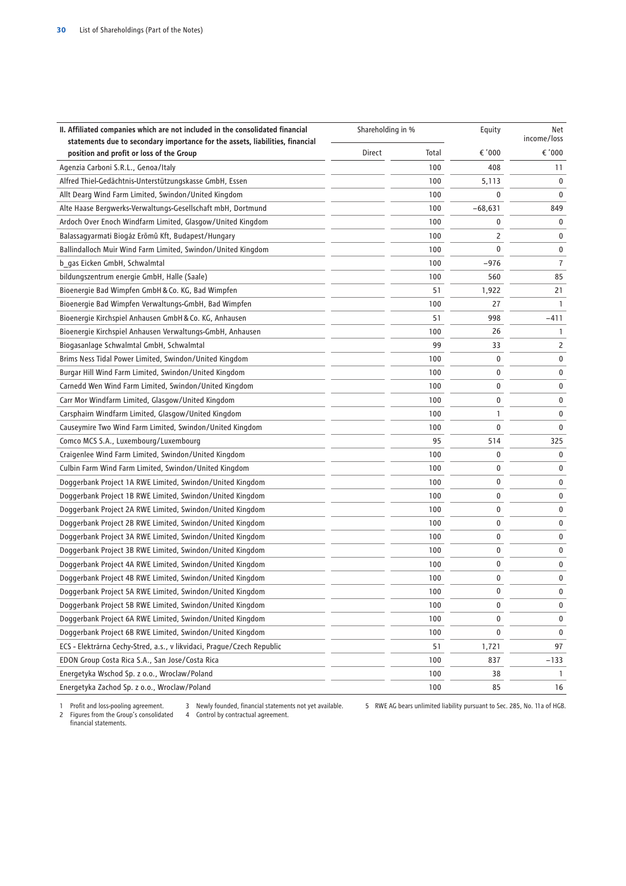| II. Affiliated companies which are not included in the consolidated financial statements due to secondary importance for the assets, liabilities, financial position and profit or loss of the Group | Shareholding in % | | Equity | Net income/loss |
|---|---|---|---|---|
| | Direct | Total | € '000 | € '000 |
| Agenzia Carboni S.R.L., Genoa/Italy | | 100 | 408 | 11 |
| Alfred Thiel-Gedächtnis-Unterstützungskasse GmbH, Essen | | 100 | 5,113 | 0 |
| Allt Dearg Wind Farm Limited, Swindon/United Kingdom | | 100 | 0 | 0 |
| Alte Haase Bergwerks-Verwaltungs-Gesellschaft mbH, Dortmund | | 100 | −68,631 | 849 |
| Ardoch Over Enoch Windfarm Limited, Glasgow/United Kingdom | | 100 | 0 | 0 |
| Balassagyarmati Biogáz Erömû Kft, Budapest/Hungary | | 100 | 2 | 0 |
| Ballindalloch Muir Wind Farm Limited, Swindon/United Kingdom | | 100 | 0 | 0 |
| b_gas Eicken GmbH, Schwalmtal | | 100 | −976 | 7 |
| bildungszentrum energie GmbH, Halle (Saale) | | 100 | 560 | 85 |
| Bioenergie Bad Wimpfen GmbH & Co. KG, Bad Wimpfen | | 51 | 1,922 | 21 |
| Bioenergie Bad Wimpfen Verwaltungs-GmbH, Bad Wimpfen | | 100 | 27 | 1 |
| Bioenergie Kirchspiel Anhausen GmbH & Co. KG, Anhausen | | 51 | 998 | −411 |
| Bioenergie Kirchspiel Anhausen Verwaltungs-GmbH, Anhausen | | 100 | 26 | 1 |
| Biogasanlage Schwalmtal GmbH, Schwalmtal | | 99 | 33 | 2 |
| Brims Ness Tidal Power Limited, Swindon/United Kingdom | | 100 | 0 | 0 |
| Burgar Hill Wind Farm Limited, Swindon/United Kingdom | | 100 | 0 | 0 |
| Carnedd Wen Wind Farm Limited, Swindon/United Kingdom | | 100 | 0 | 0 |
| Carr Mor Windfarm Limited, Glasgow/United Kingdom | | 100 | 0 | 0 |
| Carsphairn Windfarm Limited, Glasgow/United Kingdom | | 100 | 1 | 0 |
| Causeymire Two Wind Farm Limited, Swindon/United Kingdom | | 100 | 0 | 0 |
| Comco MCS S.A., Luxembourg/Luxembourg | | 95 | 514 | 325 |
| Craigenlee Wind Farm Limited, Swindon/United Kingdom | | 100 | 0 | 0 |
| Culbin Farm Wind Farm Limited, Swindon/United Kingdom | | 100 | 0 | 0 |
| Doggerbank Project 1A RWE Limited, Swindon/United Kingdom | | 100 | 0 | 0 |
| Doggerbank Project 1B RWE Limited, Swindon/United Kingdom | | 100 | 0 | 0 |
| Doggerbank Project 2A RWE Limited, Swindon/United Kingdom | | 100 | 0 | 0 |
| Doggerbank Project 2B RWE Limited, Swindon/United Kingdom | | 100 | 0 | 0 |
| Doggerbank Project 3A RWE Limited, Swindon/United Kingdom | | 100 | 0 | 0 |
| Doggerbank Project 3B RWE Limited, Swindon/United Kingdom | | 100 | 0 | 0 |
| Doggerbank Project 4A RWE Limited, Swindon/United Kingdom | | 100 | 0 | 0 |
| Doggerbank Project 4B RWE Limited, Swindon/United Kingdom | | 100 | 0 | 0 |
| Doggerbank Project 5A RWE Limited, Swindon/United Kingdom | | 100 | 0 | 0 |
| Doggerbank Project 5B RWE Limited, Swindon/United Kingdom | | 100 | 0 | 0 |
| Doggerbank Project 6A RWE Limited, Swindon/United Kingdom | | 100 | 0 | 0 |
| Doggerbank Project 6B RWE Limited, Swindon/United Kingdom | | 100 | 0 | 0 |
| ECS - Elektrárna Cechy-Stred, a.s., v likvidaci, Prague/Czech Republic | | 51 | 1,721 | 97 |
| EDON Group Costa Rica S.A., San Jose/Costa Rica | | 100 | 837 | −133 |
| Energetyka Wschod Sp. z o.o., Wroclaw/Poland | | 100 | 38 | 1 |
| Energetyka Zachod Sp. z o.o., Wroclaw/Poland | | 100 | 85 | 16 |

1 Profit and loss-pooling agreement.
2 Figures from the Group's consolidated financial statements.
3 Newly founded, financial statements not yet available.
4 Control by contractual agreement.
5 RWE AG bears unlimited liability pursuant to Sec. 285, No. 11a of HGB.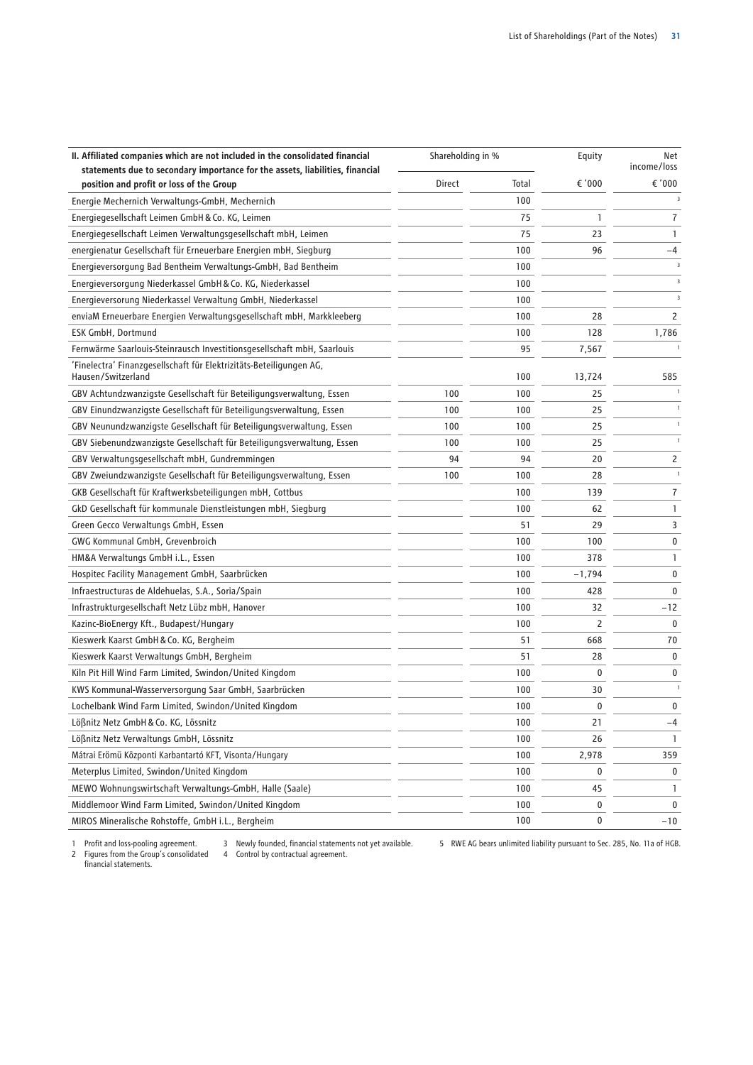| II. Affiliated companies which are not included in the consolidated financial statements due to secondary importance for the assets, liabilities, financial position and profit or loss of the Group | Shareholding in % | | Equity | Net income/loss |
|---|---|---|---|---|
| | Direct | Total | € '000 | € '000 |
| Energie Mechernich Verwaltungs-GmbH, Mechernich | | 100 | | [3] |
| Energiegesellschaft Leimen GmbH & Co. KG, Leimen | | 75 | 1 | 7 |
| Energiegesellschaft Leimen Verwaltungsgesellschaft mbH, Leimen | | 75 | 23 | 1 |
| energienatur Gesellschaft für Erneuerbare Energien mbH, Siegburg | | 100 | 96 | –4 |
| Energieversorgung Bad Bentheim Verwaltungs-GmbH, Bad Bentheim | | 100 | | [3] |
| Energieversorgung Niederkassel GmbH & Co. KG, Niederkassel | | 100 | | [3] |
| Energieversorung Niederkassel Verwaltung GmbH, Niederkassel | | 100 | | [3] |
| enviaM Erneuerbare Energien Verwaltungsgesellschaft mbH, Markkleeberg | | 100 | 28 | 2 |
| ESK GmbH, Dortmund | | 100 | 128 | 1,786 |
| Fernwärme Saarlouis-Steinrausch Investitionsgesellschaft mbH, Saarlouis | | 95 | 7,567 | [1] |
| 'Finelectra' Finanzgesellschaft für Elektrizitäts-Beteiligungen AG, Hausen/Switzerland | | 100 | 13,724 | 585 |
| GBV Achtundzwanzigste Gesellschaft für Beteiligungsverwaltung, Essen | 100 | 100 | 25 | [1] |
| GBV Einundzwanzigste Gesellschaft für Beteiligungsverwaltung, Essen | 100 | 100 | 25 | [1] |
| GBV Neunundzwanzigste Gesellschaft für Beteiligungsverwaltung, Essen | 100 | 100 | 25 | [1] |
| GBV Siebenundzwanzigste Gesellschaft für Beteiligungsverwaltung, Essen | 100 | 100 | 25 | [1] |
| GBV Verwaltungsgesellschaft mbH, Gundremmingen | 94 | 94 | 20 | 2 |
| GBV Zweiundzwanzigste Gesellschaft für Beteiligungsverwaltung, Essen | 100 | 100 | 28 | [1] |
| GKB Gesellschaft für Kraftwerksbeteiligungen mbH, Cottbus | | 100 | 139 | 7 |
| GkD Gesellschaft für kommunale Dienstleistungen mbH, Siegburg | | 100 | 62 | 1 |
| Green Gecco Verwaltungs GmbH, Essen | | 51 | 29 | 3 |
| GWG Kommunal GmbH, Grevenbroich | | 100 | 100 | 0 |
| HM&A Verwaltungs GmbH i.L., Essen | | 100 | 378 | 1 |
| Hospitec Facility Management GmbH, Saarbrücken | | 100 | –1,794 | 0 |
| Infraestructuras de Aldehuelas, S.A., Soria/Spain | | 100 | 428 | 0 |
| Infrastrukturgesellschaft Netz Lübz mbH, Hanover | | 100 | 32 | –12 |
| Kazinc-BioEnergy Kft., Budapest/Hungary | | 100 | 2 | 0 |
| Kieswerk Kaarst GmbH & Co. KG, Bergheim | | 51 | 668 | 70 |
| Kieswerk Kaarst Verwaltungs GmbH, Bergheim | | 51 | 28 | 0 |
| Kiln Pit Hill Wind Farm Limited, Swindon/United Kingdom | | 100 | 0 | 0 |
| KWS Kommunal-Wasserversorgung Saar GmbH, Saarbrücken | | 100 | 30 | [1] |
| Lochelbank Wind Farm Limited, Swindon/United Kingdom | | 100 | 0 | 0 |
| Lößnitz Netz GmbH & Co. KG, Lössnitz | | 100 | 21 | –4 |
| Lößnitz Netz Verwaltungs GmbH, Lössnitz | | 100 | 26 | 1 |
| Mátrai Erömü Központi Karbantartó KFT, Visonta/Hungary | | 100 | 2,978 | 359 |
| Meterplus Limited, Swindon/United Kingdom | | 100 | 0 | 0 |
| MEWO Wohnungswirtschaft Verwaltungs-GmbH, Halle (Saale) | | 100 | 45 | 1 |
| Middlemoor Wind Farm Limited, Swindon/United Kingdom | | 100 | 0 | 0 |
| MIROS Mineralische Rohstoffe, GmbH i.L., Bergheim | | 100 | 0 | –10 |

1 Profit and loss-pooling agreement.
2 Figures from the Group's consolidated financial statements.
3 Newly founded, financial statements not yet available.
4 Control by contractual agreement.
5 RWE AG bears unlimited liability pursuant to Sec. 285, No. 11a of HGB.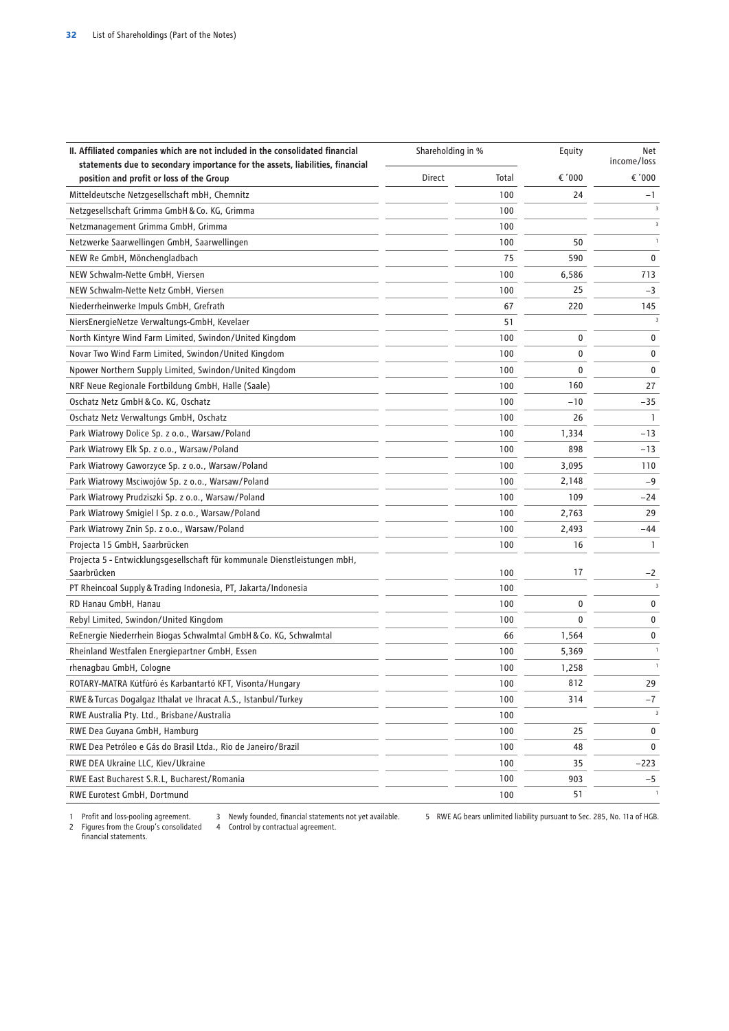| II. Affiliated companies which are not included in the consolidated financial statements due to secondary importance for the assets, liabilities, financial position and profit or loss of the Group | Shareholding in % | | Equity | Net income/loss |
|---|---|---|---|---|
| | Direct | Total | € '000 | € '000 |
| Mitteldeutsche Netzgesellschaft mbH, Chemnitz | | 100 | 24 | –1 |
| Netzgesellschaft Grimma GmbH & Co. KG, Grimma | | 100 | | [3] |
| Netzmanagement Grimma GmbH, Grimma | | 100 | | [3] |
| Netzwerke Saarwellingen GmbH, Saarwellingen | | 100 | 50 | [1] |
| NEW Re GmbH, Mönchengladbach | | 75 | 590 | 0 |
| NEW Schwalm-Nette GmbH, Viersen | | 100 | 6,586 | 713 |
| NEW Schwalm-Nette Netz GmbH, Viersen | | 100 | 25 | –3 |
| Niederrheinwerke Impuls GmbH, Grefrath | | 67 | 220 | 145 |
| NiersEnergieNetze Verwaltungs-GmbH, Kevelaer | | 51 | | [3] |
| North Kintyre Wind Farm Limited, Swindon/United Kingdom | | 100 | 0 | 0 |
| Novar Two Wind Farm Limited, Swindon/United Kingdom | | 100 | 0 | 0 |
| Npower Northern Supply Limited, Swindon/United Kingdom | | 100 | 0 | 0 |
| NRF Neue Regionale Fortbildung GmbH, Halle (Saale) | | 100 | 160 | 27 |
| Oschatz Netz GmbH & Co. KG, Oschatz | | 100 | –10 | –35 |
| Oschatz Netz Verwaltungs GmbH, Oschatz | | 100 | 26 | 1 |
| Park Wiatrowy Dolice Sp. z o.o., Warsaw/Poland | | 100 | 1,334 | –13 |
| Park Wiatrowy Elk Sp. z o.o., Warsaw/Poland | | 100 | 898 | –13 |
| Park Wiatrowy Gaworzyce Sp. z o.o., Warsaw/Poland | | 100 | 3,095 | 110 |
| Park Wiatrowy Msciwojów Sp. z o.o., Warsaw/Poland | | 100 | 2,148 | –9 |
| Park Wiatrowy Prudziszki Sp. z o.o., Warsaw/Poland | | 100 | 109 | –24 |
| Park Wiatrowy Smigiel I Sp. z o.o., Warsaw/Poland | | 100 | 2,763 | 29 |
| Park Wiatrowy Znin Sp. z o.o., Warsaw/Poland | | 100 | 2,493 | –44 |
| Projecta 15 GmbH, Saarbrücken | | 100 | 16 | 1 |
| Projecta 5 - Entwicklungsgesellschaft für kommunale Dienstleistungen mbH, Saarbrücken | | 100 | 17 | –2 |
| PT Rheincoal Supply & Trading Indonesia, PT, Jakarta/Indonesia | | 100 | | [3] |
| RD Hanau GmbH, Hanau | | 100 | 0 | 0 |
| Rebyl Limited, Swindon/United Kingdom | | 100 | 0 | 0 |
| ReEnergie Niederrhein Biogas Schwalmtal GmbH & Co. KG, Schwalmtal | | 66 | 1,564 | 0 |
| Rheinland Westfalen Energiepartner GmbH, Essen | | 100 | 5,369 | [1] |
| rhenagbau GmbH, Cologne | | 100 | 1,258 | [1] |
| ROTARY-MATRA Kútfúró és Karbantartó KFT, Visonta/Hungary | | 100 | 812 | 29 |
| RWE & Turcas Dogalgaz Ithalat ve Ihracat A.S., Istanbul/Turkey | | 100 | 314 | –7 |
| RWE Australia Pty. Ltd., Brisbane/Australia | | 100 | | [3] |
| RWE Dea Guyana GmbH, Hamburg | | 100 | 25 | 0 |
| RWE Dea Petróleo e Gás do Brasil Ltda., Rio de Janeiro/Brazil | | 100 | 48 | 0 |
| RWE DEA Ukraine LLC, Kiev/Ukraine | | 100 | 35 | –223 |
| RWE East Bucharest S.R.L, Bucharest/Romania | | 100 | 903 | –5 |
| RWE Eurotest GmbH, Dortmund | | 100 | 51 | [1] |

1 Profit and loss-pooling agreement.
2 Figures from the Group's consolidated financial statements.
3 Newly founded, financial statements not yet available.
4 Control by contractual agreement.
5 RWE AG bears unlimited liability pursuant to Sec. 285, No. 11a of HGB.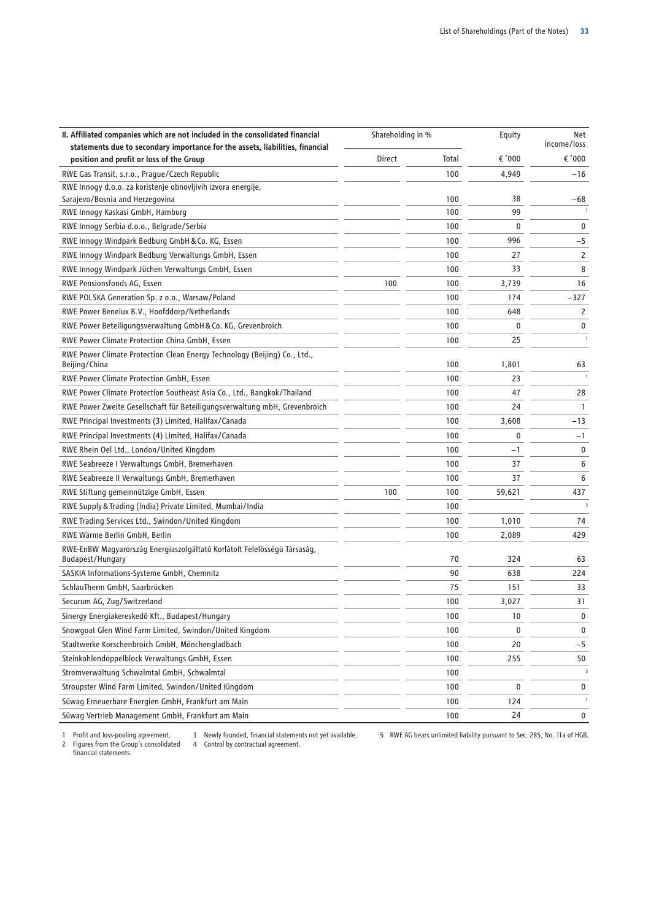| II. Affiliated companies which are not included in the consolidated financial statements due to secondary importance for the assets, liabilities, financial position and profit or loss of the Group | Shareholding in % | | Equity | Net income/loss |
|---|---|---|---|---|
| | Direct | Total | € '000 | € '000 |
| RWE Gas Transit, s.r.o., Prague/Czech Republic | | 100 | 4,949 | –16 |
| RWE Innogy d.o.o. za koristenje obnovljivih izvora energije, Sarajevo/Bosnia and Herzegovina | | 100 | 38 | –68 |
| RWE Innogy Kaskasi GmbH, Hamburg | | 100 | 99 | [1] |
| RWE Innogy Serbia d.o.o., Belgrade/Serbia | | 100 | 0 | 0 |
| RWE Innogy Windpark Bedburg GmbH & Co. KG, Essen | | 100 | 996 | –5 |
| RWE Innogy Windpark Bedburg Verwaltungs GmbH, Essen | | 100 | 27 | 2 |
| RWE Innogy Windpark Jüchen Verwaltungs GmbH, Essen | | 100 | 33 | 8 |
| RWE Pensionsfonds AG, Essen | 100 | 100 | 3,739 | 16 |
| RWE POLSKA Generation Sp. z o.o., Warsaw/Poland | | 100 | 174 | –327 |
| RWE Power Benelux B.V., Hoofddorp/Netherlands | | 100 | 648 | 2 |
| RWE Power Beteiligungsverwaltung GmbH & Co. KG, Grevenbroich | | 100 | 0 | 0 |
| RWE Power Climate Protection China GmbH, Essen | | 100 | 25 | [1] |
| RWE Power Climate Protection Clean Energy Technology (Beijing) Co., Ltd., Beijing/China | | 100 | 1,801 | 63 |
| RWE Power Climate Protection GmbH, Essen | | 100 | 23 | [1] |
| RWE Power Climate Protection Southeast Asia Co., Ltd., Bangkok/Thailand | | 100 | 47 | 28 |
| RWE Power Zweite Gesellschaft für Beteiligungsverwaltung mbH, Grevenbroich | | 100 | 24 | 1 |
| RWE Principal Investments (3) Limited, Halifax/Canada | | 100 | 3,608 | –13 |
| RWE Principal Investments (4) Limited, Halifax/Canada | | 100 | 0 | –1 |
| RWE Rhein Oel Ltd., London/United Kingdom | | 100 | –1 | 0 |
| RWE Seabreeze I Verwaltungs GmbH, Bremerhaven | | 100 | 37 | 6 |
| RWE Seabreeze II Verwaltungs GmbH, Bremerhaven | | 100 | 37 | 6 |
| RWE Stiftung gemeinnützige GmbH, Essen | 100 | 100 | 59,621 | 437 |
| RWE Supply & Trading (India) Private Limited, Mumbai/India | | 100 | | [3] |
| RWE Trading Services Ltd., Swindon/United Kingdom | | 100 | 1,010 | 74 |
| RWE Wärme Berlin GmbH, Berlin | | 100 | 2,089 | 429 |
| RWE-EnBW Magyarország Energiaszolgáltató Korlátolt Felelösségü Társaság, Budapest/Hungary | | 70 | 324 | 63 |
| SASKIA Informations-Systeme GmbH, Chemnitz | | 90 | 638 | 224 |
| SchlauTherm GmbH, Saarbrücken | | 75 | 151 | 33 |
| Securum AG, Zug/Switzerland | | 100 | 3,027 | 31 |
| Sinergy Energiakereskedö Kft., Budapest/Hungary | | 100 | 10 | 0 |
| Snowgoat Glen Wind Farm Limited, Swindon/United Kingdom | | 100 | 0 | 0 |
| Stadtwerke Korschenbroich GmbH, Mönchengladbach | | 100 | 20 | –5 |
| Steinkohlendoppelblock Verwaltungs GmbH, Essen | | 100 | 255 | 50 |
| Stromverwaltung Schwalmtal GmbH, Schwalmtal | | 100 | | [3] |
| Stroupster Wind Farm Limited, Swindon/United Kingdom | | 100 | 0 | 0 |
| Süwag Erneuerbare Energien GmbH, Frankfurt am Main | | 100 | 124 | [1] |
| Süwag Vertrieb Management GmbH, Frankfurt am Main | | 100 | 24 | 0 |

1 Profit and loss-pooling agreement.
2 Figures from the Group's consolidated financial statements.
3 Newly founded, financial statements not yet available.
4 Control by contractual agreement.
5 RWE AG bears unlimited liability pursuant to Sec. 285, No. 11a of HGB.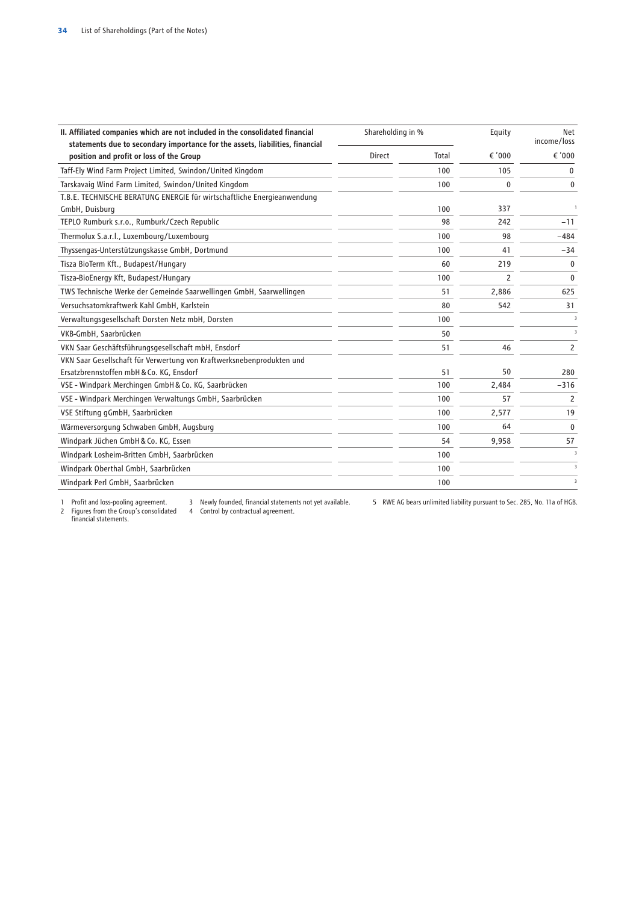| II. Affiliated companies which are not included in the consolidated financial statements due to secondary importance for the assets, liabilities, financial position and profit or loss of the Group | Shareholding in % | | Equity | Net income/loss |
|---|---|---|---|---|
| | Direct | Total | € '000 | € '000 |
| Taff-Ely Wind Farm Project Limited, Swindon/United Kingdom | | 100 | 105 | 0 |
| Tarskavaig Wind Farm Limited, Swindon/United Kingdom | | 100 | 0 | 0 |
| T.B.E. TECHNISCHE BERATUNG ENERGIE für wirtschaftliche Energieanwendung GmbH, Duisburg | | 100 | 337 | [1] |
| TEPLO Rumburk s.r.o., Rumburk/Czech Republic | | 98 | 242 | −11 |
| Thermolux S.a.r.l., Luxembourg/Luxembourg | | 100 | 98 | −484 |
| Thyssengas-Unterstützungskasse GmbH, Dortmund | | 100 | 41 | −34 |
| Tisza BioTerm Kft., Budapest/Hungary | | 60 | 219 | 0 |
| Tisza-BioEnergy Kft, Budapest/Hungary | | 100 | 2 | 0 |
| TWS Technische Werke der Gemeinde Saarwellingen GmbH, Saarwellingen | | 51 | 2,886 | 625 |
| Versuchsatomkraftwerk Kahl GmbH, Karlstein | | 80 | 542 | 31 |
| Verwaltungsgesellschaft Dorsten Netz mbH, Dorsten | | 100 | | [3] |
| VKB-GmbH, Saarbrücken | | 50 | | [3] |
| VKN Saar Geschäftsführungsgesellschaft mbH, Ensdorf | | 51 | 46 | 2 |
| VKN Saar Gesellschaft für Verwertung von Kraftwerksnebenprodukten und Ersatzbrennstoffen mbH & Co. KG, Ensdorf | | 51 | 50 | 280 |
| VSE - Windpark Merchingen GmbH & Co. KG, Saarbrücken | | 100 | 2,484 | −316 |
| VSE - Windpark Merchingen Verwaltungs GmbH, Saarbrücken | | 100 | 57 | 2 |
| VSE Stiftung gGmbH, Saarbrücken | | 100 | 2,577 | 19 |
| Wärmeversorgung Schwaben GmbH, Augsburg | | 100 | 64 | 0 |
| Windpark Jüchen GmbH & Co. KG, Essen | | 54 | 9,958 | 57 |
| Windpark Losheim-Britten GmbH, Saarbrücken | | 100 | | [3] |
| Windpark Oberthal GmbH, Saarbrücken | | 100 | | [3] |
| Windpark Perl GmbH, Saarbrücken | | 100 | | [3] |

1 Profit and loss-pooling agreement.
2 Figures from the Group's consolidated financial statements.
3 Newly founded, financial statements not yet available.
4 Control by contractual agreement.
5 RWE AG bears unlimited liability pursuant to Sec. 285, No. 11a of HGB.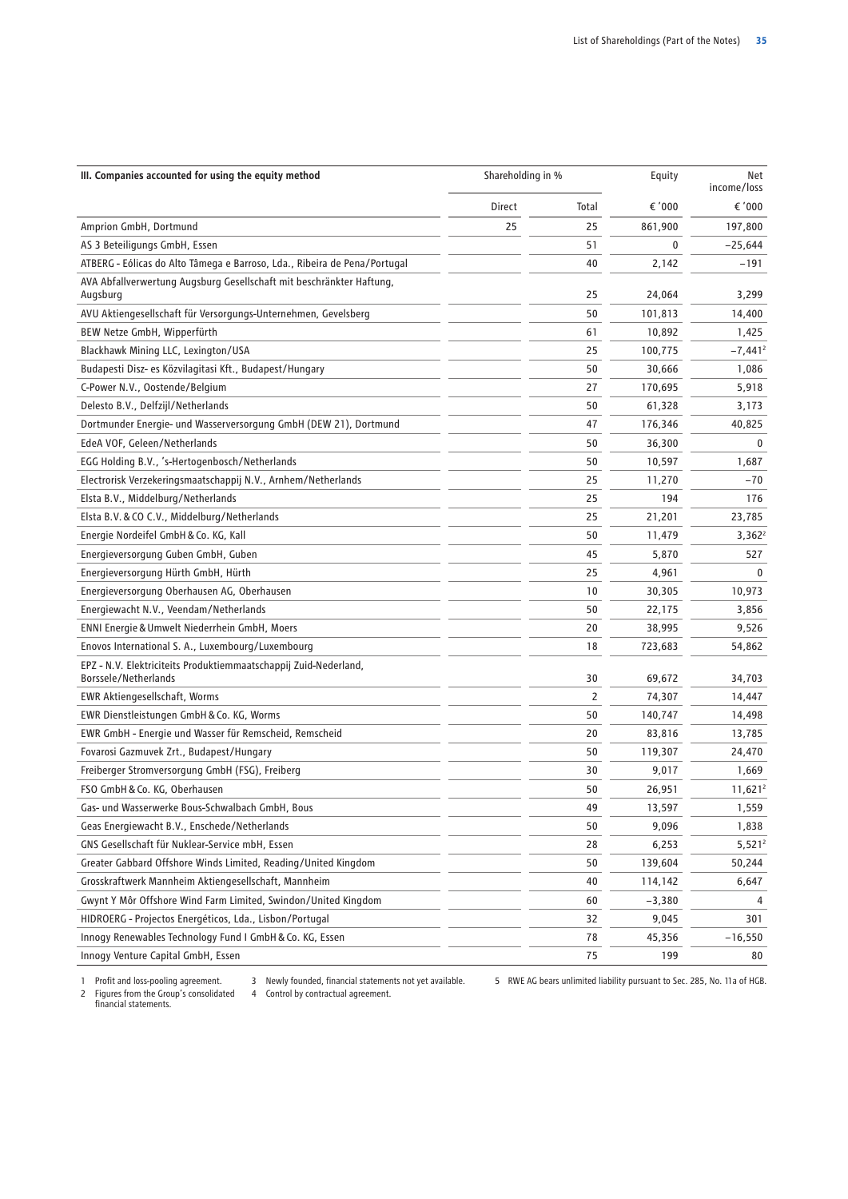| III. Companies accounted for using the equity method | Shareholding in % | | Equity | Net income/loss |
|---|---|---|---|---|
| | Direct | Total | € '000 | € '000 |
| Amprion GmbH, Dortmund | 25 | 25 | 861,900 | 197,800 |
| AS 3 Beteiligungs GmbH, Essen | | 51 | 0 | −25,644 |
| ATBERG - Eólicas do Alto Tâmega e Barroso, Lda., Ribeira de Pena/Portugal | | 40 | 2,142 | −191 |
| AVA Abfallverwertung Augsburg Gesellschaft mit beschränkter Haftung, Augsburg | | 25 | 24,064 | 3,299 |
| AVU Aktiengesellschaft für Versorgungs-Unternehmen, Gevelsberg | | 50 | 101,813 | 14,400 |
| BEW Netze GmbH, Wipperfürth | | 61 | 10,892 | 1,425 |
| Blackhawk Mining LLC, Lexington/USA | | 25 | 100,775 | −7,441[2] |
| Budapesti Disz- es Közvilagitasi Kft., Budapest/Hungary | | 50 | 30,666 | 1,086 |
| C-Power N.V., Oostende/Belgium | | 27 | 170,695 | 5,918 |
| Delesto B.V., Delfzijl/Netherlands | | 50 | 61,328 | 3,173 |
| Dortmunder Energie- und Wasserversorgung GmbH (DEW 21), Dortmund | | 47 | 176,346 | 40,825 |
| EdeA VOF, Geleen/Netherlands | | 50 | 36,300 | 0 |
| EGG Holding B.V., 's-Hertogenbosch/Netherlands | | 50 | 10,597 | 1,687 |
| Electrorisk Verzekeringsmaatschappij N.V., Arnhem/Netherlands | | 25 | 11,270 | −70 |
| Elsta B.V., Middelburg/Netherlands | | 25 | 194 | 176 |
| Elsta B.V. & CO C.V., Middelburg/Netherlands | | 25 | 21,201 | 23,785 |
| Energie Nordeifel GmbH & Co. KG, Kall | | 50 | 11,479 | 3,362[2] |
| Energieversorgung Guben GmbH, Guben | | 45 | 5,870 | 527 |
| Energieversorgung Hürth GmbH, Hürth | | 25 | 4,961 | 0 |
| Energieversorgung Oberhausen AG, Oberhausen | | 10 | 30,305 | 10,973 |
| Energiewacht N.V., Veendam/Netherlands | | 50 | 22,175 | 3,856 |
| ENNI Energie & Umwelt Niederrhein GmbH, Moers | | 20 | 38,995 | 9,526 |
| Enovos International S. A., Luxembourg/Luxembourg | | 18 | 723,683 | 54,862 |
| EPZ - N.V. Elektriciteits Produktiemmaatschappij Zuid-Nederland, Borssele/Netherlands | | 30 | 69,672 | 34,703 |
| EWR Aktiengesellschaft, Worms | | 2 | 74,307 | 14,447 |
| EWR Dienstleistungen GmbH & Co. KG, Worms | | 50 | 140,747 | 14,498 |
| EWR GmbH - Energie und Wasser für Remscheid, Remscheid | | 20 | 83,816 | 13,785 |
| Fovarosi Gazmuvek Zrt., Budapest/Hungary | | 50 | 119,307 | 24,470 |
| Freiberger Stromversorgung GmbH (FSG), Freiberg | | 30 | 9,017 | 1,669 |
| FSO GmbH & Co. KG, Oberhausen | | 50 | 26,951 | 11,621[2] |
| Gas- und Wasserwerke Bous-Schwalbach GmbH, Bous | | 49 | 13,597 | 1,559 |
| Geas Energiewacht B.V., Enschede/Netherlands | | 50 | 9,096 | 1,838 |
| GNS Gesellschaft für Nuklear-Service mbH, Essen | | 28 | 6,253 | 5,521[2] |
| Greater Gabbard Offshore Winds Limited, Reading/United Kingdom | | 50 | 139,604 | 50,244 |
| Grosskraftwerk Mannheim Aktiengesellschaft, Mannheim | | 40 | 114,142 | 6,647 |
| Gwynt Y Môr Offshore Wind Farm Limited, Swindon/United Kingdom | | 60 | −3,380 | 4 |
| HIDROERG - Projectos Energéticos, Lda., Lisbon/Portugal | | 32 | 9,045 | 301 |
| Innogy Renewables Technology Fund I GmbH & Co. KG, Essen | | 78 | 45,356 | −16,550 |
| Innogy Venture Capital GmbH, Essen | | 75 | 199 | 80 |

1 Profit and loss-pooling agreement.
2 Figures from the Group's consolidated financial statements.
3 Newly founded, financial statements not yet available.
4 Control by contractual agreement.
5 RWE AG bears unlimited liability pursuant to Sec. 285, No. 11a of HGB.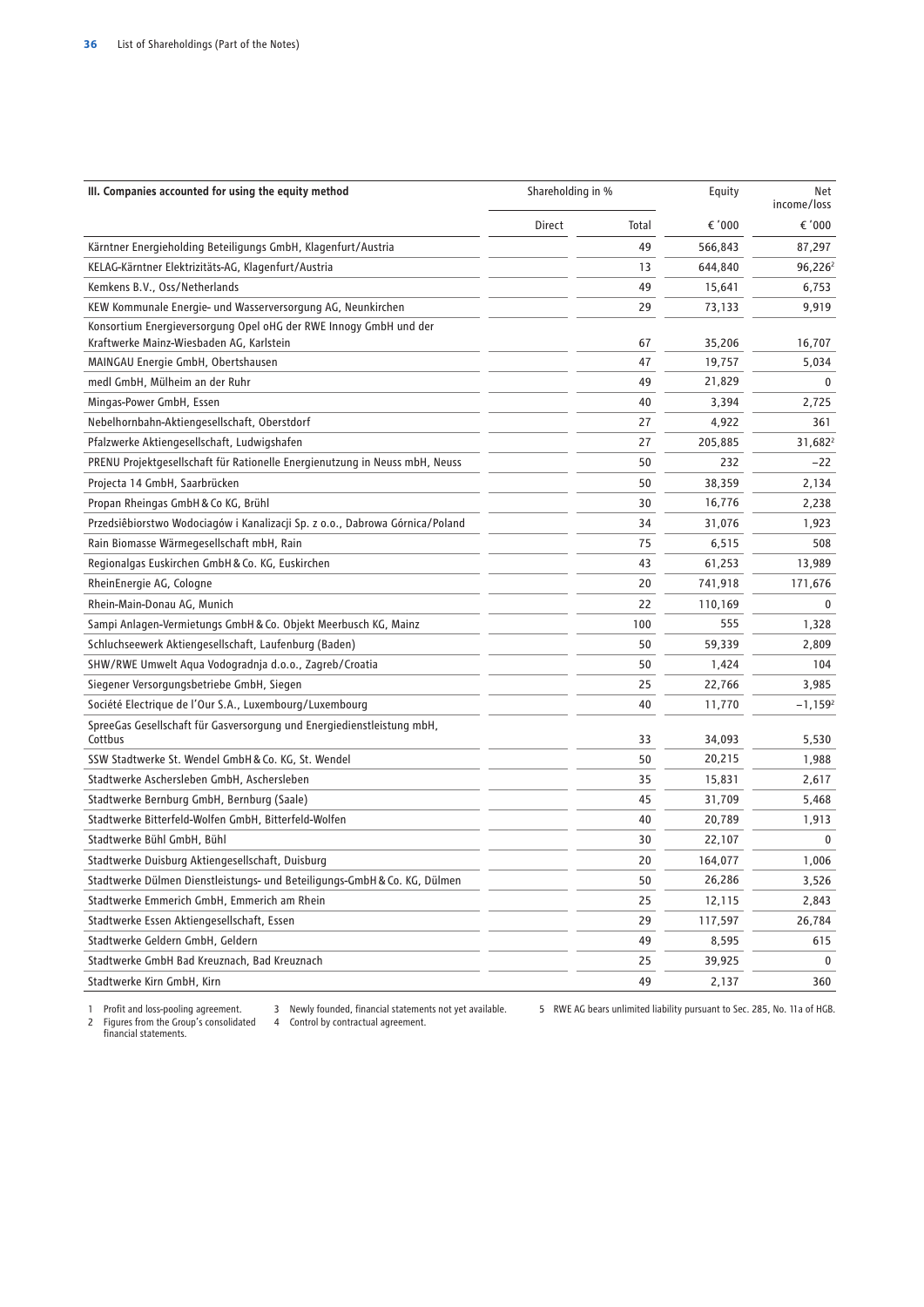| III. Companies accounted for using the equity method | Shareholding in % | | Equity | Net income/loss |
|---|---|---|---|---|
| | Direct | Total | € '000 | € '000 |
| Kärntner Energieholding Beteiligungs GmbH, Klagenfurt/Austria | | 49 | 566,843 | 87,297 |
| KELAG-Kärntner Elektrizitäts-AG, Klagenfurt/Austria | | 13 | 644,840 | 96,226[2] |
| Kemkens B.V., Oss/Netherlands | | 49 | 15,641 | 6,753 |
| KEW Kommunale Energie- und Wasserversorgung AG, Neunkirchen | | 29 | 73,133 | 9,919 |
| Konsortium Energieversorgung Opel oHG der RWE Innogy GmbH und der Kraftwerke Mainz-Wiesbaden AG, Karlstein | | 67 | 35,206 | 16,707 |
| MAINGAU Energie GmbH, Obertshausen | | 47 | 19,757 | 5,034 |
| medl GmbH, Mülheim an der Ruhr | | 49 | 21,829 | 0 |
| Mingas-Power GmbH, Essen | | 40 | 3,394 | 2,725 |
| Nebelhornbahn-Aktiengesellschaft, Oberstdorf | | 27 | 4,922 | 361 |
| Pfalzwerke Aktiengesellschaft, Ludwigshafen | | 27 | 205,885 | 31,682[2] |
| PRENU Projektgesellschaft für Rationelle Energienutzung in Neuss mbH, Neuss | | 50 | 232 | −22 |
| Projecta 14 GmbH, Saarbrücken | | 50 | 38,359 | 2,134 |
| Propan Rheingas GmbH & Co KG, Brühl | | 30 | 16,776 | 2,238 |
| Przedsiêbiorstwo Wodociagów i Kanalizacji Sp. z o.o., Dabrowa Górnica/Poland | | 34 | 31,076 | 1,923 |
| Rain Biomasse Wärmegesellschaft mbH, Rain | | 75 | 6,515 | 508 |
| Regionalgas Euskirchen GmbH & Co. KG, Euskirchen | | 43 | 61,253 | 13,989 |
| RheinEnergie AG, Cologne | | 20 | 741,918 | 171,676 |
| Rhein-Main-Donau AG, Munich | | 22 | 110,169 | 0 |
| Sampi Anlagen-Vermietungs GmbH & Co. Objekt Meerbusch KG, Mainz | | 100 | 555 | 1,328 |
| Schluchseewerk Aktiengesellschaft, Laufenburg (Baden) | | 50 | 59,339 | 2,809 |
| SHW/RWE Umwelt Aqua Vodogradnja d.o.o., Zagreb/Croatia | | 50 | 1,424 | 104 |
| Siegener Versorgungsbetriebe GmbH, Siegen | | 25 | 22,766 | 3,985 |
| Société Electrique de l'Our S.A., Luxembourg/Luxembourg | | 40 | 11,770 | −1,159[2] |
| SpreeGas Gesellschaft für Gasversorgung und Energiedienstleistung mbH, Cottbus | | 33 | 34,093 | 5,530 |
| SSW Stadtwerke St. Wendel GmbH & Co. KG, St. Wendel | | 50 | 20,215 | 1,988 |
| Stadtwerke Aschersleben GmbH, Aschersleben | | 35 | 15,831 | 2,617 |
| Stadtwerke Bernburg GmbH, Bernburg (Saale) | | 45 | 31,709 | 5,468 |
| Stadtwerke Bitterfeld-Wolfen GmbH, Bitterfeld-Wolfen | | 40 | 20,789 | 1,913 |
| Stadtwerke Bühl GmbH, Bühl | | 30 | 22,107 | 0 |
| Stadtwerke Duisburg Aktiengesellschaft, Duisburg | | 20 | 164,077 | 1,006 |
| Stadtwerke Dülmen Dienstleistungs- und Beteiligungs-GmbH & Co. KG, Dülmen | | 50 | 26,286 | 3,526 |
| Stadtwerke Emmerich GmbH, Emmerich am Rhein | | 25 | 12,115 | 2,843 |
| Stadtwerke Essen Aktiengesellschaft, Essen | | 29 | 117,597 | 26,784 |
| Stadtwerke Geldern GmbH, Geldern | | 49 | 8,595 | 615 |
| Stadtwerke GmbH Bad Kreuznach, Bad Kreuznach | | 25 | 39,925 | 0 |
| Stadtwerke Kirn GmbH, Kirn | | 49 | 2,137 | 360 |

1 Profit and loss-pooling agreement.
2 Figures from the Group's consolidated financial statements.
3 Newly founded, financial statements not yet available.
4 Control by contractual agreement.
5 RWE AG bears unlimited liability pursuant to Sec. 285, No. 11a of HGB.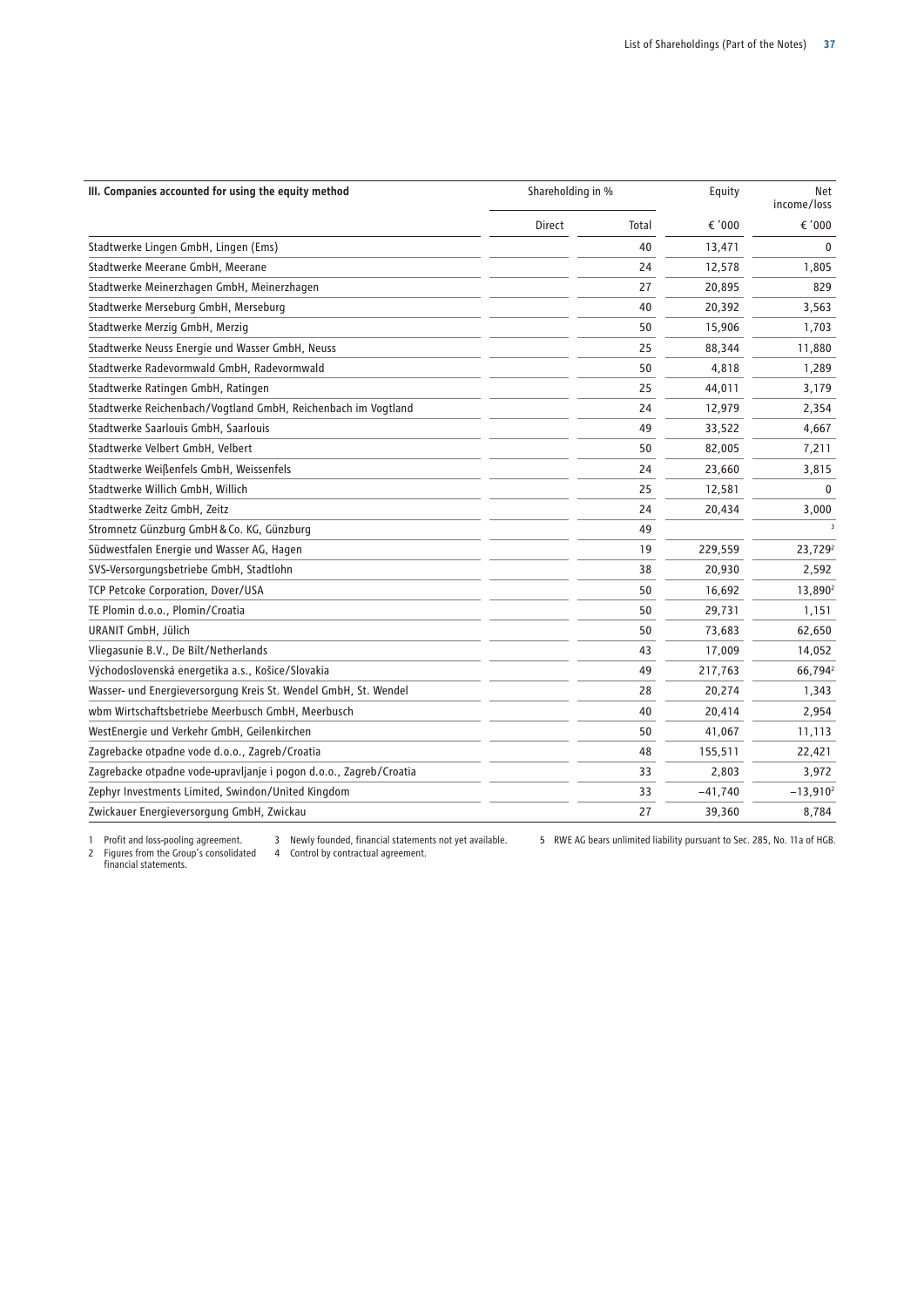| III. Companies accounted for using the equity method | Shareholding in % | | Equity | Net income/loss |
|---|---|---|---|---|
| | Direct | Total | € '000 | € '000 |
| Stadtwerke Lingen GmbH, Lingen (Ems) | | 40 | 13,471 | 0 |
| Stadtwerke Meerane GmbH, Meerane | | 24 | 12,578 | 1,805 |
| Stadtwerke Meinerzhagen GmbH, Meinerzhagen | | 27 | 20,895 | 829 |
| Stadtwerke Merseburg GmbH, Merseburg | | 40 | 20,392 | 3,563 |
| Stadtwerke Merzig GmbH, Merzig | | 50 | 15,906 | 1,703 |
| Stadtwerke Neuss Energie und Wasser GmbH, Neuss | | 25 | 88,344 | 11,880 |
| Stadtwerke Radevormwald GmbH, Radevormwald | | 50 | 4,818 | 1,289 |
| Stadtwerke Ratingen GmbH, Ratingen | | 25 | 44,011 | 3,179 |
| Stadtwerke Reichenbach/Vogtland GmbH, Reichenbach im Vogtland | | 24 | 12,979 | 2,354 |
| Stadtwerke Saarlouis GmbH, Saarlouis | | 49 | 33,522 | 4,667 |
| Stadtwerke Velbert GmbH, Velbert | | 50 | 82,005 | 7,211 |
| Stadtwerke Weißenfels GmbH, Weissenfels | | 24 | 23,660 | 3,815 |
| Stadtwerke Willich GmbH, Willich | | 25 | 12,581 | 0 |
| Stadtwerke Zeitz GmbH, Zeitz | | 24 | 20,434 | 3,000 |
| Stromnetz Günzburg GmbH & Co. KG, Günzburg | | 49 | | [3] |
| Südwestfalen Energie und Wasser AG, Hagen | | 19 | 229,559 | 23,729[2] |
| SVS-Versorgungsbetriebe GmbH, Stadtlohn | | 38 | 20,930 | 2,592 |
| TCP Petcoke Corporation, Dover/USA | | 50 | 16,692 | 13,890[2] |
| TE Plomin d.o.o., Plomin/Croatia | | 50 | 29,731 | 1,151 |
| URANIT GmbH, Jülich | | 50 | 73,683 | 62,650 |
| Vliegasunie B.V., De Bilt/Netherlands | | 43 | 17,009 | 14,052 |
| Východoslovenská energetika a.s., Košice/Slovakia | | 49 | 217,763 | 66,794[2] |
| Wasser- und Energieversorgung Kreis St. Wendel GmbH, St. Wendel | | 28 | 20,274 | 1,343 |
| wbm Wirtschaftsbetriebe Meerbusch GmbH, Meerbusch | | 40 | 20,414 | 2,954 |
| WestEnergie und Verkehr GmbH, Geilenkirchen | | 50 | 41,067 | 11,113 |
| Zagrebacke otpadne vode d.o.o., Zagreb/Croatia | | 48 | 155,511 | 22,421 |
| Zagrebacke otpadne vode-upravljanje i pogon d.o.o., Zagreb/Croatia | | 33 | 2,803 | 3,972 |
| Zephyr Investments Limited, Swindon/United Kingdom | | 33 | −41,740 | −13,910[2] |
| Zwickauer Energieversorgung GmbH, Zwickau | | 27 | 39,360 | 8,784 |

1 Profit and loss-pooling agreement.
2 Figures from the Group's consolidated financial statements.
3 Newly founded, financial statements not yet available.
4 Control by contractual agreement.
5 RWE AG bears unlimited liability pursuant to Sec. 285, No. 11a of HGB.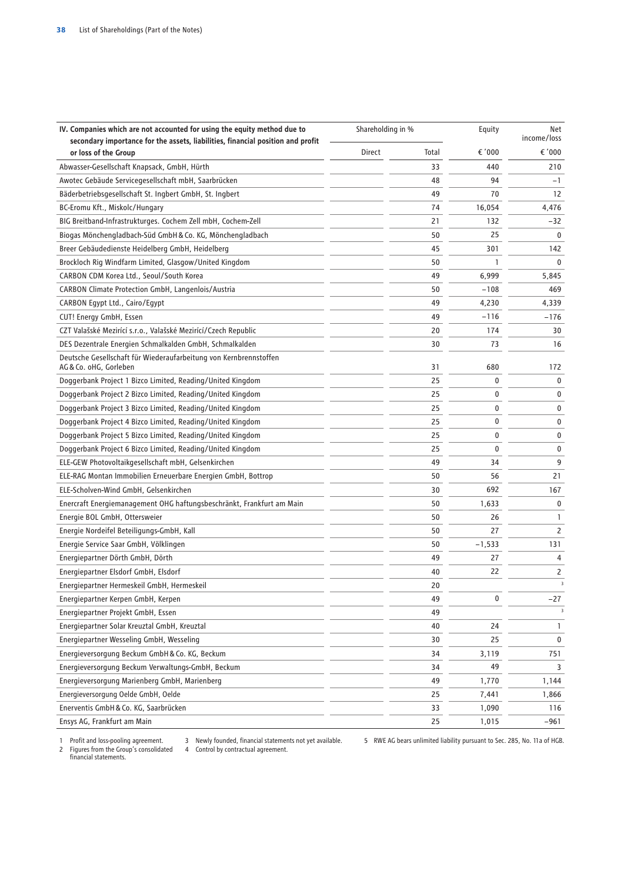| IV. Companies which are not accounted for using the equity method due to secondary importance for the assets, liabilities, financial position and profit or loss of the Group | Shareholding in % | | Equity | Net income/loss |
|---|---|---|---|---|
| | Direct | Total | € '000 | € '000 |
| Abwasser-Gesellschaft Knapsack, GmbH, Hürth | | 33 | 440 | 210 |
| Awotec Gebäude Servicegesellschaft mbH, Saarbrücken | | 48 | 94 | −1 |
| Bäderbetriebsgesellschaft St. Ingbert GmbH, St. Ingbert | | 49 | 70 | 12 |
| BC-Eromu Kft., Miskolc/Hungary | | 74 | 16,054 | 4,476 |
| BIG Breitband-Infrastrukturges. Cochem Zell mbH, Cochem-Zell | | 21 | 132 | −32 |
| Biogas Mönchengladbach-Süd GmbH & Co. KG, Mönchengladbach | | 50 | 25 | 0 |
| Breer Gebäudedienste Heidelberg GmbH, Heidelberg | | 45 | 301 | 142 |
| Brockloch Rig Windfarm Limited, Glasgow/United Kingdom | | 50 | 1 | 0 |
| CARBON CDM Korea Ltd., Seoul/South Korea | | 49 | 6,999 | 5,845 |
| CARBON Climate Protection GmbH, Langenlois/Austria | | 50 | −108 | 469 |
| CARBON Egypt Ltd., Cairo/Egypt | | 49 | 4,230 | 4,339 |
| CUT! Energy GmbH, Essen | | 49 | −116 | −176 |
| CZT Valašské Meziríčí s.r.o., Valašské Meziríčí/Czech Republic | | 20 | 174 | 30 |
| DES Dezentrale Energien Schmalkalden GmbH, Schmalkalden | | 30 | 73 | 16 |
| Deutsche Gesellschaft für Wiederaufarbeitung von Kernbrennstoffen AG & Co. oHG, Gorleben | | 31 | 680 | 172 |
| Doggerbank Project 1 Bizco Limited, Reading/United Kingdom | | 25 | 0 | 0 |
| Doggerbank Project 2 Bizco Limited, Reading/United Kingdom | | 25 | 0 | 0 |
| Doggerbank Project 3 Bizco Limited, Reading/United Kingdom | | 25 | 0 | 0 |
| Doggerbank Project 4 Bizco Limited, Reading/United Kingdom | | 25 | 0 | 0 |
| Doggerbank Project 5 Bizco Limited, Reading/United Kingdom | | 25 | 0 | 0 |
| Doggerbank Project 6 Bizco Limited, Reading/United Kingdom | | 25 | 0 | 0 |
| ELE-GEW Photovoltaikgesellschaft mbH, Gelsenkirchen | | 49 | 34 | 9 |
| ELE-RAG Montan Immobilien Erneuerbare Energien GmbH, Bottrop | | 50 | 56 | 21 |
| ELE-Scholven-Wind GmbH, Gelsenkirchen | | 30 | 692 | 167 |
| Enercraft Energiemanagement OHG haftungsbeschränkt, Frankfurt am Main | | 50 | 1,633 | 0 |
| Energie BOL GmbH, Ottersweier | | 50 | 26 | 1 |
| Energie Nordeifel Beteiligungs-GmbH, Kall | | 50 | 27 | 2 |
| Energie Service Saar GmbH, Völklingen | | 50 | −1,533 | 131 |
| Energiepartner Dörth GmbH, Dörth | | 49 | 27 | 4 |
| Energiepartner Elsdorf GmbH, Elsdorf | | 40 | 22 | 2 |
| Energiepartner Hermeskeil GmbH, Hermeskeil | | 20 | | 3 |
| Energiepartner Kerpen GmbH, Kerpen | | 49 | 0 | −27 |
| Energiepartner Projekt GmbH, Essen | | 49 | | 3 |
| Energiepartner Solar Kreuztal GmbH, Kreuztal | | 40 | 24 | 1 |
| Energiepartner Wesseling GmbH, Wesseling | | 30 | 25 | 0 |
| Energieversorgung Beckum GmbH & Co. KG, Beckum | | 34 | 3,119 | 751 |
| Energieversorgung Beckum Verwaltungs-GmbH, Beckum | | 34 | 49 | 3 |
| Energieversorgung Marienberg GmbH, Marienberg | | 49 | 1,770 | 1,144 |
| Energieversorgung Oelde GmbH, Oelde | | 25 | 7,441 | 1,866 |
| Enerventis GmbH & Co. KG, Saarbrücken | | 33 | 1,090 | 116 |
| Ensys AG, Frankfurt am Main | | 25 | 1,015 | −961 |

1 Profit and loss-pooling agreement.
2 Figures from the Group's consolidated financial statements.
3 Newly founded, financial statements not yet available.
4 Control by contractual agreement.
5 RWE AG bears unlimited liability pursuant to Sec. 285, No. 11a of HGB.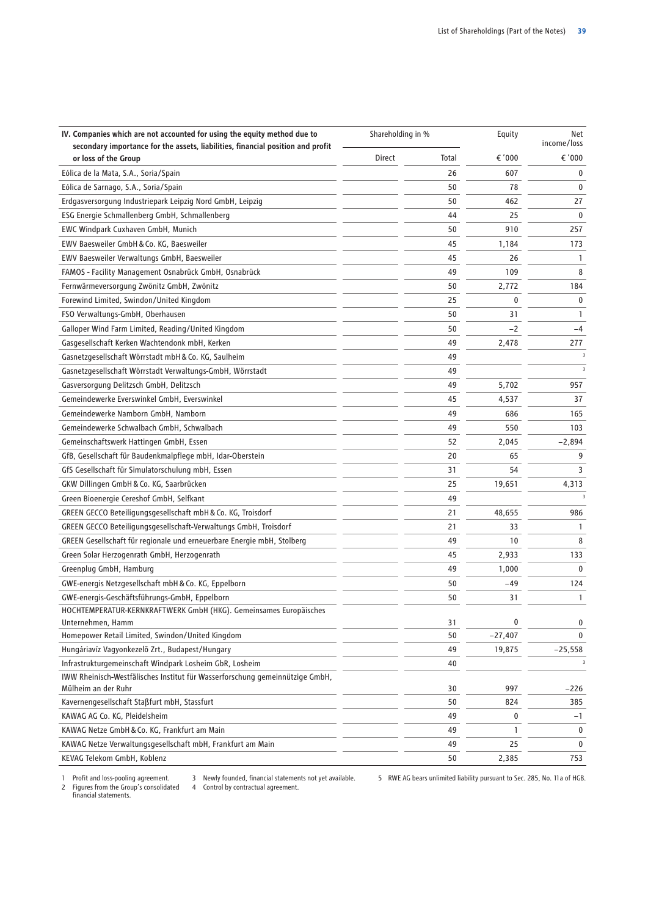| IV. Companies which are not accounted for using the equity method due to secondary importance for the assets, liabilities, financial position and profit or loss of the Group | Shareholding in % | | Equity | Net income/loss |
|---|---|---|---|---|
| | Direct | Total | € '000 | € '000 |
| Eólica de la Mata, S.A., Soria/Spain | | 26 | 607 | 0 |
| Eólica de Sarnago, S.A., Soria/Spain | | 50 | 78 | 0 |
| Erdgasversorgung Industriepark Leipzig Nord GmbH, Leipzig | | 50 | 462 | 27 |
| ESG Energie Schmallenberg GmbH, Schmallenberg | | 44 | 25 | 0 |
| EWC Windpark Cuxhaven GmbH, Munich | | 50 | 910 | 257 |
| EWV Baesweiler GmbH & Co. KG, Baesweiler | | 45 | 1,184 | 173 |
| EWV Baesweiler Verwaltungs GmbH, Baesweiler | | 45 | 26 | 1 |
| FAMOS - Facility Management Osnabrück GmbH, Osnabrück | | 49 | 109 | 8 |
| Fernwärmeversorgung Zwönitz GmbH, Zwönitz | | 50 | 2,772 | 184 |
| Forewind Limited, Swindon/United Kingdom | | 25 | 0 | 0 |
| FSO Verwaltungs-GmbH, Oberhausen | | 50 | 31 | 1 |
| Galloper Wind Farm Limited, Reading/United Kingdom | | 50 | –2 | –4 |
| Gasgesellschaft Kerken Wachtendonk mbH, Kerken | | 49 | 2,478 | 277 |
| Gasnetzgesellschaft Wörrstadt mbH & Co. KG, Saulheim | | 49 | | 3 |
| Gasnetzgesellschaft Wörrstadt Verwaltungs-GmbH, Wörrstadt | | 49 | | 3 |
| Gasversorgung Delitzsch GmbH, Delitzsch | | 49 | 5,702 | 957 |
| Gemeindewerke Everswinkel GmbH, Everswinkel | | 45 | 4,537 | 37 |
| Gemeindewerke Namborn GmbH, Namborn | | 49 | 686 | 165 |
| Gemeindewerke Schwalbach GmbH, Schwalbach | | 49 | 550 | 103 |
| Gemeinschaftswerk Hattingen GmbH, Essen | | 52 | 2,045 | –2,894 |
| GfB, Gesellschaft für Baudenkmalpflege mbH, Idar-Oberstein | | 20 | 65 | 9 |
| GfS Gesellschaft für Simulatorschulung mbH, Essen | | 31 | 54 | 3 |
| GKW Dillingen GmbH & Co. KG, Saarbrücken | | 25 | 19,651 | 4,313 |
| Green Bioenergie Cereshof GmbH, Selfkant | | 49 | | 3 |
| GREEN GECCO Beteiligungsgesellschaft mbH & Co. KG, Troisdorf | | 21 | 48,655 | 986 |
| GREEN GECCO Beteiligungsgesellschaft-Verwaltungs GmbH, Troisdorf | | 21 | 33 | 1 |
| GREEN Gesellschaft für regionale und erneuerbare Energie mbH, Stolberg | | 49 | 10 | 8 |
| Green Solar Herzogenrath GmbH, Herzogenrath | | 45 | 2,933 | 133 |
| Greenplug GmbH, Hamburg | | 49 | 1,000 | 0 |
| GWE-energis Netzgesellschaft mbH & Co. KG, Eppelborn | | 50 | –49 | 124 |
| GWE-energis-Geschäftsführungs-GmbH, Eppelborn | | 50 | 31 | 1 |
| HOCHTEMPERATUR-KERNKRAFTWERK GmbH (HKG). Gemeinsames Europäisches Unternehmen, Hamm | | 31 | 0 | 0 |
| Homepower Retail Limited, Swindon/United Kingdom | | 50 | –27,407 | 0 |
| Hungáriavíz Vagyonkezelõ Zrt., Budapest/Hungary | | 49 | 19,875 | –25,558 |
| Infrastrukturgemeinschaft Windpark Losheim GbR, Losheim | | 40 | | 3 |
| IWW Rheinisch-Westfälisches Institut für Wasserforschung gemeinnützige GmbH, Mülheim an der Ruhr | | 30 | 997 | –226 |
| Kavernengesellschaft Staßfurt mbH, Stassfurt | | 50 | 824 | 385 |
| KAWAG AG Co. KG, Pleidelsheim | | 49 | 0 | –1 |
| KAWAG Netze GmbH & Co. KG, Frankfurt am Main | | 49 | 1 | 0 |
| KAWAG Netze Verwaltungsgesellschaft mbH, Frankfurt am Main | | 49 | 25 | 0 |
| KEVAG Telekom GmbH, Koblenz | | 50 | 2,385 | 753 |

1 Profit and loss-pooling agreement.
2 Figures from the Group's consolidated financial statements.
3 Newly founded, financial statements not yet available.
4 Control by contractual agreement.
5 RWE AG bears unlimited liability pursuant to Sec. 285, No. 11a of HGB.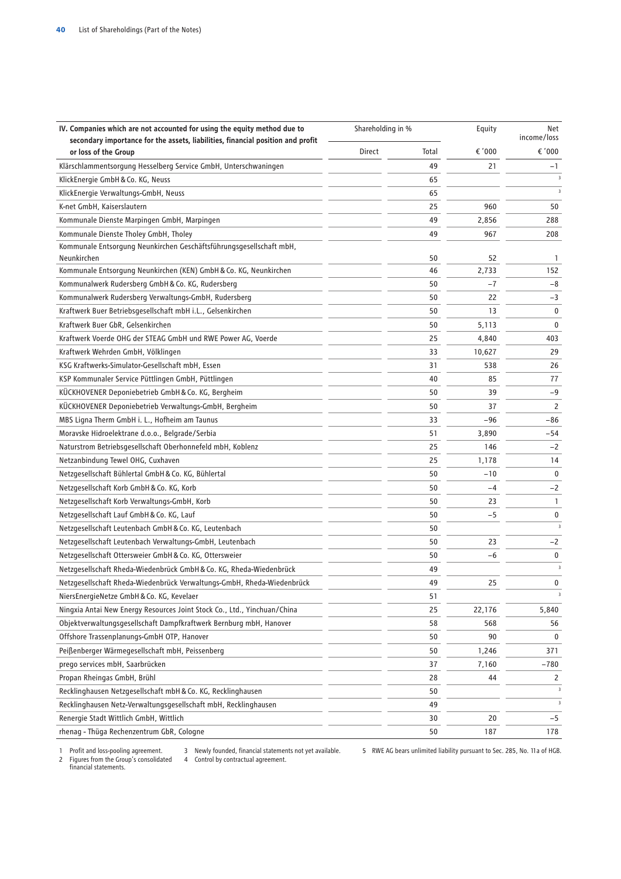| IV. Companies which are not accounted for using the equity method due to secondary importance for the assets, liabilities, financial position and profit or loss of the Group | Shareholding in % | | Equity | Net income/loss |
|---|---|---|---|---|
| | Direct | Total | € '000 | € '000 |
| Klärschlammentsorgung Hesselberg Service GmbH, Unterschwaningen | | 49 | 21 | −1 |
| KlickEnergie GmbH & Co. KG, Neuss | | 65 | | [3] |
| KlickEnergie Verwaltungs-GmbH, Neuss | | 65 | | [3] |
| K-net GmbH, Kaiserslautern | | 25 | 960 | 50 |
| Kommunale Dienste Marpingen GmbH, Marpingen | | 49 | 2,856 | 288 |
| Kommunale Dienste Tholey GmbH, Tholey | | 49 | 967 | 208 |
| Kommunale Entsorgung Neunkirchen Geschäftsführungsgesellschaft mbH, Neunkirchen | | 50 | 52 | 1 |
| Kommunale Entsorgung Neunkirchen (KEN) GmbH & Co. KG, Neunkirchen | | 46 | 2,733 | 152 |
| Kommunalwerk Rudersberg GmbH & Co. KG, Rudersberg | | 50 | −7 | −8 |
| Kommunalwerk Rudersberg Verwaltungs-GmbH, Rudersberg | | 50 | 22 | −3 |
| Kraftwerk Buer Betriebsgesellschaft mbH i.L., Gelsenkirchen | | 50 | 13 | 0 |
| Kraftwerk Buer GbR, Gelsenkirchen | | 50 | 5,113 | 0 |
| Kraftwerk Voerde OHG der STEAG GmbH und RWE Power AG, Voerde | | 25 | 4,840 | 403 |
| Kraftwerk Wehrden GmbH, Völklingen | | 33 | 10,627 | 29 |
| KSG Kraftwerks-Simulator-Gesellschaft mbH, Essen | | 31 | 538 | 26 |
| KSP Kommunaler Service Püttlingen GmbH, Püttlingen | | 40 | 85 | 77 |
| KÜCKHOVENER Deponiebetrieb GmbH & Co. KG, Bergheim | | 50 | 39 | −9 |
| KÜCKHOVENER Deponiebetrieb Verwaltungs-GmbH, Bergheim | | 50 | 37 | 2 |
| MBS Ligna Therm GmbH i. L., Hofheim am Taunus | | 33 | −96 | −86 |
| Moravske Hidroelektrane d.o.o., Belgrade/Serbia | | 51 | 3,890 | −54 |
| Naturstrom Betriebsgesellschaft Oberhonnefeld mbH, Koblenz | | 25 | 146 | −2 |
| Netzanbindung Tewel OHG, Cuxhaven | | 25 | 1,178 | 14 |
| Netzgesellschaft Bühlertal GmbH & Co. KG, Bühlertal | | 50 | −10 | 0 |
| Netzgesellschaft Korb GmbH & Co. KG, Korb | | 50 | −4 | −2 |
| Netzgesellschaft Korb Verwaltungs-GmbH, Korb | | 50 | 23 | 1 |
| Netzgesellschaft Lauf GmbH & Co. KG, Lauf | | 50 | −5 | 0 |
| Netzgesellschaft Leutenbach GmbH & Co. KG, Leutenbach | | 50 | | [3] |
| Netzgesellschaft Leutenbach Verwaltungs-GmbH, Leutenbach | | 50 | 23 | −2 |
| Netzgesellschaft Ottersweier GmbH & Co. KG, Ottersweier | | 50 | −6 | 0 |
| Netzgesellschaft Rheda-Wiedenbrück GmbH & Co. KG, Rheda-Wiedenbrück | | 49 | | [3] |
| Netzgesellschaft Rheda-Wiedenbrück Verwaltungs-GmbH, Rheda-Wiedenbrück | | 49 | 25 | 0 |
| NiersEnergieNetze GmbH & Co. KG, Kevelaer | | 51 | | [3] |
| Ningxia Antai New Energy Resources Joint Stock Co., Ltd., Yinchuan/China | | 25 | 22,176 | 5,840 |
| Objektverwaltungsgesellschaft Dampfkraftwerk Bernburg mbH, Hanover | | 58 | 568 | 56 |
| Offshore Trassenplanungs-GmbH OTP, Hanover | | 50 | 90 | 0 |
| Peißenberger Wärmegesellschaft mbH, Peissenberg | | 50 | 1,246 | 371 |
| prego services mbH, Saarbrücken | | 37 | 7,160 | −780 |
| Propan Rheingas GmbH, Brühl | | 28 | 44 | 2 |
| Recklinghausen Netzgesellschaft mbH & Co. KG, Recklinghausen | | 50 | | [3] |
| Recklinghausen Netz-Verwaltungsgesellschaft mbH, Recklinghausen | | 49 | | [3] |
| Renergie Stadt Wittlich GmbH, Wittlich | | 30 | 20 | −5 |
| rhenag - Thüga Rechenzentrum GbR, Cologne | | 50 | 187 | 178 |

1 Profit and loss-pooling agreement.
2 Figures from the Group's consolidated financial statements.
3 Newly founded, financial statements not yet available.
4 Control by contractual agreement.
5 RWE AG bears unlimited liability pursuant to Sec. 285, No. 11a of HGB.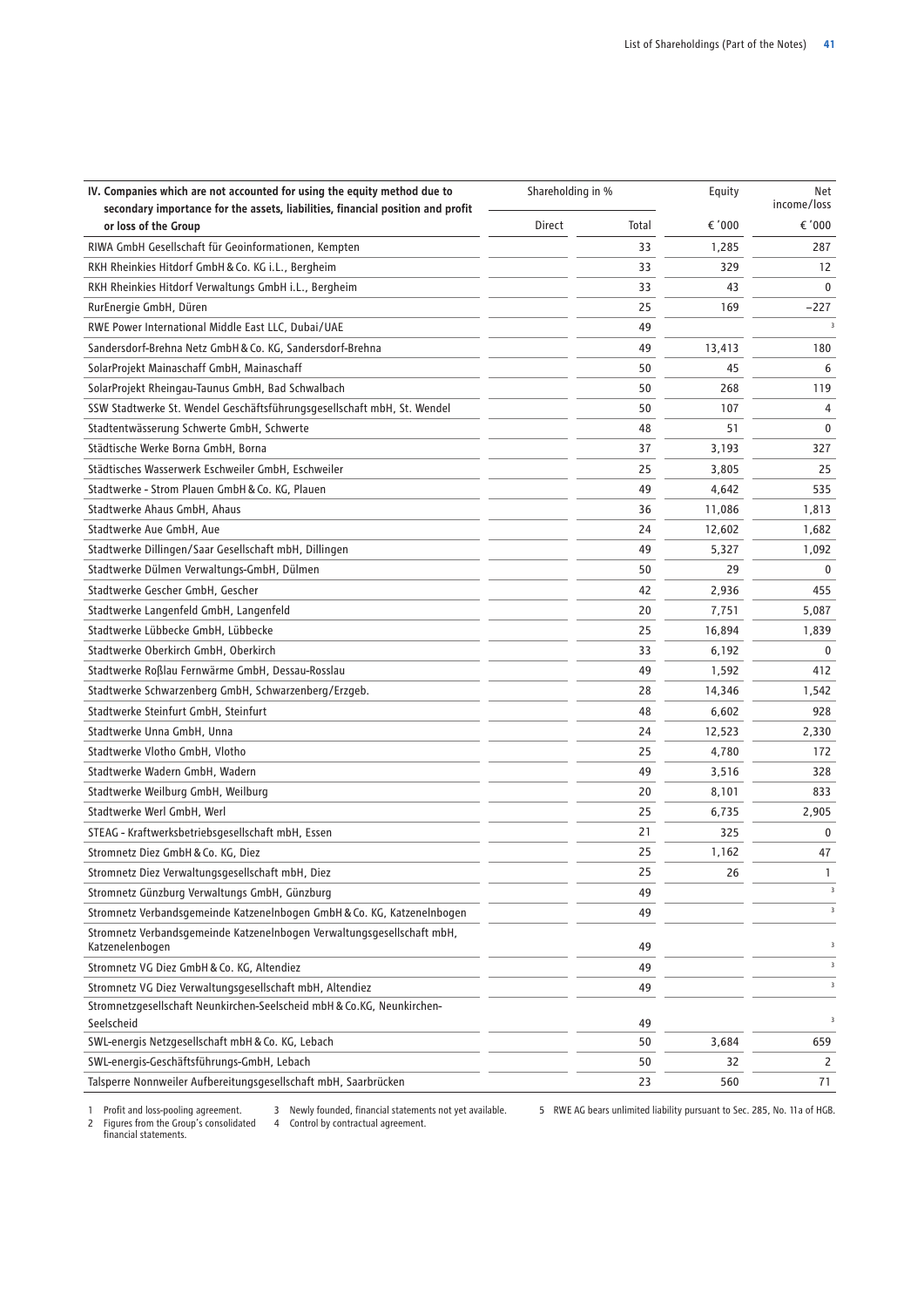| IV. Companies which are not accounted for using the equity method due to secondary importance for the assets, liabilities, financial position and profit or loss of the Group | Shareholding in % | | Equity | Net income/loss |
|---|---|---|---|---|
| | Direct | Total | € '000 | € '000 |
| RIWA GmbH Gesellschaft für Geoinformationen, Kempten | | 33 | 1,285 | 287 |
| RKH Rheinkies Hitdorf GmbH & Co. KG i.L., Bergheim | | 33 | 329 | 12 |
| RKH Rheinkies Hitdorf Verwaltungs GmbH i.L., Bergheim | | 33 | 43 | 0 |
| RurEnergie GmbH, Düren | | 25 | 169 | −227 |
| RWE Power International Middle East LLC, Dubai/UAE | | 49 | | [3] |
| Sandersdorf-Brehna Netz GmbH & Co. KG, Sandersdorf-Brehna | | 49 | 13,413 | 180 |
| SolarProjekt Mainaschaff GmbH, Mainaschaff | | 50 | 45 | 6 |
| SolarProjekt Rheingau-Taunus GmbH, Bad Schwalbach | | 50 | 268 | 119 |
| SSW Stadtwerke St. Wendel Geschäftsführungsgesellschaft mbH, St. Wendel | | 50 | 107 | 4 |
| Stadtentwässerung Schwerte GmbH, Schwerte | | 48 | 51 | 0 |
| Städtische Werke Borna GmbH, Borna | | 37 | 3,193 | 327 |
| Städtisches Wasserwerk Eschweiler GmbH, Eschweiler | | 25 | 3,805 | 25 |
| Stadtwerke - Strom Plauen GmbH & Co. KG, Plauen | | 49 | 4,642 | 535 |
| Stadtwerke Ahaus GmbH, Ahaus | | 36 | 11,086 | 1,813 |
| Stadtwerke Aue GmbH, Aue | | 24 | 12,602 | 1,682 |
| Stadtwerke Dillingen/Saar Gesellschaft mbH, Dillingen | | 49 | 5,327 | 1,092 |
| Stadtwerke Dülmen Verwaltungs-GmbH, Dülmen | | 50 | 29 | 0 |
| Stadtwerke Gescher GmbH, Gescher | | 42 | 2,936 | 455 |
| Stadtwerke Langenfeld GmbH, Langenfeld | | 20 | 7,751 | 5,087 |
| Stadtwerke Lübbecke GmbH, Lübbecke | | 25 | 16,894 | 1,839 |
| Stadtwerke Oberkirch GmbH, Oberkirch | | 33 | 6,192 | 0 |
| Stadtwerke Roßlau Fernwärme GmbH, Dessau-Rosslau | | 49 | 1,592 | 412 |
| Stadtwerke Schwarzenberg GmbH, Schwarzenberg/Erzgeb. | | 28 | 14,346 | 1,542 |
| Stadtwerke Steinfurt GmbH, Steinfurt | | 48 | 6,602 | 928 |
| Stadtwerke Unna GmbH, Unna | | 24 | 12,523 | 2,330 |
| Stadtwerke Vlotho GmbH, Vlotho | | 25 | 4,780 | 172 |
| Stadtwerke Wadern GmbH, Wadern | | 49 | 3,516 | 328 |
| Stadtwerke Weilburg GmbH, Weilburg | | 20 | 8,101 | 833 |
| Stadtwerke Werl GmbH, Werl | | 25 | 6,735 | 2,905 |
| STEAG - Kraftwerksbetriebsgesellschaft mbH, Essen | | 21 | 325 | 0 |
| Stromnetz Diez GmbH & Co. KG, Diez | | 25 | 1,162 | 47 |
| Stromnetz Diez Verwaltungsgesellschaft mbH, Diez | | 25 | 26 | 1 |
| Stromnetz Günzburg Verwaltungs GmbH, Günzburg | | 49 | | [3] |
| Stromnetz Verbandsgemeinde Katzenelnbogen GmbH & Co. KG, Katzenelnbogen | | 49 | | [3] |
| Stromnetz Verbandsgemeinde Katzenelnbogen Verwaltungsgesellschaft mbH, Katzenelenbogen | | 49 | | [3] |
| Stromnetz VG Diez GmbH & Co. KG, Altendiez | | 49 | | [3] |
| Stromnetz VG Diez Verwaltungsgesellschaft mbH, Altendiez | | 49 | | [3] |
| Stromnetzgesellschaft Neunkirchen-Seelscheid mbH & Co.KG, Neunkirchen-Seelscheid | | 49 | | [3] |
| SWL-energis Netzgesellschaft mbH & Co. KG, Lebach | | 50 | 3,684 | 659 |
| SWL-energis-Geschäftsführungs-GmbH, Lebach | | 50 | 32 | 2 |
| Talsperre Nonnweiler Aufbereitungsgesellschaft mbH, Saarbrücken | | 23 | 560 | 71 |

1 Profit and loss-pooling agreement.
2 Figures from the Group's consolidated financial statements.
3 Newly founded, financial statements not yet available.
4 Control by contractual agreement.
5 RWE AG bears unlimited liability pursuant to Sec. 285, No. 11a of HGB.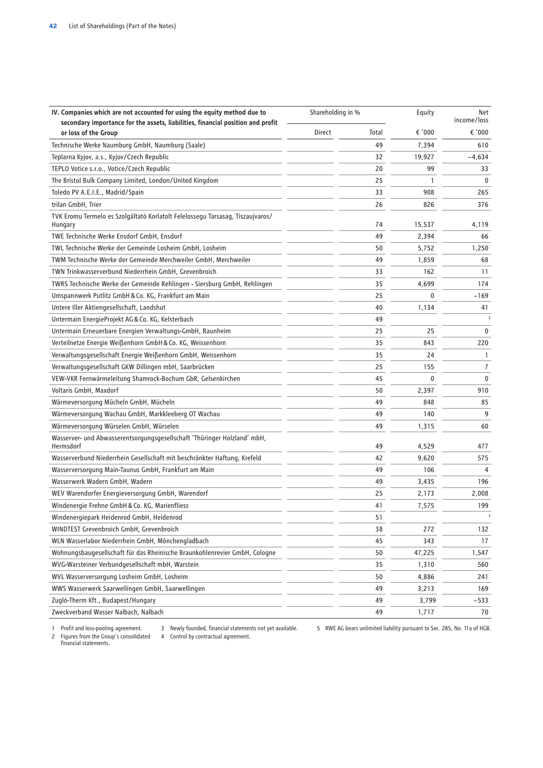| IV. Companies which are not accounted for using the equity method due to secondary importance for the assets, liabilities, financial position and profit or loss of the Group | Shareholding in % | | Equity | Net income/loss |
|---|---|---|---|---|
| | Direct | Total | € '000 | € '000 |
| Technische Werke Naumburg GmbH, Naumburg (Saale) | | 49 | 7,394 | 610 |
| Teplarna Kyjov, a.s., Kyjov/Czech Republic | | 32 | 19,927 | −4,634 |
| TEPLO Votice s.r.o., Votice/Czech Republic | | 20 | 99 | 33 |
| The Bristol Bulk Company Limited, London/United Kingdom | | 25 | 1 | 0 |
| Toledo PV A.E.I.E., Madrid/Spain | | 33 | 908 | 265 |
| trilan GmbH, Trier | | 26 | 826 | 376 |
| TVK Eromu Termelo es Szolgáltató Korlatolt Felelossegu Tarsasag, Tiszaujvaros/Hungary | | 74 | 15,537 | 4,119 |
| TWE Technische Werke Ensdorf GmbH, Ensdorf | | 49 | 2,394 | 66 |
| TWL Technische Werke der Gemeinde Losheim GmbH, Losheim | | 50 | 5,752 | 1,250 |
| TWM Technische Werke der Gemeinde Merchweiler GmbH, Merchweiler | | 49 | 1,859 | 68 |
| TWN Trinkwasserverbund Niederrhein GmbH, Grevenbroich | | 33 | 162 | 11 |
| TWRS Technische Werke der Gemeinde Rehlingen - Siersburg GmbH, Rehlingen | | 35 | 4,699 | 174 |
| Umspannwerk Putlitz GmbH & Co. KG, Frankfurt am Main | | 25 | 0 | −169 |
| Untere Iller Aktiengesellschaft, Landshut | | 40 | 1,134 | 41 |
| Untermain EnergieProjekt AG & Co. KG, Kelsterbach | | 49 | | [3] |
| Untermain Erneuerbare Energien Verwaltungs-GmbH, Raunheim | | 25 | 25 | 0 |
| Verteilnetze Energie Weißenhorn GmbH & Co. KG, Weissenhorn | | 35 | 843 | 220 |
| Verwaltungsgesellschaft Energie Weißenhorn GmbH, Weissenhorn | | 35 | 24 | 1 |
| Verwaltungsgesellschaft GKW Dillingen mbH, Saarbrücken | | 25 | 155 | 7 |
| VEW-VKR Fernwärmeleitung Shamrock-Bochum GbR, Gelsenkirchen | | 45 | 0 | 0 |
| Voltaris GmbH, Maxdorf | | 50 | 2,397 | 910 |
| Wärmeversorgung Mücheln GmbH, Mücheln | | 49 | 848 | 85 |
| Wärmeversorgung Wachau GmbH, Markkleeberg OT Wachau | | 49 | 140 | 9 |
| Wärmeversorgung Würselen GmbH, Würselen | | 49 | 1,315 | 60 |
| Wasserver- und Abwasserentsorgungsgesellschaft 'Thüringer Holzland' mbH, Hermsdorf | | 49 | 4,529 | 477 |
| Wasserverbund Niederrhein Gesellschaft mit beschränkter Haftung, Krefeld | | 42 | 9,620 | 575 |
| Wasserversorgung Main-Taunus GmbH, Frankfurt am Main | | 49 | 106 | 4 |
| Wasserwerk Wadern GmbH, Wadern | | 49 | 3,435 | 196 |
| WEV Warendorfer Energieversorgung GmbH, Warendorf | | 25 | 2,173 | 2,008 |
| Windenergie Frehne GmbH & Co. KG, Marienfliess | | 41 | 7,575 | 199 |
| Windenergiepark Heidenrod GmbH, Heidenrod | | 51 | | [3] |
| WINDTEST Grevenbroich GmbH, Grevenbroich | | 38 | 272 | 132 |
| WLN Wasserlabor Niederrhein GmbH, Mönchengladbach | | 45 | 343 | 17 |
| Wohnungsbaugesellschaft für das Rheinische Braunkohlenrevier GmbH, Cologne | | 50 | 47,225 | 1,547 |
| WVG-Warsteiner Verbundgesellschaft mbH, Warstein | | 35 | 1,310 | 560 |
| WVL Wasserversorgung Losheim GmbH, Losheim | | 50 | 4,886 | 241 |
| WWS Wasserwerk Saarwellingen GmbH, Saarwellingen | | 49 | 3,213 | 169 |
| Zugló-Therm Kft., Budapest/Hungary | | 49 | 3,799 | −533 |
| Zweckverband Wasser Nalbach, Nalbach | | 49 | 1,717 | 70 |

1 Profit and loss-pooling agreement.
2 Figures from the Group's consolidated financial statements.
3 Newly founded, financial statements not yet available.
4 Control by contractual agreement.
5 RWE AG bears unlimited liability pursuant to Sec. 285, No. 11a of HGB.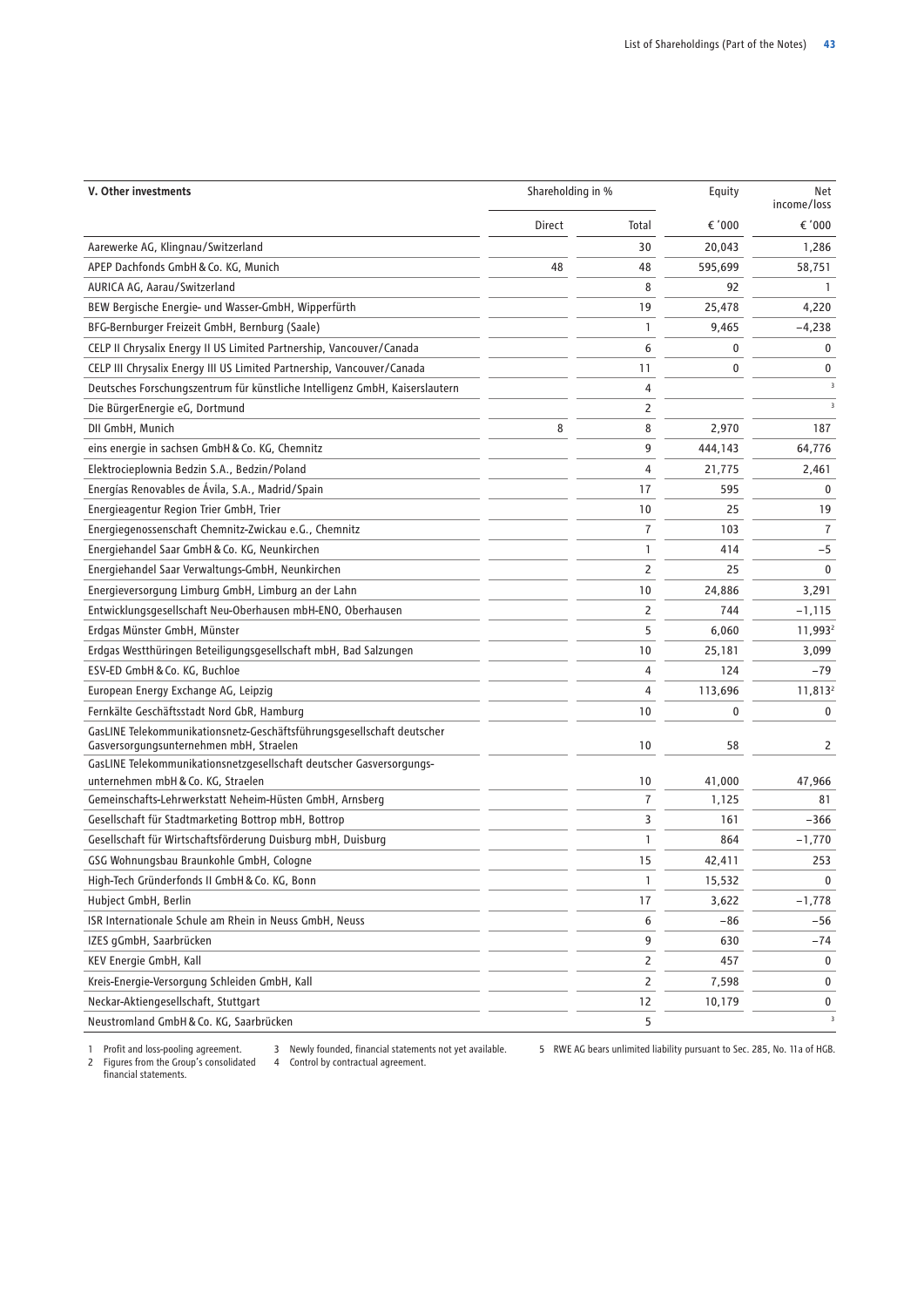| V. Other investments | Shareholding in % | | Equity | Net income/loss |
|---|---|---|---|---|
| | Direct | Total | € '000 | € '000 |
| Aarewerke AG, Klingnau/Switzerland | | 30 | 20,043 | 1,286 |
| APEP Dachfonds GmbH & Co. KG, Munich | 48 | 48 | 595,699 | 58,751 |
| AURICA AG, Aarau/Switzerland | | 8 | 92 | 1 |
| BEW Bergische Energie- und Wasser-GmbH, Wipperfürth | | 19 | 25,478 | 4,220 |
| BFG-Bernburger Freizeit GmbH, Bernburg (Saale) | | 1 | 9,465 | −4,238 |
| CELP II Chrysalix Energy II US Limited Partnership, Vancouver/Canada | | 6 | 0 | 0 |
| CELP III Chrysalix Energy III US Limited Partnership, Vancouver/Canada | | 11 | 0 | 0 |
| Deutsches Forschungszentrum für künstliche Intelligenz GmbH, Kaiserslautern | | 4 | | [3] |
| Die BürgerEnergie eG, Dortmund | | 2 | | [3] |
| DII GmbH, Munich | 8 | 8 | 2,970 | 187 |
| eins energie in sachsen GmbH & Co. KG, Chemnitz | | 9 | 444,143 | 64,776 |
| Elektrociepłownia Będzin S.A., Bedzin/Poland | | 4 | 21,775 | 2,461 |
| Energías Renovables de Ávila, S.A., Madrid/Spain | | 17 | 595 | 0 |
| Energieagentur Region Trier GmbH, Trier | | 10 | 25 | 19 |
| Energiegenossenschaft Chemnitz-Zwickau e.G., Chemnitz | | 7 | 103 | 7 |
| Energiehandel Saar GmbH & Co. KG, Neunkirchen | | 1 | 414 | −5 |
| Energiehandel Saar Verwaltungs-GmbH, Neunkirchen | | 2 | 25 | 0 |
| Energieversorgung Limburg GmbH, Limburg an der Lahn | | 10 | 24,886 | 3,291 |
| Entwicklungsgesellschaft Neu-Oberhausen mbH-ENO, Oberhausen | | 2 | 744 | −1,115 |
| Erdgas Münster GmbH, Münster | | 5 | 6,060 | 11,993[2] |
| Erdgas Westthüringen Beteiligungsgesellschaft mbH, Bad Salzungen | | 10 | 25,181 | 3,099 |
| ESV-ED GmbH & Co. KG, Buchloe | | 4 | 124 | −79 |
| European Energy Exchange AG, Leipzig | | 4 | 113,696 | 11,813[2] |
| Fernkälte Geschäftsstadt Nord GbR, Hamburg | | 10 | 0 | 0 |
| GasLINE Telekommunikationsnetz-Geschäftsführungsgesellschaft deutscher Gasversorgungsunternehmen mbH, Straelen | | 10 | 58 | 2 |
| GasLINE Telekommunikationsnetzgesellschaft deutscher Gasversorgungs­unternehmen mbH & Co. KG, Straelen | | 10 | 41,000 | 47,966 |
| Gemeinschafts-Lehrwerkstatt Neheim-Hüsten GmbH, Arnsberg | | 7 | 1,125 | 81 |
| Gesellschaft für Stadtmarketing Bottrop mbH, Bottrop | | 3 | 161 | −366 |
| Gesellschaft für Wirtschaftsförderung Duisburg mbH, Duisburg | | 1 | 864 | −1,770 |
| GSG Wohnungsbau Braunkohle GmbH, Cologne | | 15 | 42,411 | 253 |
| High-Tech Gründerfonds II GmbH & Co. KG, Bonn | | 1 | 15,532 | 0 |
| Hubject GmbH, Berlin | | 17 | 3,622 | −1,778 |
| ISR Internationale Schule am Rhein in Neuss GmbH, Neuss | | 6 | −86 | −56 |
| IZES gGmbH, Saarbrücken | | 9 | 630 | −74 |
| KEV Energie GmbH, Kall | | 2 | 457 | 0 |
| Kreis-Energie-Versorgung Schleiden GmbH, Kall | | 2 | 7,598 | 0 |
| Neckar-Aktiengesellschaft, Stuttgart | | 12 | 10,179 | 0 |
| Neustromland GmbH & Co. KG, Saarbrücken | | 5 | | [3] |

1 Profit and loss-pooling agreement.
2 Figures from the Group's consolidated financial statements.
3 Newly founded, financial statements not yet available.
4 Control by contractual agreement.
5 RWE AG bears unlimited liability pursuant to Sec. 285, No. 11a of HGB.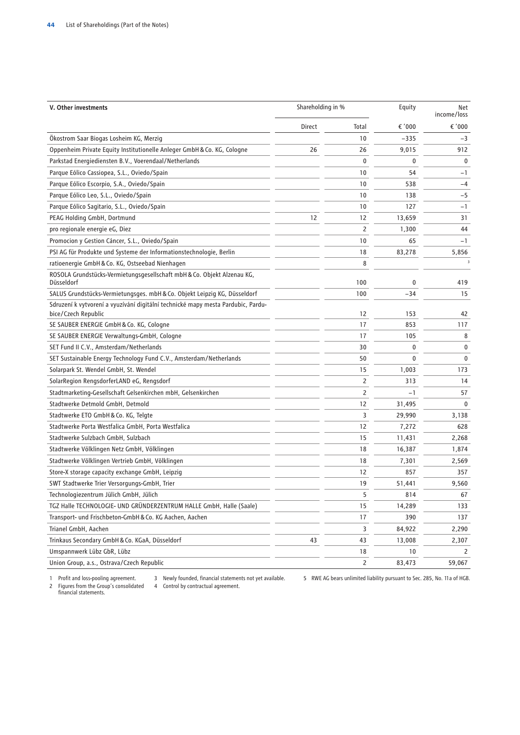| V. Other investments | Shareholding in % | | Equity | Net income/loss |
|---|---|---|---|---|
| | Direct | Total | € '000 | € '000 |
| Ökostrom Saar Biogas Losheim KG, Merzig | | 10 | −335 | −3 |
| Oppenheim Private Equity Institutionelle Anleger GmbH & Co. KG, Cologne | 26 | 26 | 9,015 | 912 |
| Parkstad Energiediensten B.V., Voerendaal/Netherlands | | 0 | 0 | 0 |
| Parque Eólico Cassiopea, S.L., Oviedo/Spain | | 10 | 54 | −1 |
| Parque Eólico Escorpio, S.A., Oviedo/Spain | | 10 | 538 | −4 |
| Parque Eólico Leo, S.L., Oviedo/Spain | | 10 | 138 | −5 |
| Parque Eólico Sagitario, S.L., Oviedo/Spain | | 10 | 127 | −1 |
| PEAG Holding GmbH, Dortmund | 12 | 12 | 13,659 | 31 |
| pro regionale energie eG, Diez | | 2 | 1,300 | 44 |
| Promocion y Gestion Cáncer, S.L., Oviedo/Spain | | 10 | 65 | −1 |
| PSI AG für Produkte und Systeme der Informationstechnologie, Berlin | | 18 | 83,278 | 5,856 |
| ratioenergie GmbH & Co. KG, Ostseebad Nienhagen | | 8 | | 3 |
| ROSOLA Grundstücks-Vermietungsgesellschaft mbH & Co. Objekt Alzenau KG, Düsseldorf | | 100 | 0 | 419 |
| SALUS Grundstücks-Vermietungsges. mbH & Co. Objekt Leipzig KG, Düsseldorf | | 100 | −34 | 15 |
| Sdruzení k vytvorení a vyzívání digitální technické mapy mesta Pardubic, Pardubice/Czech Republic | | 12 | 153 | 42 |
| SE SAUBER ENERGIE GmbH & Co. KG, Cologne | | 17 | 853 | 117 |
| SE SAUBER ENERGIE Verwaltungs-GmbH, Cologne | | 17 | 105 | 8 |
| SET Fund II C.V., Amsterdam/Netherlands | | 30 | 0 | 0 |
| SET Sustainable Energy Technology Fund C.V., Amsterdam/Netherlands | | 50 | 0 | 0 |
| Solarpark St. Wendel GmbH, St. Wendel | | 15 | 1,003 | 173 |
| SolarRegion RengsdorferLAND eG, Rengsdorf | | 2 | 313 | 14 |
| Stadtmarketing-Gesellschaft Gelsenkirchen mbH, Gelsenkirchen | | 2 | −1 | 57 |
| Stadtwerke Detmold GmbH, Detmold | | 12 | 31,495 | 0 |
| Stadtwerke ETO GmbH & Co. KG, Telgte | | 3 | 29,990 | 3,138 |
| Stadtwerke Porta Westfalica GmbH, Porta Westfalica | | 12 | 7,272 | 628 |
| Stadtwerke Sulzbach GmbH, Sulzbach | | 15 | 11,431 | 2,268 |
| Stadtwerke Völklingen Netz GmbH, Völklingen | | 18 | 16,387 | 1,874 |
| Stadtwerke Völklingen Vertrieb GmbH, Völklingen | | 18 | 7,301 | 2,569 |
| Store-X storage capacity exchange GmbH, Leipzig | | 12 | 857 | 357 |
| SWT Stadtwerke Trier Versorgungs-GmbH, Trier | | 19 | 51,441 | 9,560 |
| Technologiezentrum Jülich GmbH, Jülich | | 5 | 814 | 67 |
| TGZ Halle TECHNOLOGIE- UND GRÜNDERZENTRUM HALLE GmbH, Halle (Saale) | | 15 | 14,289 | 133 |
| Transport- und Frischbeton-GmbH & Co. KG Aachen, Aachen | | 17 | 390 | 137 |
| Trianel GmbH, Aachen | | 3 | 84,922 | 2,290 |
| Trinkaus Secondary GmbH & Co. KGaA, Düsseldorf | 43 | 43 | 13,008 | 2,307 |
| Umspannwerk Lübz GbR, Lübz | | 18 | 10 | 2 |
| Union Group, a.s., Ostrava/Czech Republic | | 2 | 83,473 | 59,067 |

1 Profit and loss-pooling agreement.
2 Figures from the Group's consolidated financial statements.
3 Newly founded, financial statements not yet available.
4 Control by contractual agreement.
5 RWE AG bears unlimited liability pursuant to Sec. 285, No. 11a of HGB.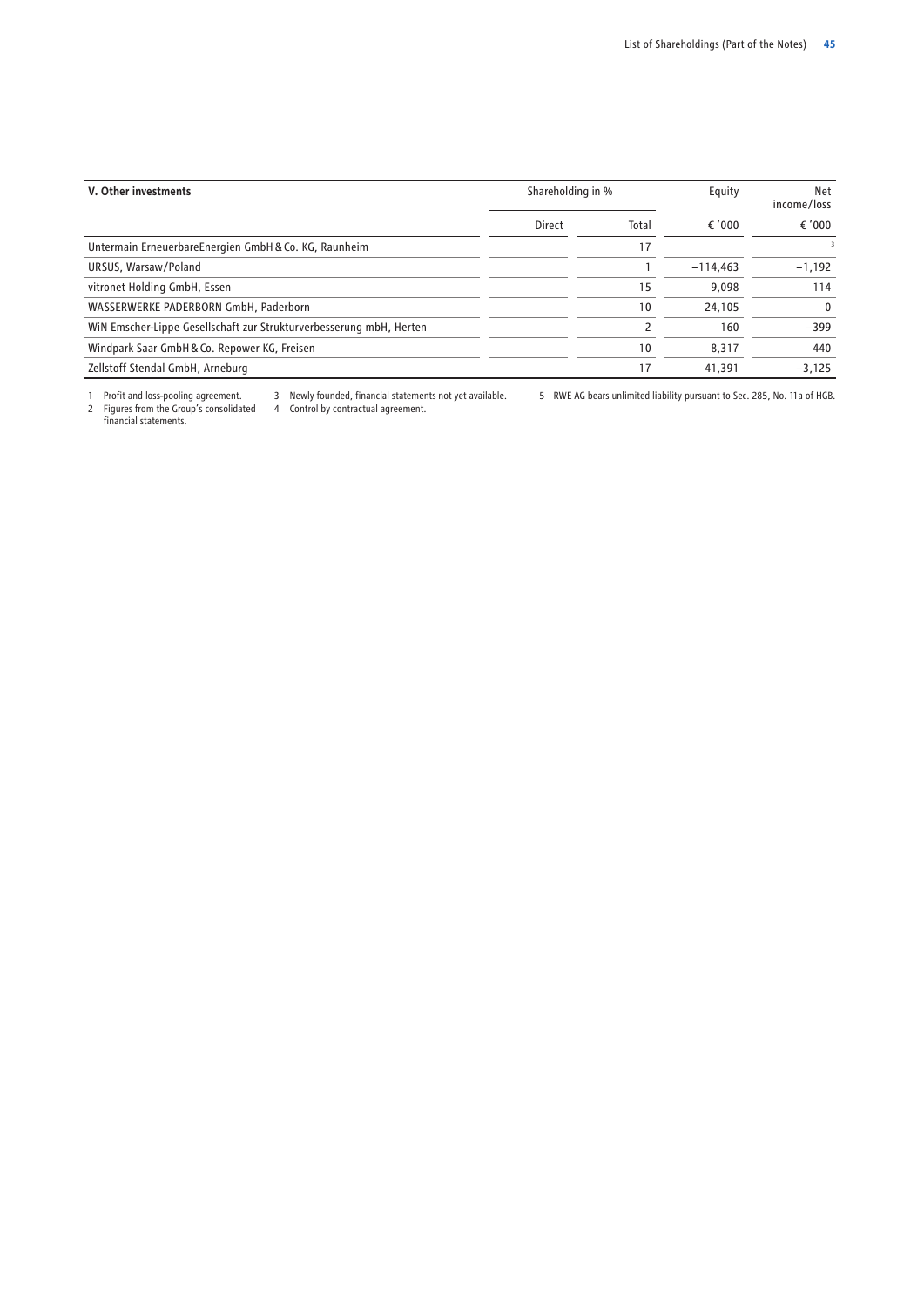| V. Other investments | Shareholding in % | | Equity | Net income/loss |
|---|---|---|---|---|
| | Direct | Total | € '000 | € '000 |
| Untermain ErneuerbareEnergien GmbH & Co. KG, Raunheim | | 17 | | [3] |
| URSUS, Warsaw/Poland | | 1 | −114,463 | −1,192 |
| vitronet Holding GmbH, Essen | | 15 | 9,098 | 114 |
| WASSERWERKE PADERBORN GmbH, Paderborn | | 10 | 24,105 | 0 |
| WiN Emscher-Lippe Gesellschaft zur Strukturverbesserung mbH, Herten | | 2 | 160 | −399 |
| Windpark Saar GmbH & Co. Repower KG, Freisen | | 10 | 8,317 | 440 |
| Zellstoff Stendal GmbH, Arneburg | | 17 | 41,391 | −3,125 |

1 Profit and loss-pooling agreement.
2 Figures from the Group's consolidated financial statements.
3 Newly founded, financial statements not yet available.
4 Control by contractual agreement.
5 RWE AG bears unlimited liability pursuant to Sec. 285, No. 11a of HGB.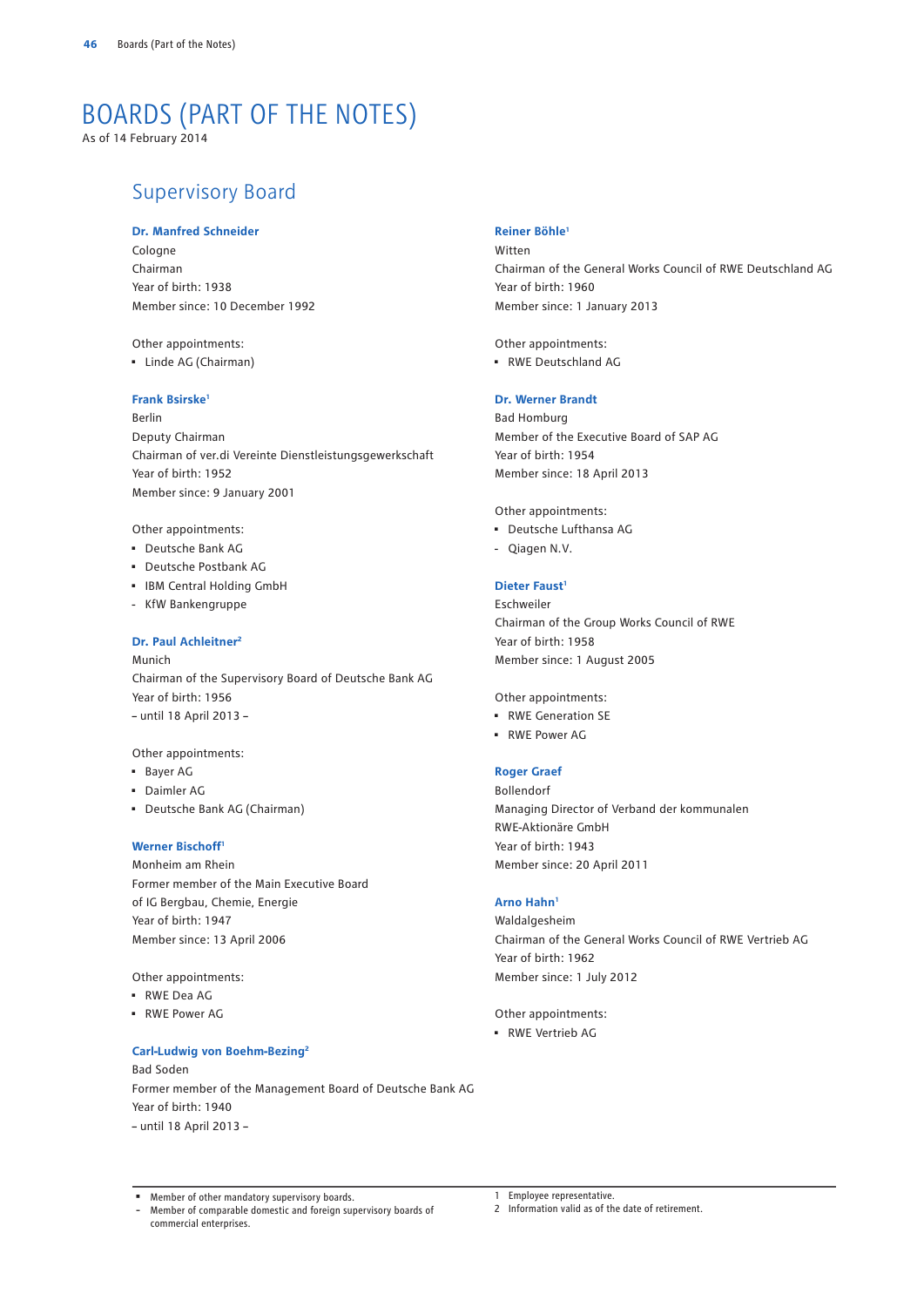# BOARDS (PART OF THE NOTES)

As of 14 February 2014

## Supervisory Board

**Dr. Manfred Schneider**
Cologne
Chairman
Year of birth: 1938
Member since: 10 December 1992

Other appointments:
- ▪ Linde AG (Chairman)

**Frank Bsirske**[1]
Berlin
Deputy Chairman
Chairman of ver.di Vereinte Dienstleistungsgewerkschaft
Year of birth: 1952
Member since: 9 January 2001

Other appointments:
- ▪ Deutsche Bank AG
- ▪ Deutsche Postbank AG
- ▪ IBM Central Holding GmbH
- \- KfW Bankengruppe

**Dr. Paul Achleitner**[2]
Munich
Chairman of the Supervisory Board of Deutsche Bank AG
Year of birth: 1956
– until 18 April 2013 –

Other appointments:
- ▪ Bayer AG
- ▪ Daimler AG
- ▪ Deutsche Bank AG (Chairman)

**Werner Bischoff**[1]
Monheim am Rhein
Former member of the Main Executive Board of IG Bergbau, Chemie, Energie
Year of birth: 1947
Member since: 13 April 2006

Other appointments:
- ▪ RWE Dea AG
- ▪ RWE Power AG

**Carl-Ludwig von Boehm-Bezing**[2]
Bad Soden
Former member of the Management Board of Deutsche Bank AG
Year of birth: 1940
– until 18 April 2013 –

**Reiner Böhle**[1]
Witten
Chairman of the General Works Council of RWE Deutschland AG
Year of birth: 1960
Member since: 1 January 2013

Other appointments:
- ▪ RWE Deutschland AG

**Dr. Werner Brandt**
Bad Homburg
Member of the Executive Board of SAP AG
Year of birth: 1954
Member since: 18 April 2013

Other appointments:
- ▪ Deutsche Lufthansa AG
- \- Qiagen N.V.

**Dieter Faust**[1]
Eschweiler
Chairman of the Group Works Council of RWE
Year of birth: 1958
Member since: 1 August 2005

Other appointments:
- ▪ RWE Generation SE
- ▪ RWE Power AG

**Roger Graef**
Bollendorf
Managing Director of Verband der kommunalen RWE-Aktionäre GmbH
Year of birth: 1943
Member since: 20 April 2011

**Arno Hahn**[1]
Waldalgesheim
Chairman of the General Works Council of RWE Vertrieb AG
Year of birth: 1962
Member since: 1 July 2012

Other appointments:
- ▪ RWE Vertrieb AG

---

▪ Member of other mandatory supervisory boards.
\- Member of comparable domestic and foreign supervisory boards of commercial enterprises.

1 Employee representative.
2 Information valid as of the date of retirement.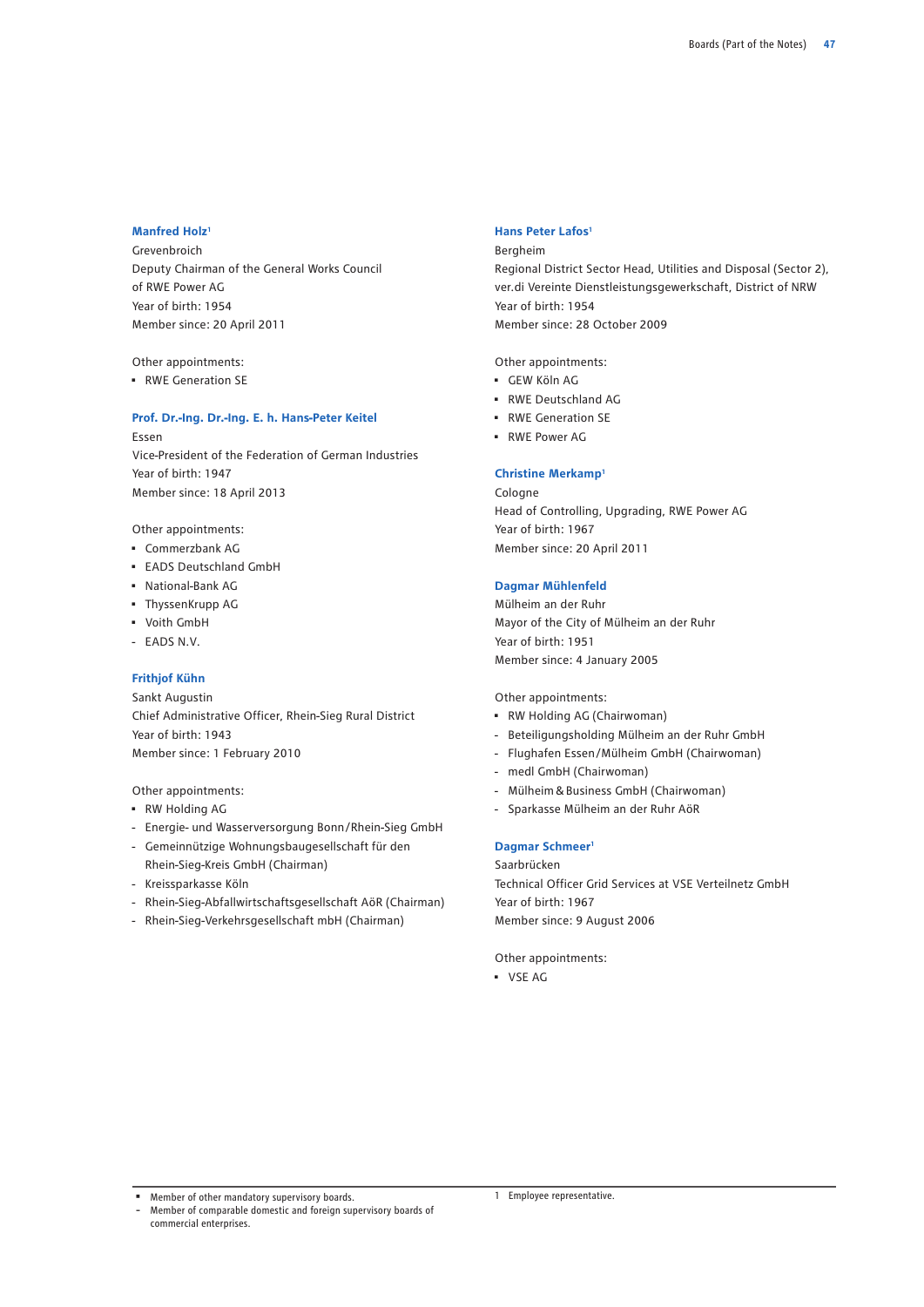**Manfred Holz**[1]
Grevenbroich
Deputy Chairman of the General Works Council of RWE Power AG
Year of birth: 1954
Member since: 20 April 2011

Other appointments:

- ▪ RWE Generation SE

**Prof. Dr.-Ing. Dr.-Ing. E. h. Hans-Peter Keitel**
Essen
Vice-President of the Federation of German Industries
Year of birth: 1947
Member since: 18 April 2013

Other appointments:

- ▪ Commerzbank AG
- ▪ EADS Deutschland GmbH
- ▪ National-Bank AG
- ▪ ThyssenKrupp AG
- ▪ Voith GmbH
- - EADS N.V.

**Frithjof Kühn**
Sankt Augustin
Chief Administrative Officer, Rhein-Sieg Rural District
Year of birth: 1943
Member since: 1 February 2010

Other appointments:

- ▪ RW Holding AG
- - Energie- und Wasserversorgung Bonn/Rhein-Sieg GmbH
- - Gemeinnützige Wohnungsbaugesellschaft für den Rhein-Sieg-Kreis GmbH (Chairman)
- - Kreissparkasse Köln
- - Rhein-Sieg-Abfallwirtschaftsgesellschaft AöR (Chairman)
- - Rhein-Sieg-Verkehrsgesellschaft mbH (Chairman)

**Hans Peter Lafos**[1]
Bergheim
Regional District Sector Head, Utilities and Disposal (Sector 2), ver.di Vereinte Dienstleistungsgewerkschaft, District of NRW
Year of birth: 1954
Member since: 28 October 2009

Other appointments:

- ▪ GEW Köln AG
- ▪ RWE Deutschland AG
- ▪ RWE Generation SE
- ▪ RWE Power AG

**Christine Merkamp**[1]
Cologne
Head of Controlling, Upgrading, RWE Power AG
Year of birth: 1967
Member since: 20 April 2011

**Dagmar Mühlenfeld**
Mülheim an der Ruhr
Mayor of the City of Mülheim an der Ruhr
Year of birth: 1951
Member since: 4 January 2005

Other appointments:

- ▪ RW Holding AG (Chairwoman)
- - Beteiligungsholding Mülheim an der Ruhr GmbH
- - Flughafen Essen/Mülheim GmbH (Chairwoman)
- - medl GmbH (Chairwoman)
- - Mülheim & Business GmbH (Chairwoman)
- - Sparkasse Mülheim an der Ruhr AöR

**Dagmar Schmeer**[1]
Saarbrücken
Technical Officer Grid Services at VSE Verteilnetz GmbH
Year of birth: 1967
Member since: 9 August 2006

Other appointments:

- ▪ VSE AG

---

▪ Member of other mandatory supervisory boards.
- Member of comparable domestic and foreign supervisory boards of commercial enterprises.

1 Employee representative.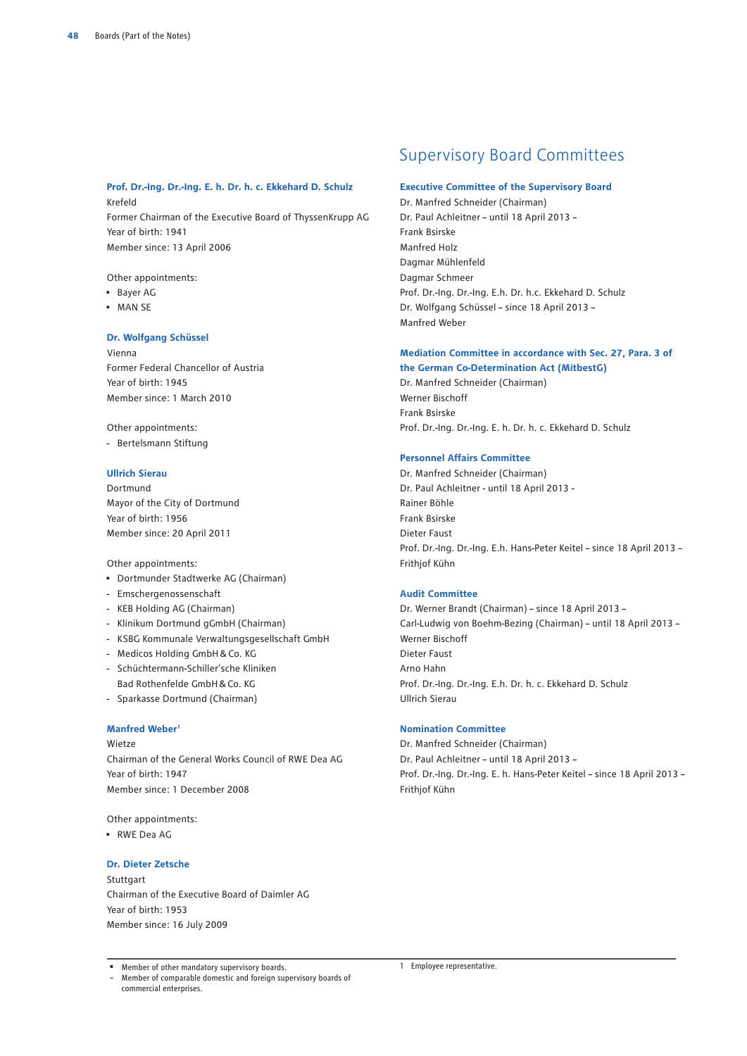**Prof. Dr.-Ing. Dr.-Ing. E. h. Dr. h. c. Ekkehard D. Schulz**

Krefeld
Former Chairman of the Executive Board of ThyssenKrupp AG
Year of birth: 1941
Member since: 13 April 2006

Other appointments:

- ▪ Bayer AG
- ▪ MAN SE

**Dr. Wolfgang Schüssel**

Vienna
Former Federal Chancellor of Austria
Year of birth: 1945
Member since: 1 March 2010

Other appointments:

- Bertelsmann Stiftung

**Ullrich Sierau**

Dortmund
Mayor of the City of Dortmund
Year of birth: 1956
Member since: 20 April 2011

Other appointments:

- ▪ Dortmunder Stadtwerke AG (Chairman)
- Emschergenossenschaft
- KEB Holding AG (Chairman)
- Klinikum Dortmund gGmbH (Chairman)
- KSBG Kommunale Verwaltungsgesellschaft GmbH
- Medicos Holding GmbH & Co. KG
- Schüchtermann-Schiller'sche Kliniken Bad Rothenfelde GmbH & Co. KG
- Sparkasse Dortmund (Chairman)

**Manfred Weber[1]**

Wietze
Chairman of the General Works Council of RWE Dea AG
Year of birth: 1947
Member since: 1 December 2008

Other appointments:

- ▪ RWE Dea AG

**Dr. Dieter Zetsche**

Stuttgart
Chairman of the Executive Board of Daimler AG
Year of birth: 1953
Member since: 16 July 2009

## Supervisory Board Committees

**Executive Committee of the Supervisory Board**

Dr. Manfred Schneider (Chairman)
Dr. Paul Achleitner – until 18 April 2013 –
Frank Bsirske
Manfred Holz
Dagmar Mühlenfeld
Dagmar Schmeer
Prof. Dr.-Ing. Dr.-Ing. E.h. Dr. h.c. Ekkehard D. Schulz
Dr. Wolfgang Schüssel – since 18 April 2013 –
Manfred Weber

**Mediation Committee in accordance with Sec. 27, Para. 3 of the German Co-Determination Act (MitbestG)**

Dr. Manfred Schneider (Chairman)
Werner Bischoff
Frank Bsirske
Prof. Dr.-Ing. Dr.-Ing. E. h. Dr. h. c. Ekkehard D. Schulz

**Personnel Affairs Committee**

Dr. Manfred Schneider (Chairman)
Dr. Paul Achleitner - until 18 April 2013 -
Rainer Böhle
Frank Bsirske
Dieter Faust
Prof. Dr.-Ing. Dr.-Ing. E.h. Hans-Peter Keitel – since 18 April 2013 –
Frithjof Kühn

**Audit Committee**

Dr. Werner Brandt (Chairman) – since 18 April 2013 –
Carl-Ludwig von Boehm-Bezing (Chairman) – until 18 April 2013 –
Werner Bischoff
Dieter Faust
Arno Hahn
Prof. Dr.-Ing. Dr.-Ing. E.h. Dr. h. c. Ekkehard D. Schulz
Ullrich Sierau

**Nomination Committee**

Dr. Manfred Schneider (Chairman)
Dr. Paul Achleitner – until 18 April 2013 –
Prof. Dr.-Ing. Dr.-Ing. E. h. Hans-Peter Keitel – since 18 April 2013 –
Frithjof Kühn

---

▪ Member of other mandatory supervisory boards.
- Member of comparable domestic and foreign supervisory boards of commercial enterprises.

1 Employee representative.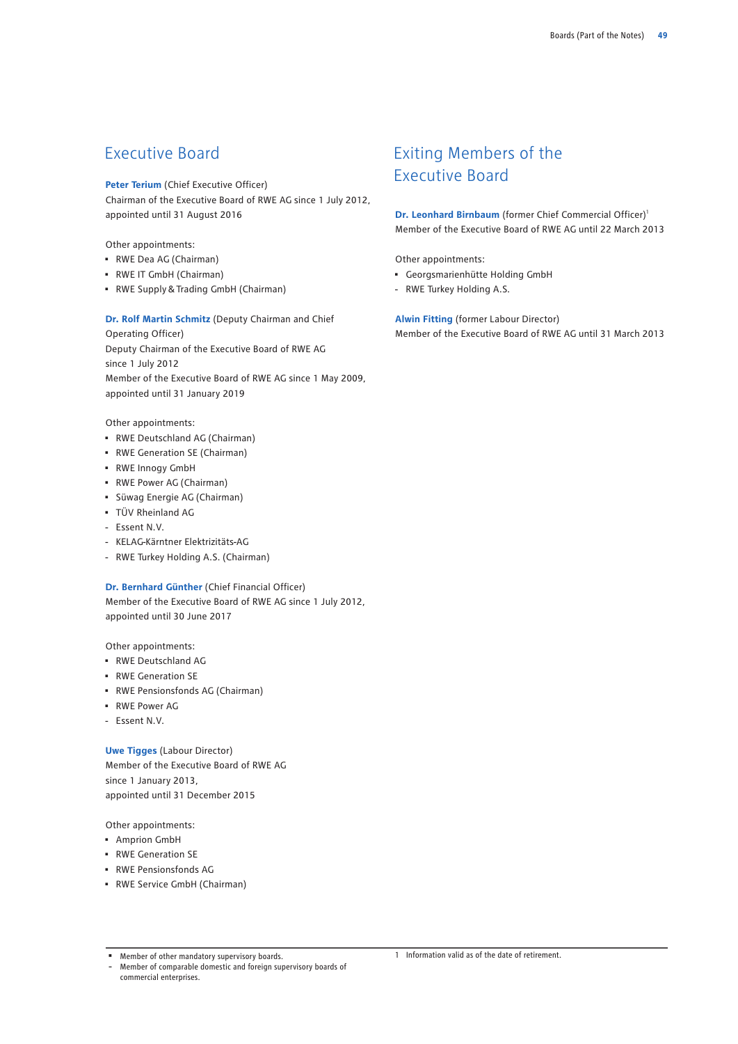## Executive Board

**Peter Terium** (Chief Executive Officer)
Chairman of the Executive Board of RWE AG since 1 July 2012, appointed until 31 August 2016

Other appointments:
- ▪ RWE Dea AG (Chairman)
- ▪ RWE IT GmbH (Chairman)
- ▪ RWE Supply & Trading GmbH (Chairman)

**Dr. Rolf Martin Schmitz** (Deputy Chairman and Chief Operating Officer)
Deputy Chairman of the Executive Board of RWE AG since 1 July 2012
Member of the Executive Board of RWE AG since 1 May 2009, appointed until 31 January 2019

Other appointments:
- ▪ RWE Deutschland AG (Chairman)
- ▪ RWE Generation SE (Chairman)
- ▪ RWE Innogy GmbH
- ▪ RWE Power AG (Chairman)
- ▪ Süwag Energie AG (Chairman)
- ▪ TÜV Rheinland AG
- - Essent N.V.
- - KELAG-Kärntner Elektrizitäts-AG
- - RWE Turkey Holding A.S. (Chairman)

**Dr. Bernhard Günther** (Chief Financial Officer)
Member of the Executive Board of RWE AG since 1 July 2012, appointed until 30 June 2017

Other appointments:
- ▪ RWE Deutschland AG
- ▪ RWE Generation SE
- ▪ RWE Pensionsfonds AG (Chairman)
- ▪ RWE Power AG
- - Essent N.V.

**Uwe Tigges** (Labour Director)
Member of the Executive Board of RWE AG since 1 January 2013, appointed until 31 December 2015

Other appointments:
- ▪ Amprion GmbH
- ▪ RWE Generation SE
- ▪ RWE Pensionsfonds AG
- ▪ RWE Service GmbH (Chairman)

## Exiting Members of the Executive Board

**Dr. Leonhard Birnbaum** (former Chief Commercial Officer)[1]
Member of the Executive Board of RWE AG until 22 March 2013

Other appointments:
- ▪ Georgsmarienhütte Holding GmbH
- - RWE Turkey Holding A.S.

**Alwin Fitting** (former Labour Director)
Member of the Executive Board of RWE AG until 31 March 2013

▪ Member of other mandatory supervisory boards.
- Member of comparable domestic and foreign supervisory boards of commercial enterprises.

1 Information valid as of the date of retirement.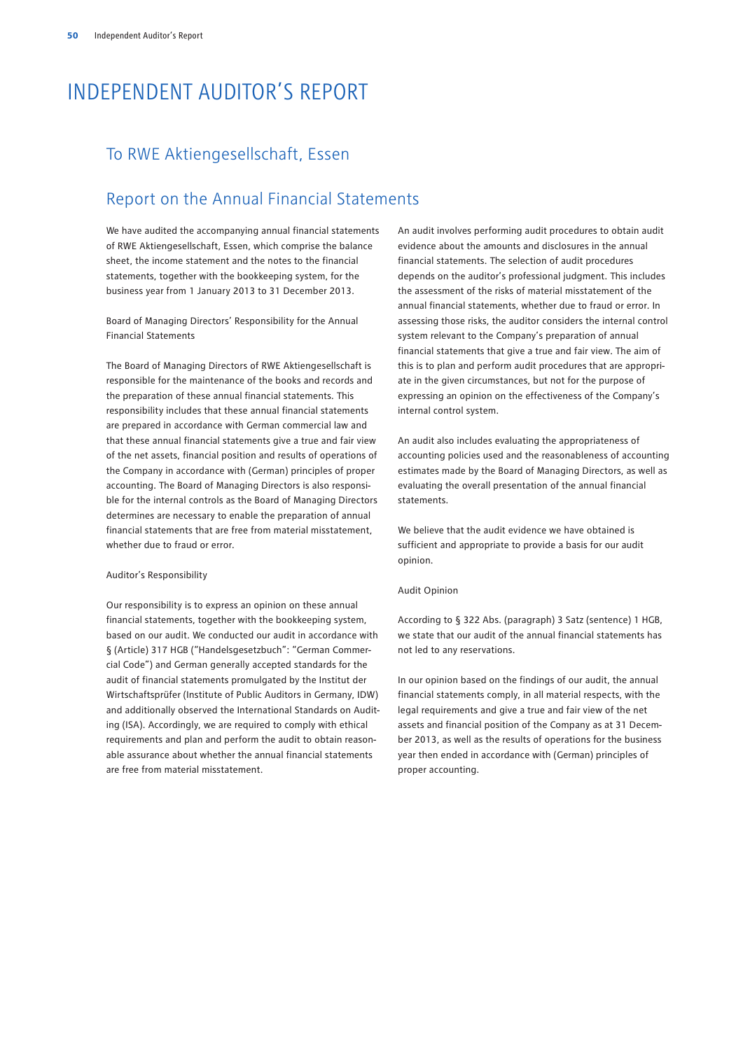# INDEPENDENT AUDITOR'S REPORT

## To RWE Aktiengesellschaft, Essen

## Report on the Annual Financial Statements

We have audited the accompanying annual financial statements of RWE Aktiengesellschaft, Essen, which comprise the balance sheet, the income statement and the notes to the financial statements, together with the bookkeeping system, for the business year from 1 January 2013 to 31 December 2013.

Board of Managing Directors' Responsibility for the Annual Financial Statements

The Board of Managing Directors of RWE Aktiengesellschaft is responsible for the maintenance of the books and records and the preparation of these annual financial statements. This responsibility includes that these annual financial statements are prepared in accordance with German commercial law and that these annual financial statements give a true and fair view of the net assets, financial position and results of operations of the Company in accordance with (German) principles of proper accounting. The Board of Managing Directors is also responsible for the internal controls as the Board of Managing Directors determines are necessary to enable the preparation of annual financial statements that are free from material misstatement, whether due to fraud or error.

Auditor's Responsibility

Our responsibility is to express an opinion on these annual financial statements, together with the bookkeeping system, based on our audit. We conducted our audit in accordance with § (Article) 317 HGB ("Handelsgesetzbuch": "German Commercial Code") and German generally accepted standards for the audit of financial statements promulgated by the Institut der Wirtschaftsprüfer (Institute of Public Auditors in Germany, IDW) and additionally observed the International Standards on Auditing (ISA). Accordingly, we are required to comply with ethical requirements and plan and perform the audit to obtain reasonable assurance about whether the annual financial statements are free from material misstatement.

An audit involves performing audit procedures to obtain audit evidence about the amounts and disclosures in the annual financial statements. The selection of audit procedures depends on the auditor's professional judgment. This includes the assessment of the risks of material misstatement of the annual financial statements, whether due to fraud or error. In assessing those risks, the auditor considers the internal control system relevant to the Company's preparation of annual financial statements that give a true and fair view. The aim of this is to plan and perform audit procedures that are appropriate in the given circumstances, but not for the purpose of expressing an opinion on the effectiveness of the Company's internal control system.

An audit also includes evaluating the appropriateness of accounting policies used and the reasonableness of accounting estimates made by the Board of Managing Directors, as well as evaluating the overall presentation of the annual financial statements.

We believe that the audit evidence we have obtained is sufficient and appropriate to provide a basis for our audit opinion.

Audit Opinion

According to § 322 Abs. (paragraph) 3 Satz (sentence) 1 HGB, we state that our audit of the annual financial statements has not led to any reservations.

In our opinion based on the findings of our audit, the annual financial statements comply, in all material respects, with the legal requirements and give a true and fair view of the net assets and financial position of the Company as at 31 December 2013, as well as the results of operations for the business year then ended in accordance with (German) principles of proper accounting.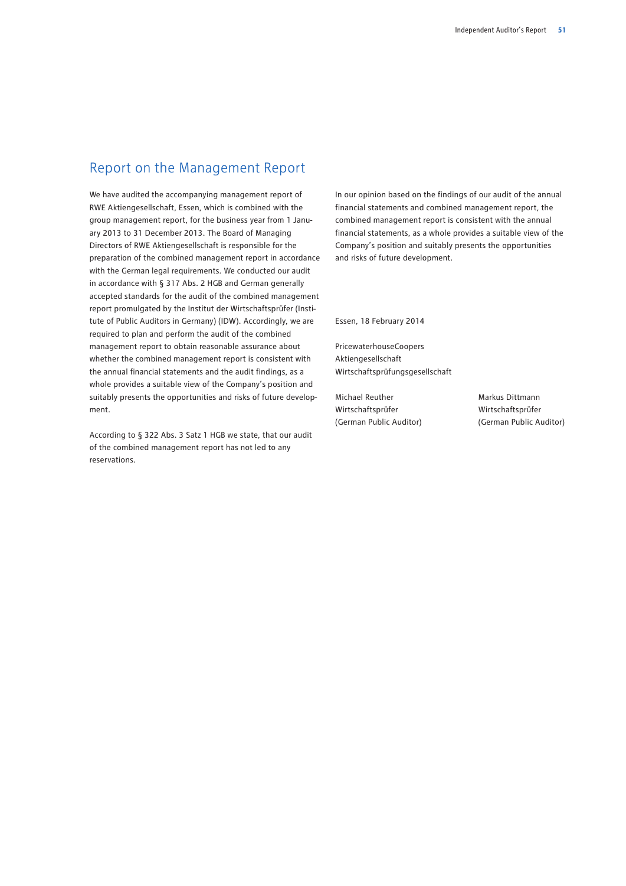## Report on the Management Report

We have audited the accompanying management report of RWE Aktiengesellschaft, Essen, which is combined with the group management report, for the business year from 1 January 2013 to 31 December 2013. The Board of Managing Directors of RWE Aktiengesellschaft is responsible for the preparation of the combined management report in accordance with the German legal requirements. We conducted our audit in accordance with § 317 Abs. 2 HGB and German generally accepted standards for the audit of the combined management report promulgated by the Institut der Wirtschaftsprüfer (Institute of Public Auditors in Germany) (IDW). Accordingly, we are required to plan and perform the audit of the combined management report to obtain reasonable assurance about whether the combined management report is consistent with the annual financial statements and the audit findings, as a whole provides a suitable view of the Company's position and suitably presents the opportunities and risks of future development.

According to § 322 Abs. 3 Satz 1 HGB we state, that our audit of the combined management report has not led to any reservations.

In our opinion based on the findings of our audit of the annual financial statements and combined management report, the combined management report is consistent with the annual financial statements, as a whole provides a suitable view of the Company's position and suitably presents the opportunities and risks of future development.

Essen, 18 February 2014

PricewaterhouseCoopers
Aktiengesellschaft
Wirtschaftsprüfungsgesellschaft

Michael Reuther
Wirtschaftsprüfer
(German Public Auditor)

Markus Dittmann
Wirtschaftsprüfer
(German Public Auditor)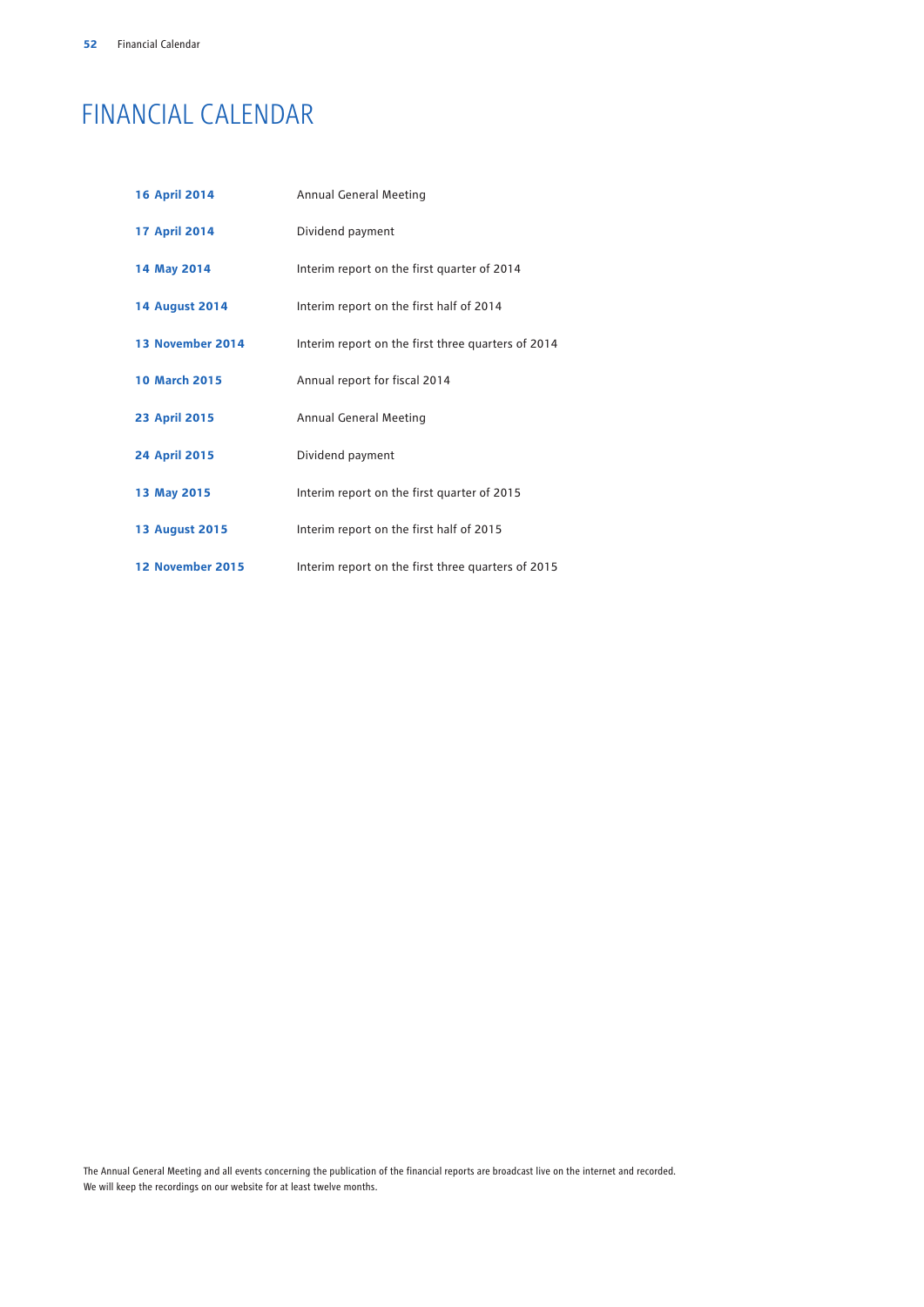# FINANCIAL CALENDAR

| | |
|---|---|
| **16 April 2014** | Annual General Meeting |
| **17 April 2014** | Dividend payment |
| **14 May 2014** | Interim report on the first quarter of 2014 |
| **14 August 2014** | Interim report on the first half of 2014 |
| **13 November 2014** | Interim report on the first three quarters of 2014 |
| **10 March 2015** | Annual report for fiscal 2014 |
| **23 April 2015** | Annual General Meeting |
| **24 April 2015** | Dividend payment |
| **13 May 2015** | Interim report on the first quarter of 2015 |
| **13 August 2015** | Interim report on the first half of 2015 |
| **12 November 2015** | Interim report on the first three quarters of 2015 |

The Annual General Meeting and all events concerning the publication of the financial reports are broadcast live on the internet and recorded. We will keep the recordings on our website for at least twelve months.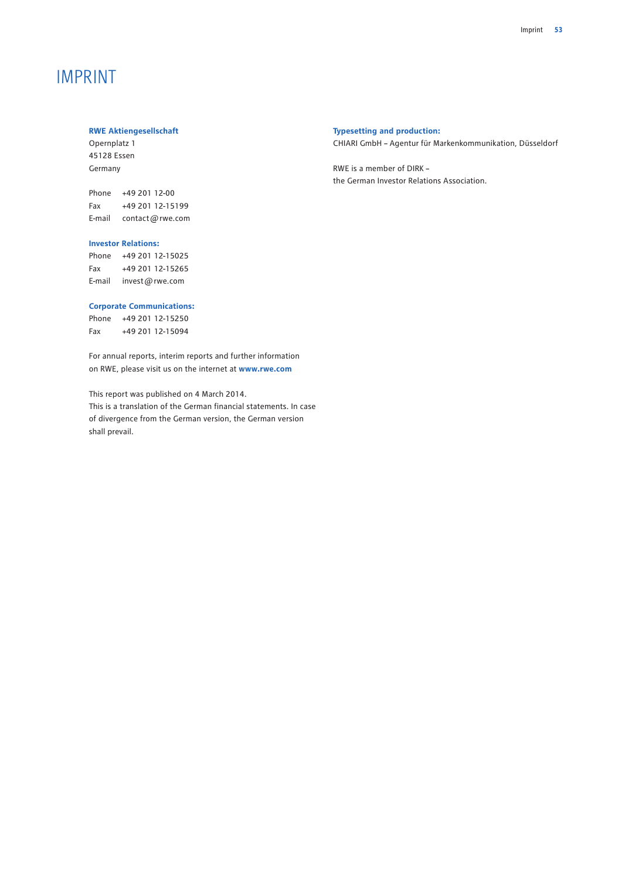# IMPRINT

**RWE Aktiengesellschaft**
Opernplatz 1
45128 Essen
Germany

Phone +49 201 12-00
Fax +49 201 12-15199
E-mail contact@rwe.com

**Investor Relations:**
Phone +49 201 12-15025
Fax +49 201 12-15265
E-mail invest@rwe.com

**Corporate Communications:**
Phone +49 201 12-15250
Fax +49 201 12-15094

For annual reports, interim reports and further information on RWE, please visit us on the internet at **www.rwe.com**

This report was published on 4 March 2014.
This is a translation of the German financial statements. In case of divergence from the German version, the German version shall prevail.

**Typesetting and production:**
CHIARI GmbH – Agentur für Markenkommunikation, Düsseldorf

RWE is a member of DIRK –
the German Investor Relations Association.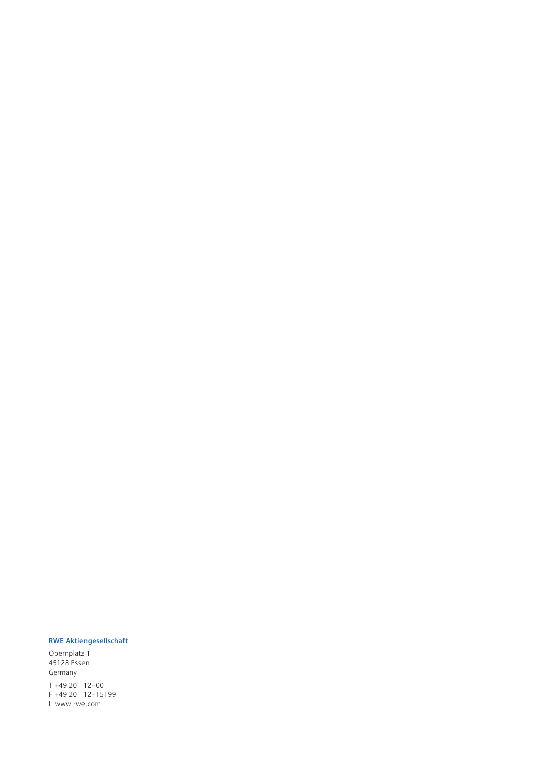**RWE Aktiengesellschaft**

Opernplatz 1
45128 Essen
Germany

T +49 201 12-00
F +49 201 12-15199
I www.rwe.com